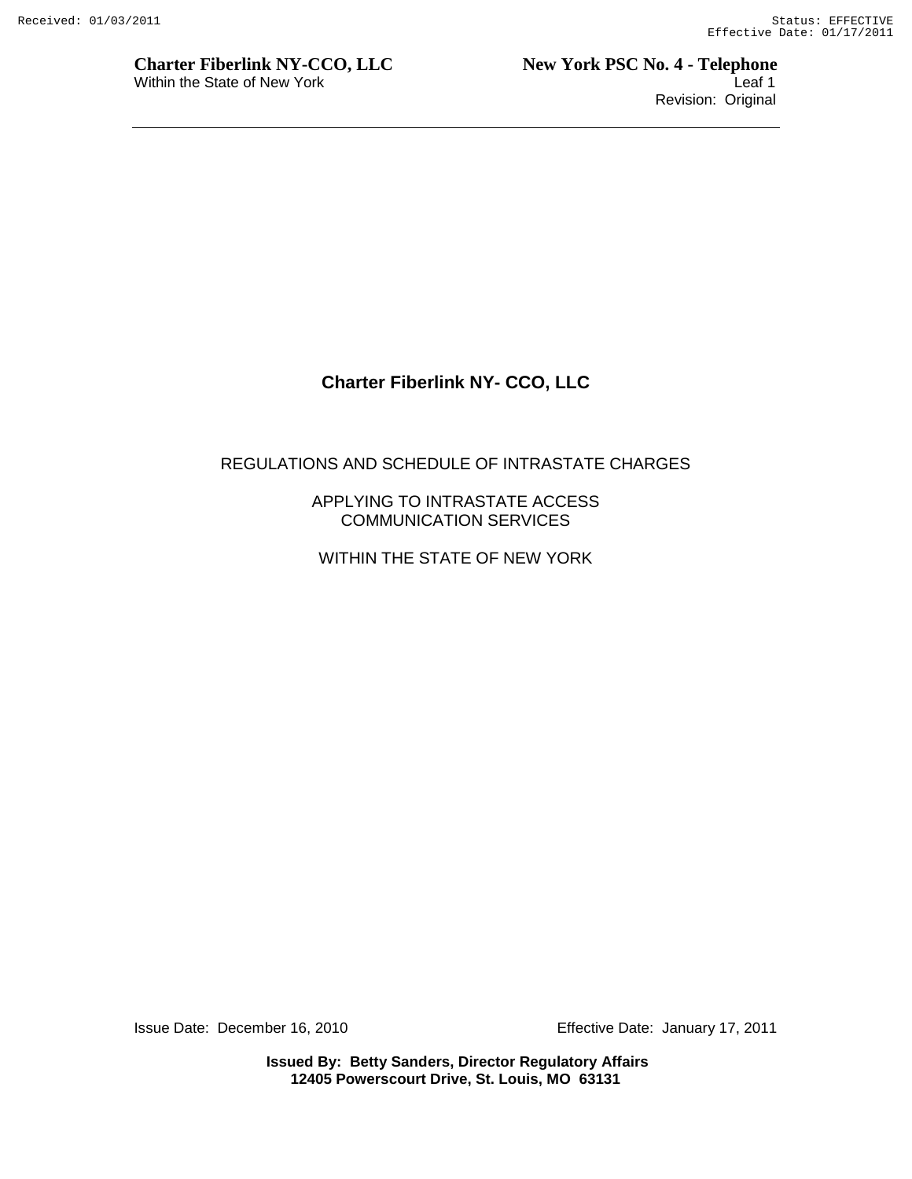# Charter Fiberlink NY- CCO, LLC

REGULATIONS AND SCHEDULE OF INTRASTATE CHARGES

APPLYING TO INTRASTATE ACCESS
COMMUNICATION SERVICES

WITHIN THE STATE OF NEW YORK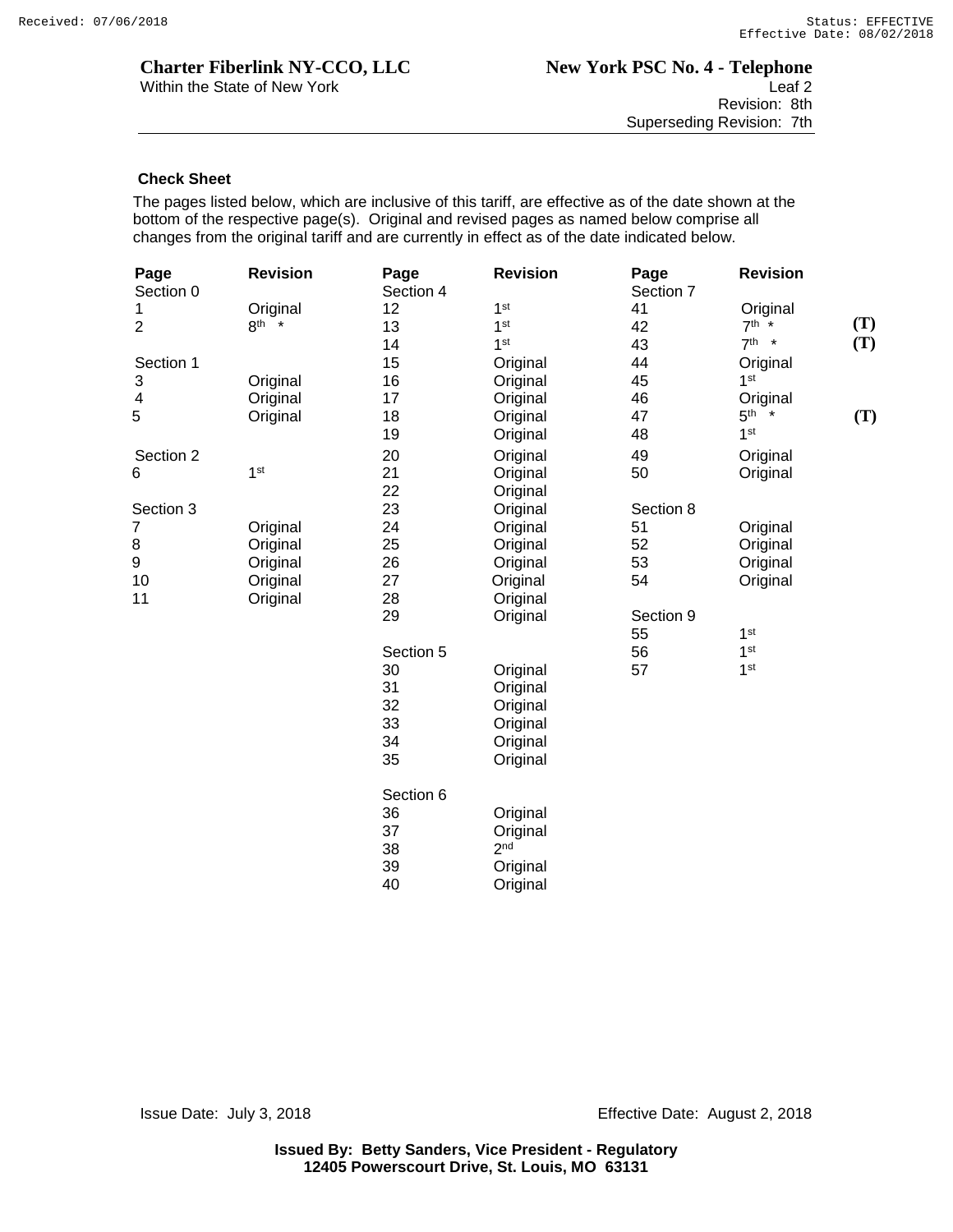**Charter Fiberlink NY-CCO, LLC**
Within the State of New York

**New York PSC No. 4 - Telephone**
Leaf 2
Revision: 8th
Superseding Revision: 7th

### Check Sheet

The pages listed below, which are inclusive of this tariff, are effective as of the date shown at the bottom of the respective page(s). Original and revised pages as named below comprise all changes from the original tariff and are currently in effect as of the date indicated below.

| Page | Revision | Page | Revision | Page | Revision | |
|---|---|---|---|---|---|---|
| Section 0 | | Section 4 | | Section 7 | | |
| 1 | Original | 12 | 1st | 41 | Original | |
| 2 | 8th * | 13 | 1st | 42 | 7th * | (T) |
| | | 14 | 1st | 43 | 7th * | (T) |
| Section 1 | | 15 | Original | 44 | Original | |
| 3 | Original | 16 | Original | 45 | 1st | |
| 4 | Original | 17 | Original | 46 | Original | |
| 5 | Original | 18 | Original | 47 | 5th * | (T) |
| | | 19 | Original | 48 | 1st | |
| Section 2 | | 20 | Original | 49 | Original | |
| 6 | 1st | 21 | Original | 50 | Original | |
| | | 22 | Original | | | |
| Section 3 | | 23 | Original | Section 8 | | |
| 7 | Original | 24 | Original | 51 | Original | |
| 8 | Original | 25 | Original | 52 | Original | |
| 9 | Original | 26 | Original | 53 | Original | |
| 10 | Original | 27 | Original | 54 | Original | |
| 11 | Original | 28 | Original | | | |
| | | 29 | Original | Section 9 | | |
| | | | | 55 | 1st | |
| | | Section 5 | | 56 | 1st | |
| | | 30 | Original | 57 | 1st | |
| | | 31 | Original | | | |
| | | 32 | Original | | | |
| | | 33 | Original | | | |
| | | 34 | Original | | | |
| | | 35 | Original | | | |
| | | Section 6 | | | | |
| | | 36 | Original | | | |
| | | 37 | Original | | | |
| | | 38 | 2nd | | | |
| | | 39 | Original | | | |
| | | 40 | Original | | | |

Issue Date: July 3, 2018 Effective Date: August 2, 2018

**Issued By: Betty Sanders, Vice President - Regulatory**
**12405 Powerscourt Drive, St. Louis, MO 63131**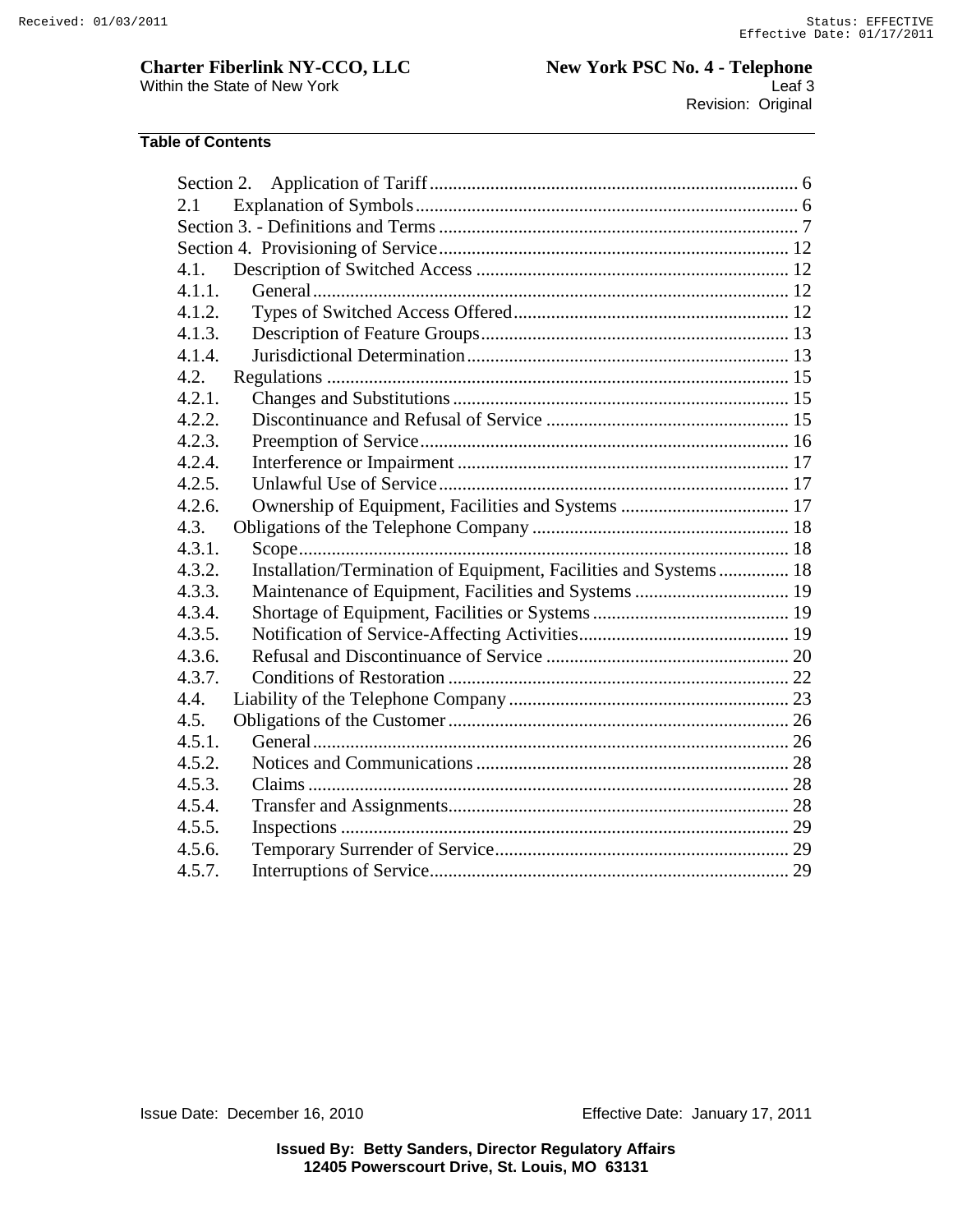## Table of Contents

| | | |
|---|---|---|
| Section 2. | Application of Tariff | 6 |
| 2.1 | Explanation of Symbols | 6 |
| Section 3. - Definitions and Terms | | 7 |
| Section 4. | Provisioning of Service | 12 |
| 4.1. | Description of Switched Access | 12 |
| 4.1.1. | General | 12 |
| 4.1.2. | Types of Switched Access Offered | 12 |
| 4.1.3. | Description of Feature Groups | 13 |
| 4.1.4. | Jurisdictional Determination | 13 |
| 4.2. | Regulations | 15 |
| 4.2.1. | Changes and Substitutions | 15 |
| 4.2.2. | Discontinuance and Refusal of Service | 15 |
| 4.2.3. | Preemption of Service | 16 |
| 4.2.4. | Interference or Impairment | 17 |
| 4.2.5. | Unlawful Use of Service | 17 |
| 4.2.6. | Ownership of Equipment, Facilities and Systems | 17 |
| 4.3. | Obligations of the Telephone Company | 18 |
| 4.3.1. | Scope | 18 |
| 4.3.2. | Installation/Termination of Equipment, Facilities and Systems | 18 |
| 4.3.3. | Maintenance of Equipment, Facilities and Systems | 19 |
| 4.3.4. | Shortage of Equipment, Facilities or Systems | 19 |
| 4.3.5. | Notification of Service-Affecting Activities | 19 |
| 4.3.6. | Refusal and Discontinuance of Service | 20 |
| 4.3.7. | Conditions of Restoration | 22 |
| 4.4. | Liability of the Telephone Company | 23 |
| 4.5. | Obligations of the Customer | 26 |
| 4.5.1. | General | 26 |
| 4.5.2. | Notices and Communications | 28 |
| 4.5.3. | Claims | 28 |
| 4.5.4. | Transfer and Assignments | 28 |
| 4.5.5. | Inspections | 29 |
| 4.5.6. | Temporary Surrender of Service | 29 |
| 4.5.7. | Interruptions of Service | 29 |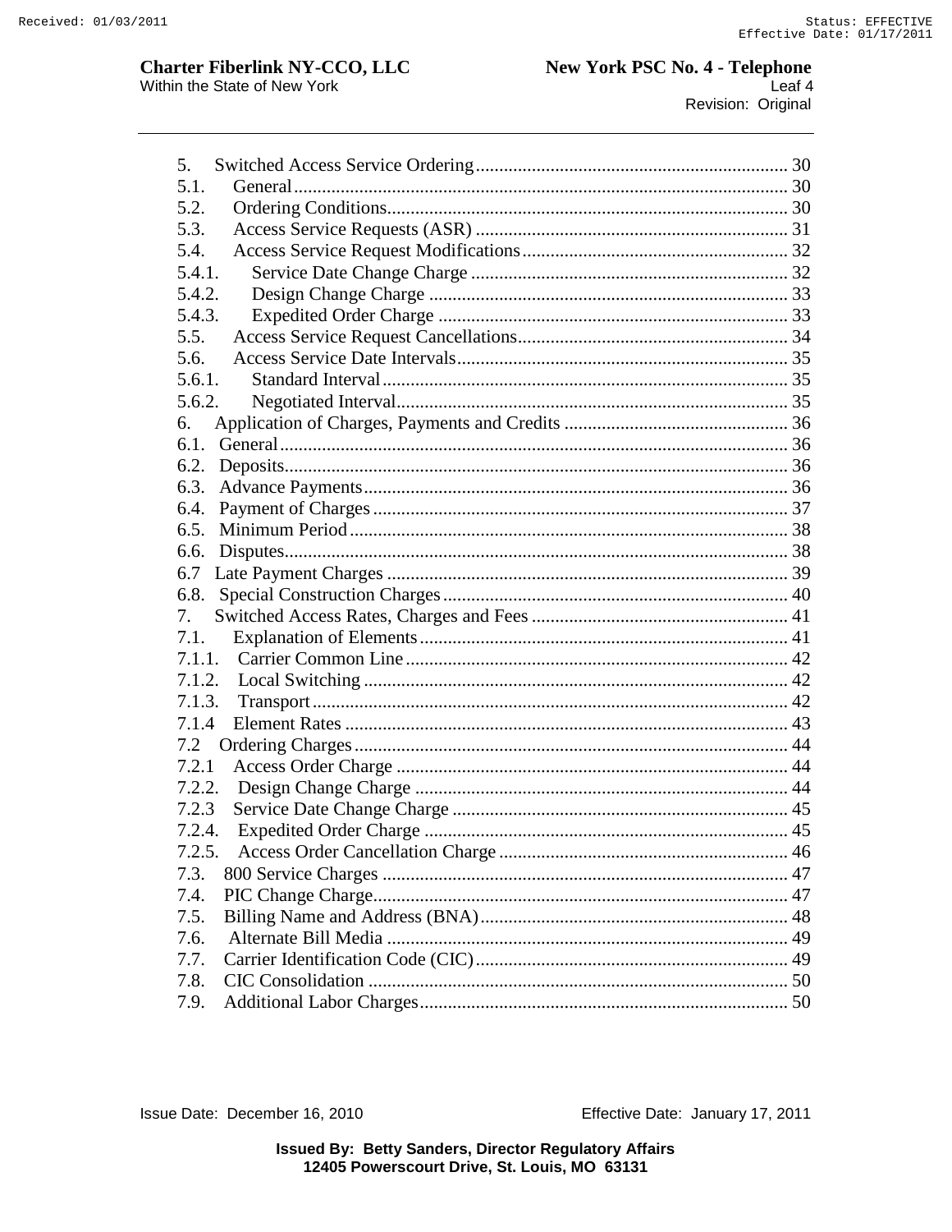5. Switched Access Service Ordering .................................................................. 30
5.1. General ........................................................................................................ 30
5.2. Ordering Conditions.................................................................................... 30
5.3. Access Service Requests (ASR) .................................................................. 31
5.4. Access Service Request Modifications........................................................ 32
5.4.1. Service Date Change Charge .................................................................. 32
5.4.2. Design Change Charge ........................................................................... 33
5.4.3. Expedited Order Charge .......................................................................... 33
5.5. Access Service Request Cancellations......................................................... 34
5.6. Access Service Date Intervals...................................................................... 35
5.6.1. Standard Interval...................................................................................... 35
5.6.2. Negotiated Interval................................................................................... 35
6. Application of Charges, Payments and Credits ............................................... 36
6.1. General........................................................................................................... 36
6.2. Deposits.......................................................................................................... 36
6.3. Advance Payments......................................................................................... 36
6.4. Payment of Charges ....................................................................................... 37
6.5. Minimum Period............................................................................................ 38
6.6. Disputes.......................................................................................................... 38
6.7 Late Payment Charges .................................................................................... 39
6.8. Special Construction Charges........................................................................ 40
7. Switched Access Rates, Charges and Fees ...................................................... 41
7.1. Explanation of Elements............................................................................... 41
7.1.1. Carrier Common Line ................................................................................ 42
7.1.2. Local Switching ......................................................................................... 42
7.1.3. Transport.................................................................................................... 42
7.1.4 Element Rates .............................................................................................. 43
7.2 Ordering Charges............................................................................................. 44
7.2.1 Access Order Charge .................................................................................. 44
7.2.2. Design Change Charge ............................................................................... 44
7.2.3 Service Date Change Charge ....................................................................... 45
7.2.4. Expedited Order Charge ............................................................................. 45
7.2.5. Access Order Cancellation Charge ............................................................. 46
7.3. 800 Service Charges ...................................................................................... 47
7.4. PIC Change Charge........................................................................................ 47
7.5. Billing Name and Address (BNA)................................................................. 48
7.6. Alternate Bill Media ...................................................................................... 49
7.7. Carrier Identification Code (CIC).................................................................. 49
7.8. CIC Consolidation ......................................................................................... 50
7.9. Additional Labor Charges.............................................................................. 50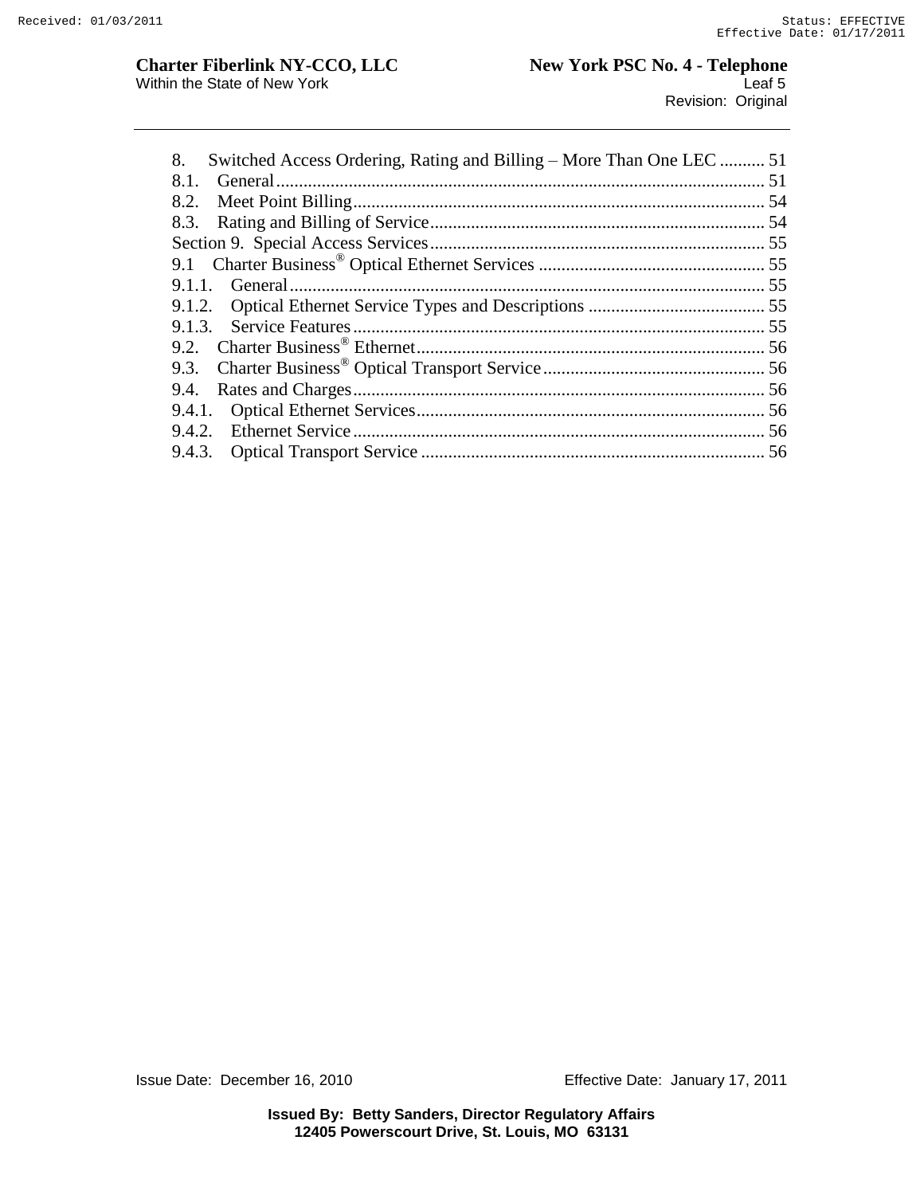8. Switched Access Ordering, Rating and Billing – More Than One LEC .......... 51
8.1. General ........................................................................................................... 51
8.2. Meet Point Billing .......................................................................................... 54
8.3. Rating and Billing of Service .......................................................................... 54
Section 9. Special Access Services .......................................................................... 55
9.1 Charter Business® Optical Ethernet Services .................................................. 55
9.1.1. General ......................................................................................................... 55
9.1.2. Optical Ethernet Service Types and Descriptions ....................................... 55
9.1.3. Service Features ........................................................................................... 55
9.2. Charter Business® Ethernet ............................................................................ 56
9.3. Charter Business® Optical Transport Service ................................................. 56
9.4. Rates and Charges .......................................................................................... 56
9.4.1. Optical Ethernet Services ............................................................................ 56
9.4.2. Ethernet Service ........................................................................................... 56
9.4.3. Optical Transport Service ............................................................................ 56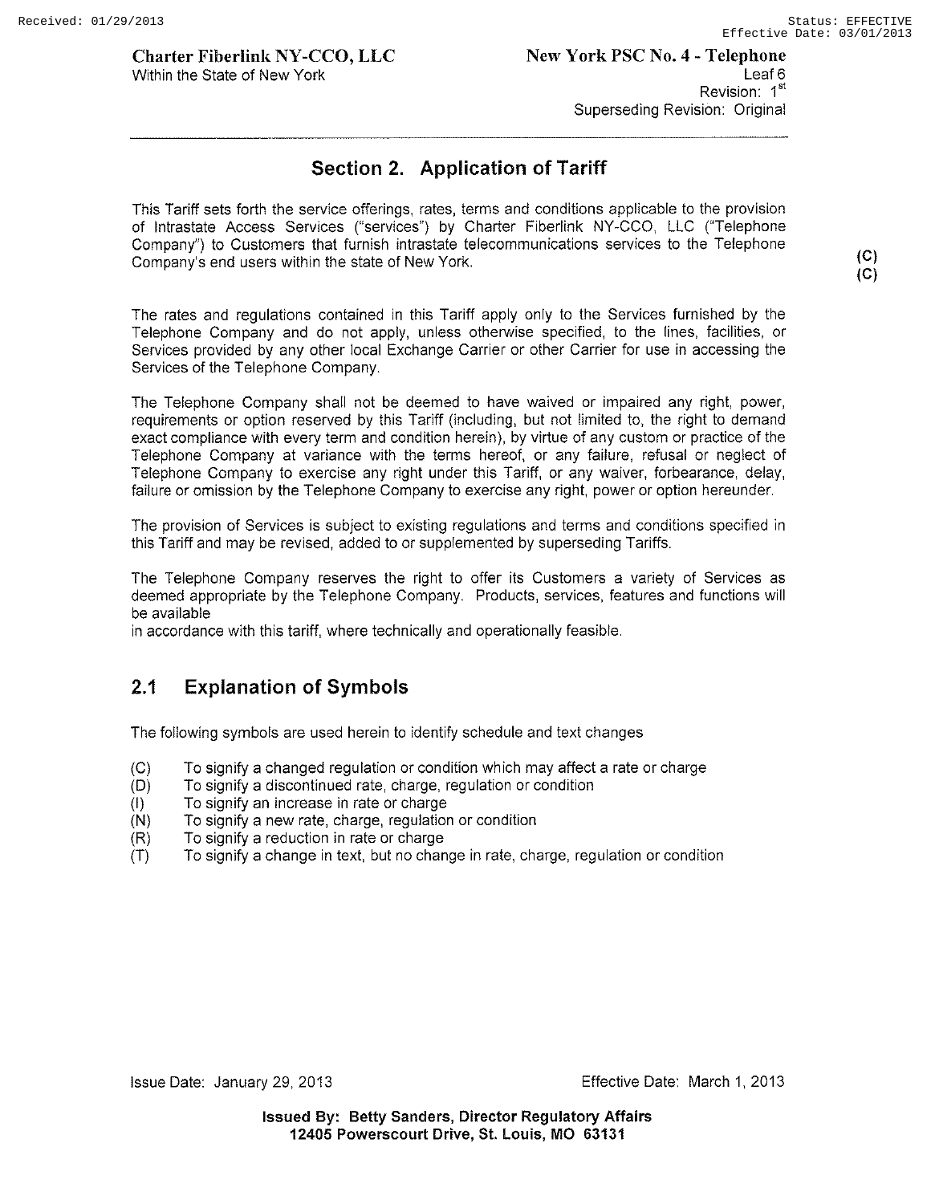## Section 2. Application of Tariff

This Tariff sets forth the service offerings, rates, terms and conditions applicable to the provision of Intrastate Access Services ("services") by Charter Fiberlink NY-CCO, LLC ("Telephone Company") to Customers that furnish intrastate telecommunications services to the Telephone Company's end users within the state of New York. (C) (C)

The rates and regulations contained in this Tariff apply only to the Services furnished by the Telephone Company and do not apply, unless otherwise specified, to the lines, facilities, or Services provided by any other local Exchange Carrier or other Carrier for use in accessing the Services of the Telephone Company.

The Telephone Company shall not be deemed to have waived or impaired any right, power, requirements or option reserved by this Tariff (including, but not limited to, the right to demand exact compliance with every term and condition herein), by virtue of any custom or practice of the Telephone Company at variance with the terms hereof, or any failure, refusal or neglect of Telephone Company to exercise any right under this Tariff, or any waiver, forbearance, delay, failure or omission by the Telephone Company to exercise any right, power or option hereunder.

The provision of Services is subject to existing regulations and terms and conditions specified in this Tariff and may be revised, added to or supplemented by superseding Tariffs.

The Telephone Company reserves the right to offer its Customers a variety of Services as deemed appropriate by the Telephone Company. Products, services, features and functions will be available
in accordance with this tariff, where technically and operationally feasible.

## 2.1 Explanation of Symbols

The following symbols are used herein to identify schedule and text changes

- (C) To signify a changed regulation or condition which may affect a rate or charge
- (D) To signify a discontinued rate, charge, regulation or condition
- (I) To signify an increase in rate or charge
- (N) To signify a new rate, charge, regulation or condition
- (R) To signify a reduction in rate or charge
- (T) To signify a change in text, but no change in rate, charge, regulation or condition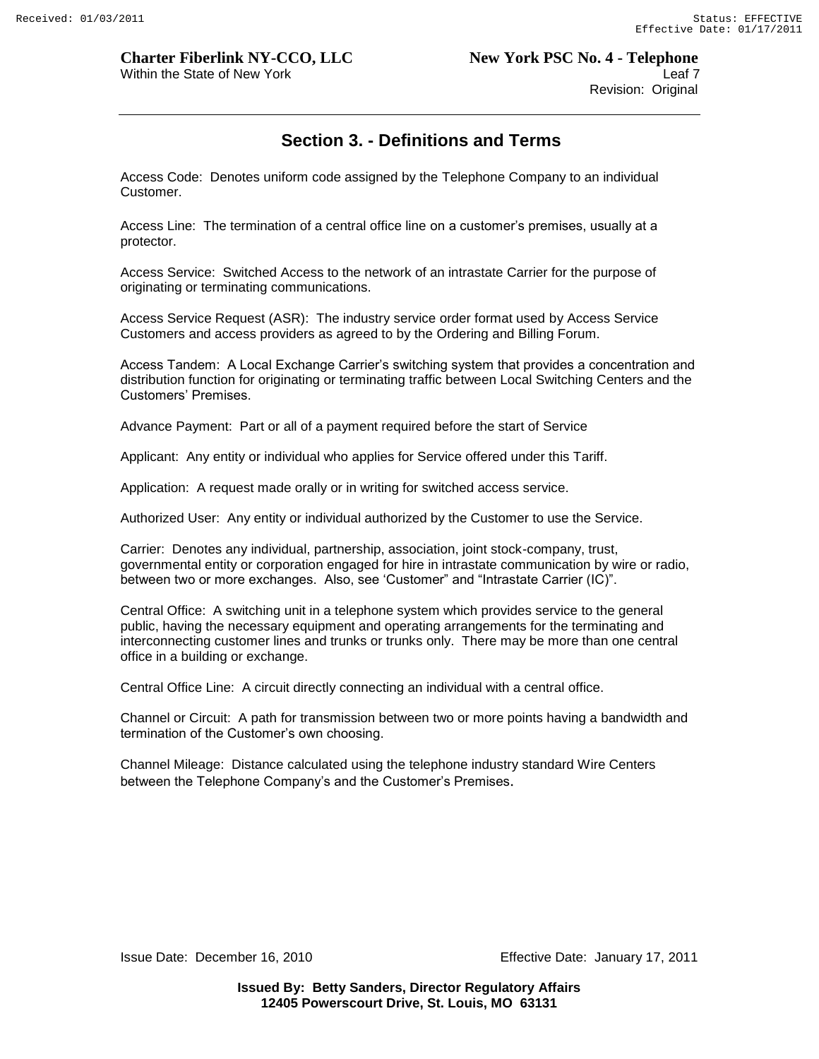## Section 3. - Definitions and Terms

Access Code: Denotes uniform code assigned by the Telephone Company to an individual Customer.

Access Line: The termination of a central office line on a customer's premises, usually at a protector.

Access Service: Switched Access to the network of an intrastate Carrier for the purpose of originating or terminating communications.

Access Service Request (ASR): The industry service order format used by Access Service Customers and access providers as agreed to by the Ordering and Billing Forum.

Access Tandem: A Local Exchange Carrier's switching system that provides a concentration and distribution function for originating or terminating traffic between Local Switching Centers and the Customers' Premises.

Advance Payment: Part or all of a payment required before the start of Service

Applicant: Any entity or individual who applies for Service offered under this Tariff.

Application: A request made orally or in writing for switched access service.

Authorized User: Any entity or individual authorized by the Customer to use the Service.

Carrier: Denotes any individual, partnership, association, joint stock-company, trust, governmental entity or corporation engaged for hire in intrastate communication by wire or radio, between two or more exchanges. Also, see 'Customer" and "Intrastate Carrier (IC)".

Central Office: A switching unit in a telephone system which provides service to the general public, having the necessary equipment and operating arrangements for the terminating and interconnecting customer lines and trunks or trunks only. There may be more than one central office in a building or exchange.

Central Office Line: A circuit directly connecting an individual with a central office.

Channel or Circuit: A path for transmission between two or more points having a bandwidth and termination of the Customer's own choosing.

Channel Mileage: Distance calculated using the telephone industry standard Wire Centers between the Telephone Company's and the Customer's Premises.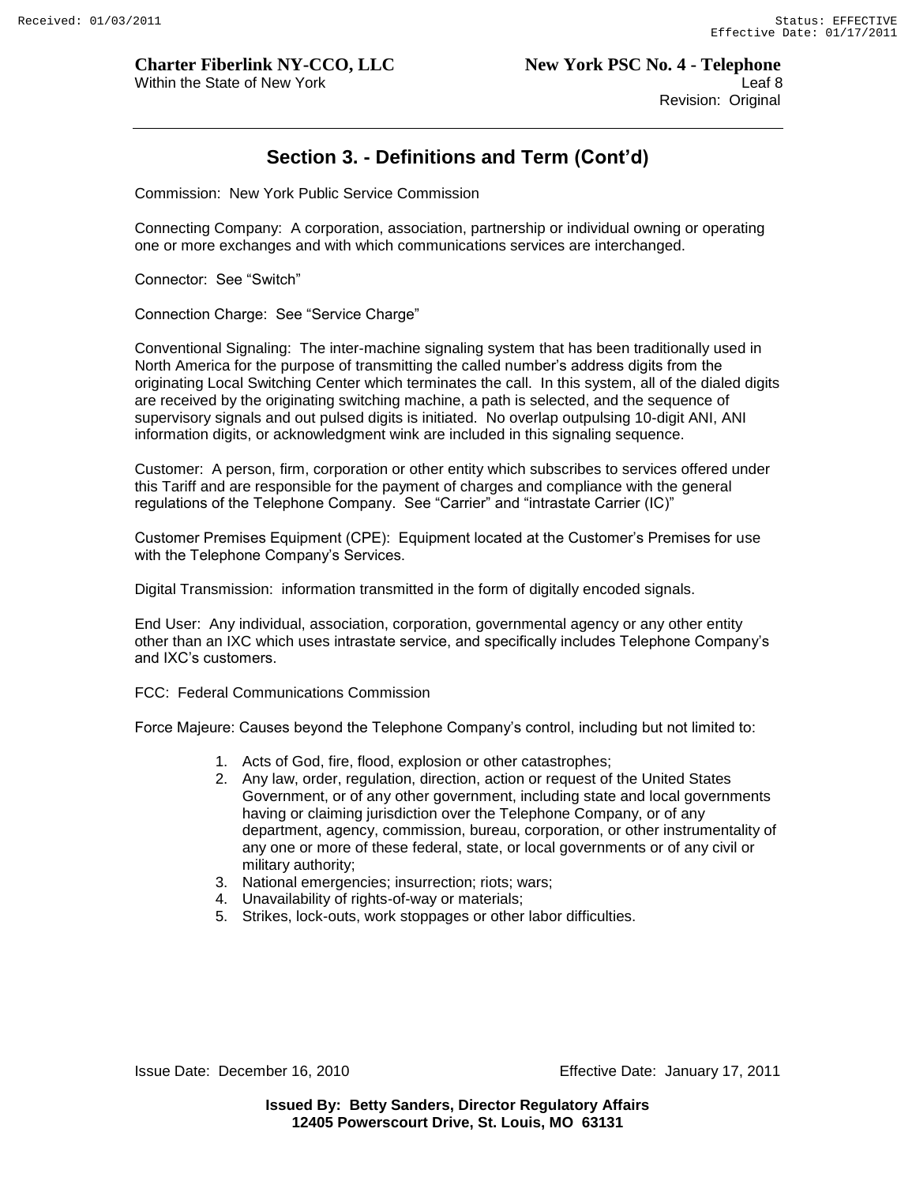## Section 3. - Definitions and Term (Cont'd)

Commission: New York Public Service Commission

Connecting Company: A corporation, association, partnership or individual owning or operating one or more exchanges and with which communications services are interchanged.

Connector: See "Switch"

Connection Charge: See "Service Charge"

Conventional Signaling: The inter-machine signaling system that has been traditionally used in North America for the purpose of transmitting the called number's address digits from the originating Local Switching Center which terminates the call. In this system, all of the dialed digits are received by the originating switching machine, a path is selected, and the sequence of supervisory signals and out pulsed digits is initiated. No overlap outpulsing 10-digit ANI, ANI information digits, or acknowledgment wink are included in this signaling sequence.

Customer: A person, firm, corporation or other entity which subscribes to services offered under this Tariff and are responsible for the payment of charges and compliance with the general regulations of the Telephone Company. See "Carrier" and "intrastate Carrier (IC)"

Customer Premises Equipment (CPE): Equipment located at the Customer's Premises for use with the Telephone Company's Services.

Digital Transmission: information transmitted in the form of digitally encoded signals.

End User: Any individual, association, corporation, governmental agency or any other entity other than an IXC which uses intrastate service, and specifically includes Telephone Company's and IXC's customers.

FCC: Federal Communications Commission

Force Majeure: Causes beyond the Telephone Company's control, including but not limited to:

1. Acts of God, fire, flood, explosion or other catastrophes;
2. Any law, order, regulation, direction, action or request of the United States Government, or of any other government, including state and local governments having or claiming jurisdiction over the Telephone Company, or of any department, agency, commission, bureau, corporation, or other instrumentality of any one or more of these federal, state, or local governments or of any civil or military authority;
3. National emergencies; insurrection; riots; wars;
4. Unavailability of rights-of-way or materials;
5. Strikes, lock-outs, work stoppages or other labor difficulties.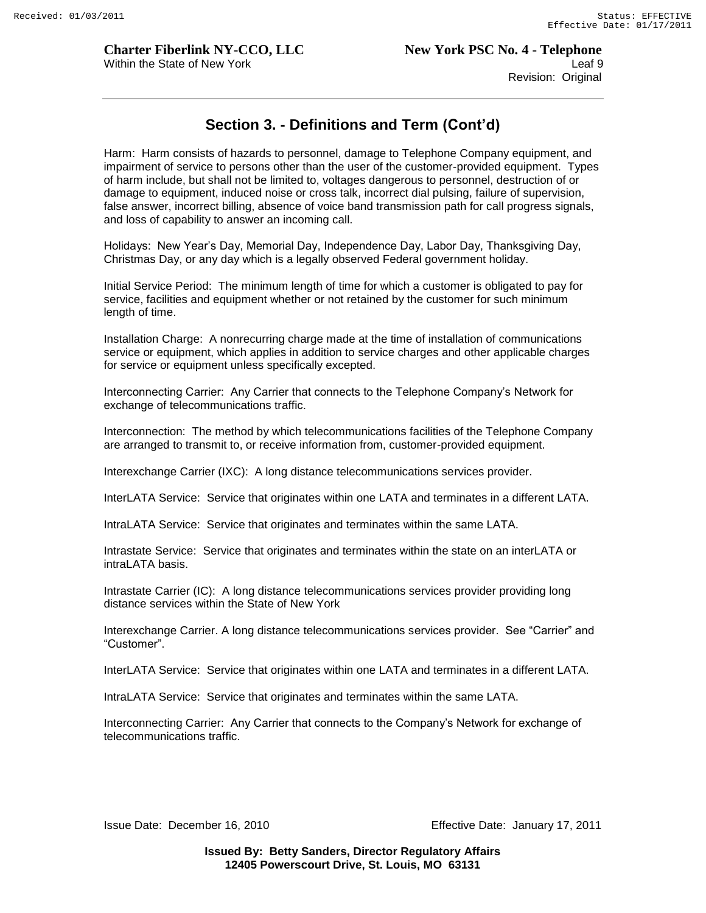## Section 3. - Definitions and Term (Cont'd)

Harm: Harm consists of hazards to personnel, damage to Telephone Company equipment, and impairment of service to persons other than the user of the customer-provided equipment. Types of harm include, but shall not be limited to, voltages dangerous to personnel, destruction of or damage to equipment, induced noise or cross talk, incorrect dial pulsing, failure of supervision, false answer, incorrect billing, absence of voice band transmission path for call progress signals, and loss of capability to answer an incoming call.

Holidays: New Year's Day, Memorial Day, Independence Day, Labor Day, Thanksgiving Day, Christmas Day, or any day which is a legally observed Federal government holiday.

Initial Service Period: The minimum length of time for which a customer is obligated to pay for service, facilities and equipment whether or not retained by the customer for such minimum length of time.

Installation Charge: A nonrecurring charge made at the time of installation of communications service or equipment, which applies in addition to service charges and other applicable charges for service or equipment unless specifically excepted.

Interconnecting Carrier: Any Carrier that connects to the Telephone Company's Network for exchange of telecommunications traffic.

Interconnection: The method by which telecommunications facilities of the Telephone Company are arranged to transmit to, or receive information from, customer-provided equipment.

Interexchange Carrier (IXC): A long distance telecommunications services provider.

InterLATA Service: Service that originates within one LATA and terminates in a different LATA.

IntraLATA Service: Service that originates and terminates within the same LATA.

Intrastate Service: Service that originates and terminates within the state on an interLATA or intraLATA basis.

Intrastate Carrier (IC): A long distance telecommunications services provider providing long distance services within the State of New York

Interexchange Carrier. A long distance telecommunications services provider. See "Carrier" and "Customer".

InterLATA Service: Service that originates within one LATA and terminates in a different LATA.

IntraLATA Service: Service that originates and terminates within the same LATA.

Interconnecting Carrier: Any Carrier that connects to the Company's Network for exchange of telecommunications traffic.

Issue Date: December 16, 2010 Effective Date: January 17, 2011

**Issued By: Betty Sanders, Director Regulatory Affairs**
**12405 Powerscourt Drive, St. Louis, MO 63131**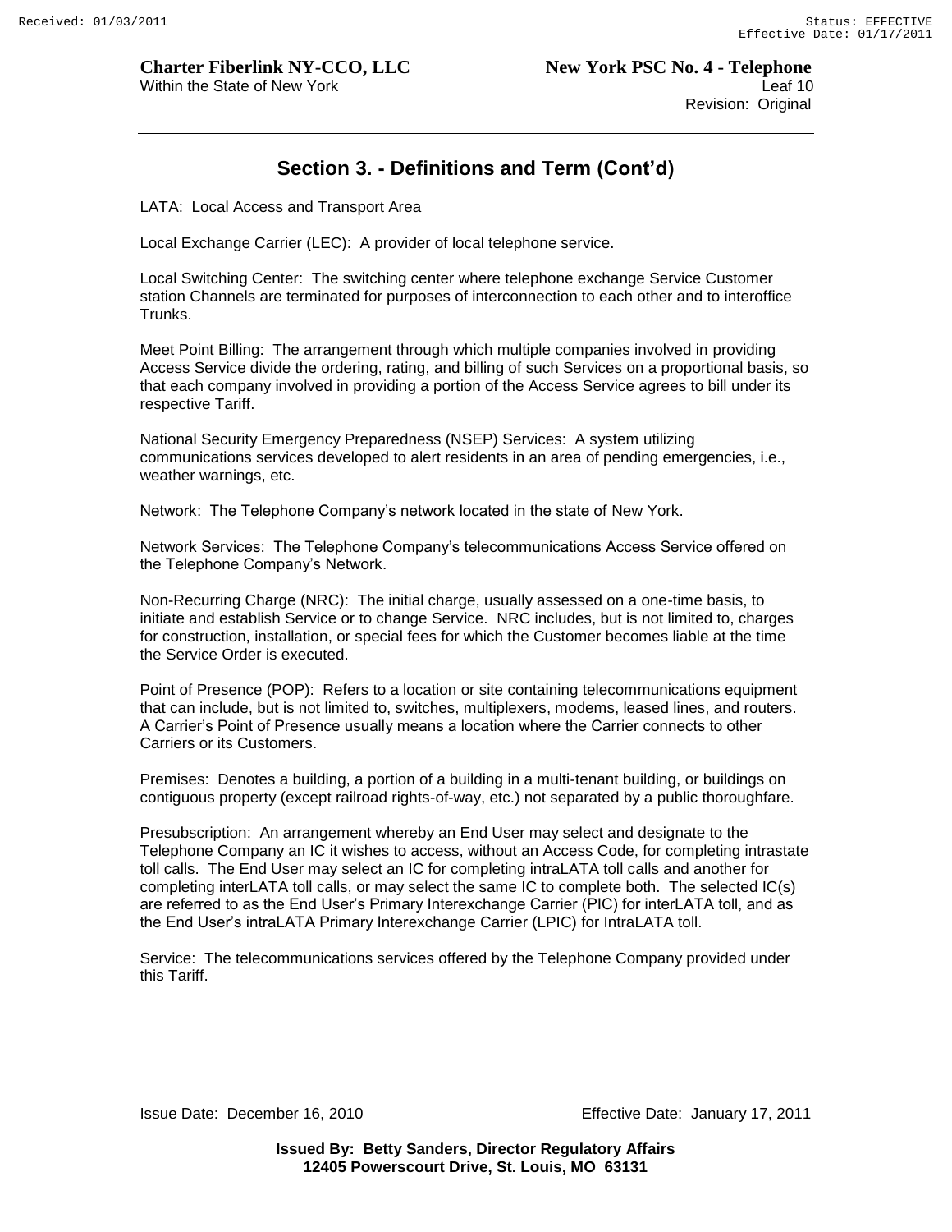## Section 3. - Definitions and Term (Cont'd)

LATA: Local Access and Transport Area

Local Exchange Carrier (LEC): A provider of local telephone service.

Local Switching Center: The switching center where telephone exchange Service Customer station Channels are terminated for purposes of interconnection to each other and to interoffice Trunks.

Meet Point Billing: The arrangement through which multiple companies involved in providing Access Service divide the ordering, rating, and billing of such Services on a proportional basis, so that each company involved in providing a portion of the Access Service agrees to bill under its respective Tariff.

National Security Emergency Preparedness (NSEP) Services: A system utilizing communications services developed to alert residents in an area of pending emergencies, i.e., weather warnings, etc.

Network: The Telephone Company's network located in the state of New York.

Network Services: The Telephone Company's telecommunications Access Service offered on the Telephone Company's Network.

Non-Recurring Charge (NRC): The initial charge, usually assessed on a one-time basis, to initiate and establish Service or to change Service. NRC includes, but is not limited to, charges for construction, installation, or special fees for which the Customer becomes liable at the time the Service Order is executed.

Point of Presence (POP): Refers to a location or site containing telecommunications equipment that can include, but is not limited to, switches, multiplexers, modems, leased lines, and routers. A Carrier's Point of Presence usually means a location where the Carrier connects to other Carriers or its Customers.

Premises: Denotes a building, a portion of a building in a multi-tenant building, or buildings on contiguous property (except railroad rights-of-way, etc.) not separated by a public thoroughfare.

Presubscription: An arrangement whereby an End User may select and designate to the Telephone Company an IC it wishes to access, without an Access Code, for completing intrastate toll calls. The End User may select an IC for completing intraLATA toll calls and another for completing interLATA toll calls, or may select the same IC to complete both. The selected IC(s) are referred to as the End User's Primary Interexchange Carrier (PIC) for interLATA toll, and as the End User's intraLATA Primary Interexchange Carrier (LPIC) for IntraLATA toll.

Service: The telecommunications services offered by the Telephone Company provided under this Tariff.

Issue Date: December 16, 2010 Effective Date: January 17, 2011

**Issued By: Betty Sanders, Director Regulatory Affairs**
**12405 Powerscourt Drive, St. Louis, MO 63131**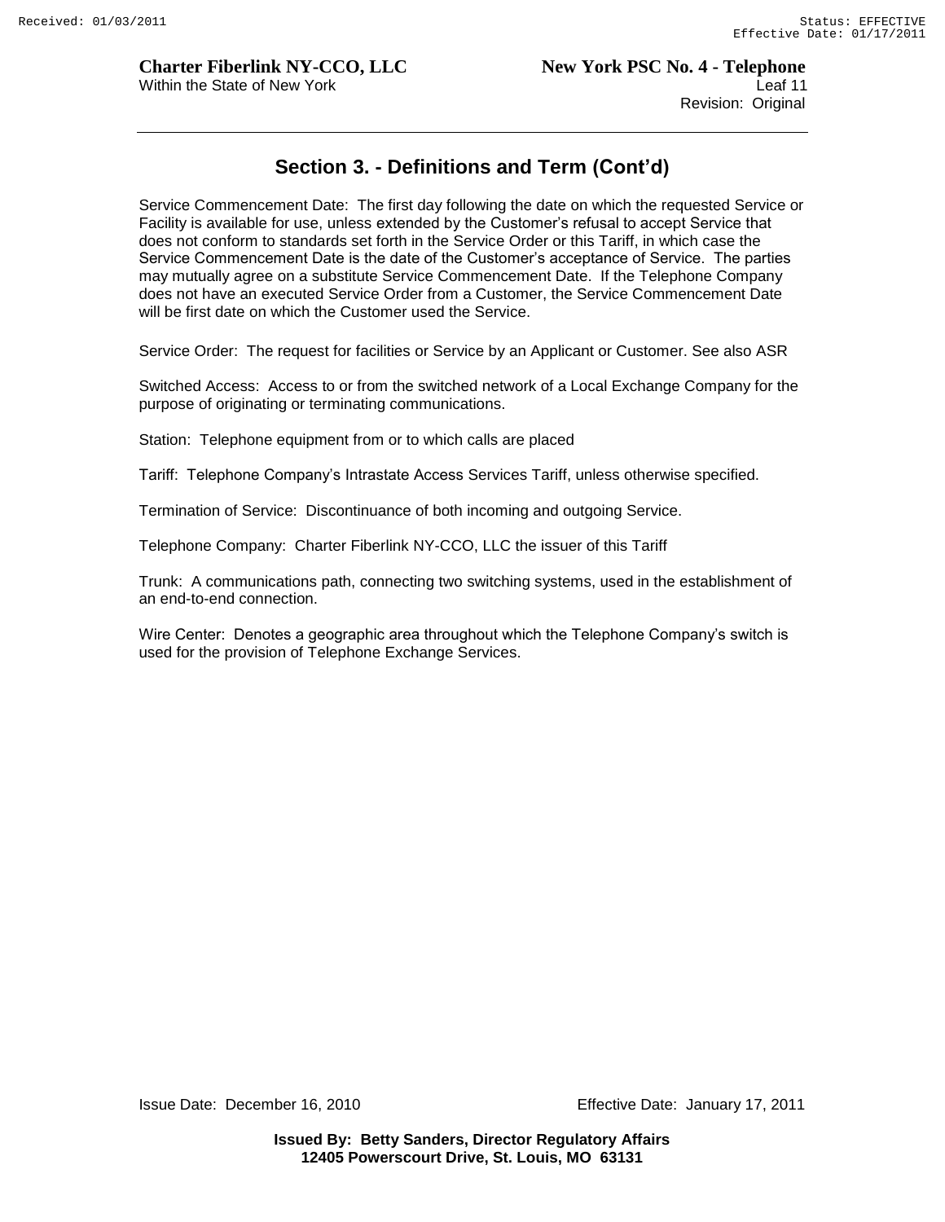## Section 3. - Definitions and Term (Cont'd)

Service Commencement Date: The first day following the date on which the requested Service or Facility is available for use, unless extended by the Customer's refusal to accept Service that does not conform to standards set forth in the Service Order or this Tariff, in which case the Service Commencement Date is the date of the Customer's acceptance of Service. The parties may mutually agree on a substitute Service Commencement Date. If the Telephone Company does not have an executed Service Order from a Customer, the Service Commencement Date will be first date on which the Customer used the Service.

Service Order: The request for facilities or Service by an Applicant or Customer. See also ASR

Switched Access: Access to or from the switched network of a Local Exchange Company for the purpose of originating or terminating communications.

Station: Telephone equipment from or to which calls are placed

Tariff: Telephone Company's Intrastate Access Services Tariff, unless otherwise specified.

Termination of Service: Discontinuance of both incoming and outgoing Service.

Telephone Company: Charter Fiberlink NY-CCO, LLC the issuer of this Tariff

Trunk: A communications path, connecting two switching systems, used in the establishment of an end-to-end connection.

Wire Center: Denotes a geographic area throughout which the Telephone Company's switch is used for the provision of Telephone Exchange Services.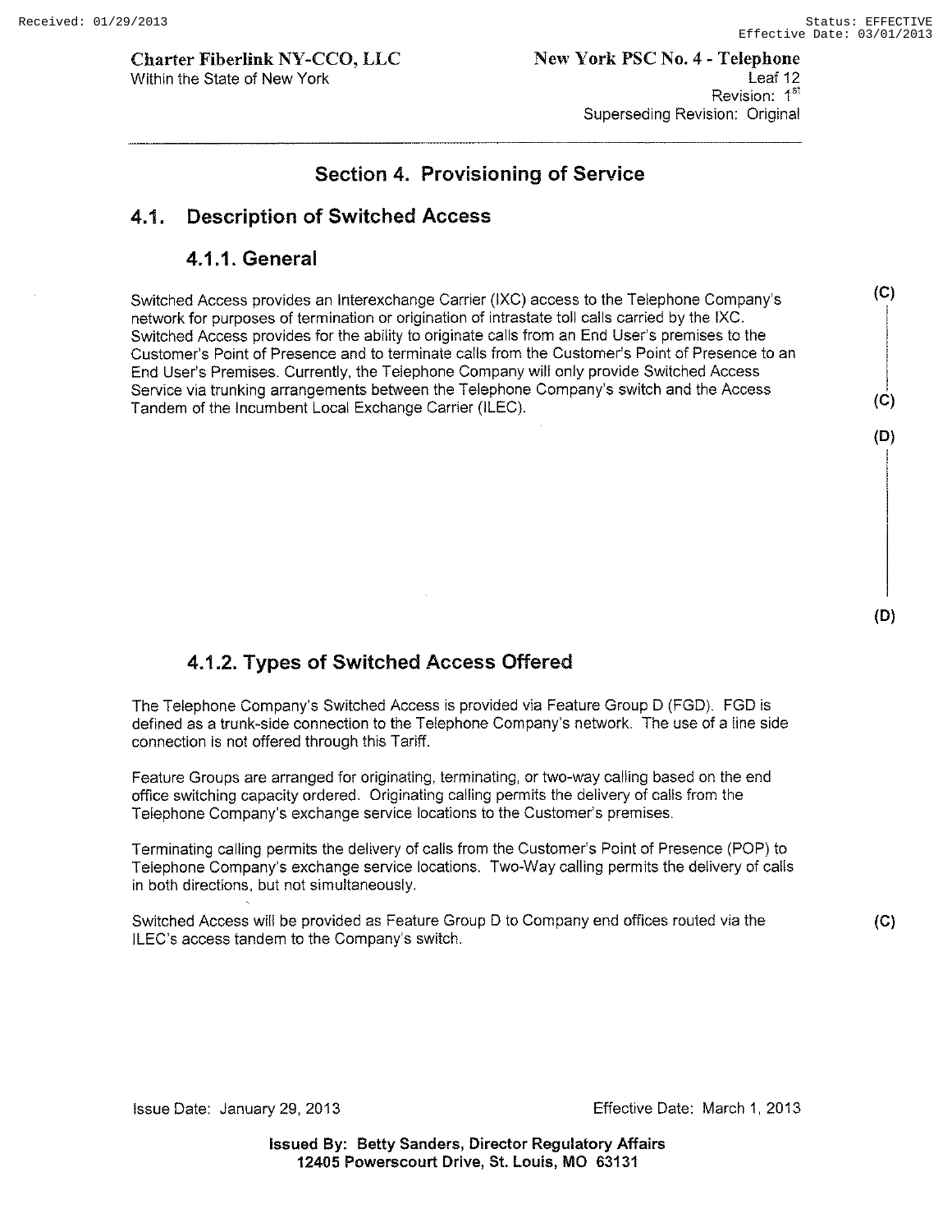## Section 4. Provisioning of Service

## 4.1. Description of Switched Access

### 4.1.1. General

Switched Access provides an Interexchange Carrier (IXC) access to the Telephone Company's network for purposes of termination or origination of intrastate toll calls carried by the IXC. Switched Access provides for the ability to originate calls from an End User's premises to the Customer's Point of Presence and to terminate calls from the Customer's Point of Presence to an End User's Premises. Currently, the Telephone Company will only provide Switched Access Service via trunking arrangements between the Telephone Company's switch and the Access Tandem of the Incumbent Local Exchange Carrier (ILEC). (C)

(D)

### 4.1.2. Types of Switched Access Offered

The Telephone Company's Switched Access is provided via Feature Group D (FGD). FGD is defined as a trunk-side connection to the Telephone Company's network. The use of a line side connection is not offered through this Tariff.

Feature Groups are arranged for originating, terminating, or two-way calling based on the end office switching capacity ordered. Originating calling permits the delivery of calls from the Telephone Company's exchange service locations to the Customer's premises.

Terminating calling permits the delivery of calls from the Customer's Point of Presence (POP) to Telephone Company's exchange service locations. Two-Way calling permits the delivery of calls in both directions, but not simultaneously.

Switched Access will be provided as Feature Group D to Company end offices routed via the ILEC's access tandem to the Company's switch. (C)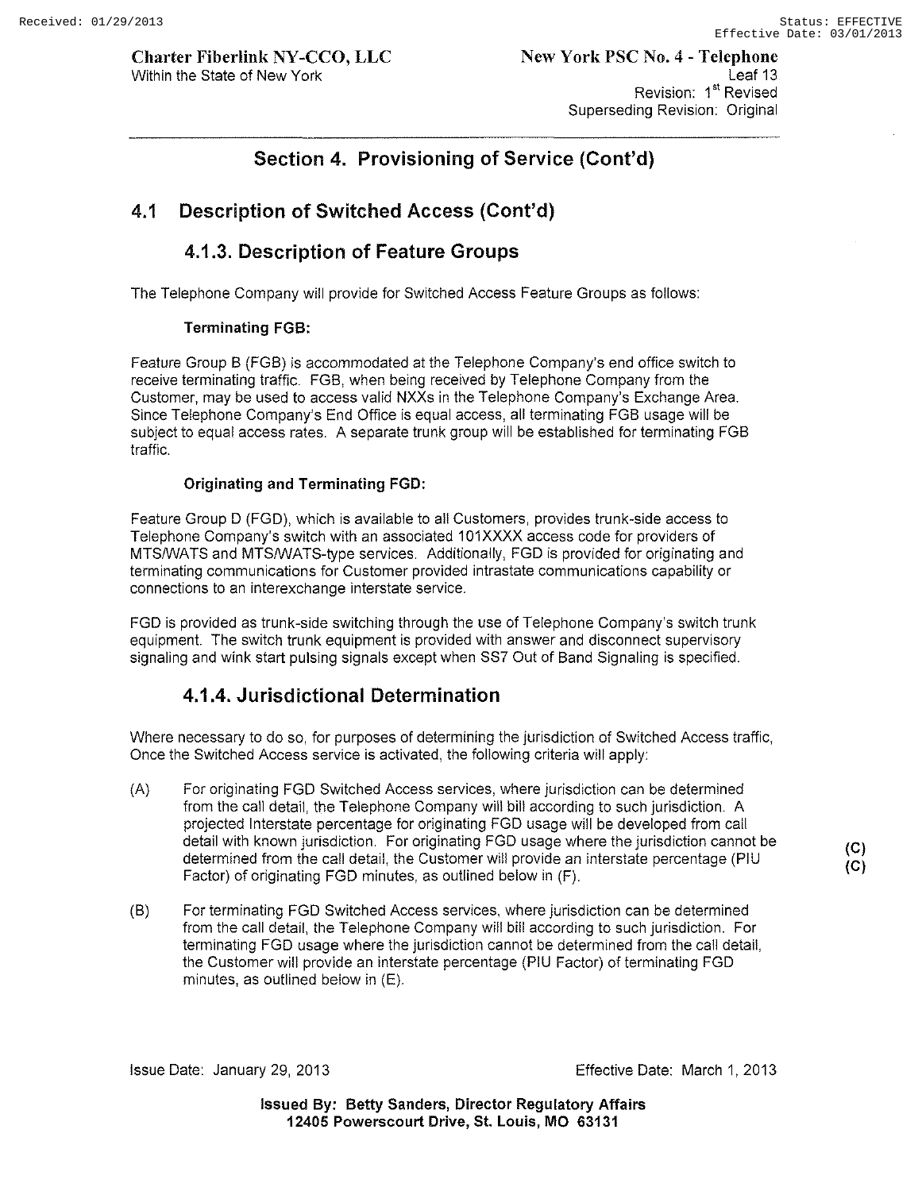## Section 4. Provisioning of Service (Cont'd)

## 4.1 Description of Switched Access (Cont'd)

### 4.1.3. Description of Feature Groups

The Telephone Company will provide for Switched Access Feature Groups as follows:

**Terminating FGB:**

Feature Group B (FGB) is accommodated at the Telephone Company's end office switch to receive terminating traffic. FGB, when being received by Telephone Company from the Customer, may be used to access valid NXXs in the Telephone Company's Exchange Area. Since Telephone Company's End Office is equal access, all terminating FGB usage will be subject to equal access rates. A separate trunk group will be established for terminating FGB traffic.

**Originating and Terminating FGD:**

Feature Group D (FGD), which is available to all Customers, provides trunk-side access to Telephone Company's switch with an associated 101XXXX access code for providers of MTS/WATS and MTS/WATS-type services. Additionally, FGD is provided for originating and terminating communications for Customer provided intrastate communications capability or connections to an interexchange interstate service.

FGD is provided as trunk-side switching through the use of Telephone Company's switch trunk equipment. The switch trunk equipment is provided with answer and disconnect supervisory signaling and wink start pulsing signals except when SS7 Out of Band Signaling is specified.

### 4.1.4. Jurisdictional Determination

Where necessary to do so, for purposes of determining the jurisdiction of Switched Access traffic, Once the Switched Access service is activated, the following criteria will apply:

(A) For originating FGD Switched Access services, where jurisdiction can be determined from the call detail, the Telephone Company will bill according to such jurisdiction. A projected Interstate percentage for originating FGD usage will be developed from call detail with known jurisdiction. For originating FGD usage where the jurisdiction cannot be determined from the call detail, the Customer will provide an interstate percentage (PIU Factor) of originating FGD minutes, as outlined below in (F). (C) (C)

(B) For terminating FGD Switched Access services, where jurisdiction can be determined from the call detail, the Telephone Company will bill according to such jurisdiction. For terminating FGD usage where the jurisdiction cannot be determined from the call detail, the Customer will provide an interstate percentage (PIU Factor) of terminating FGD minutes, as outlined below in (E).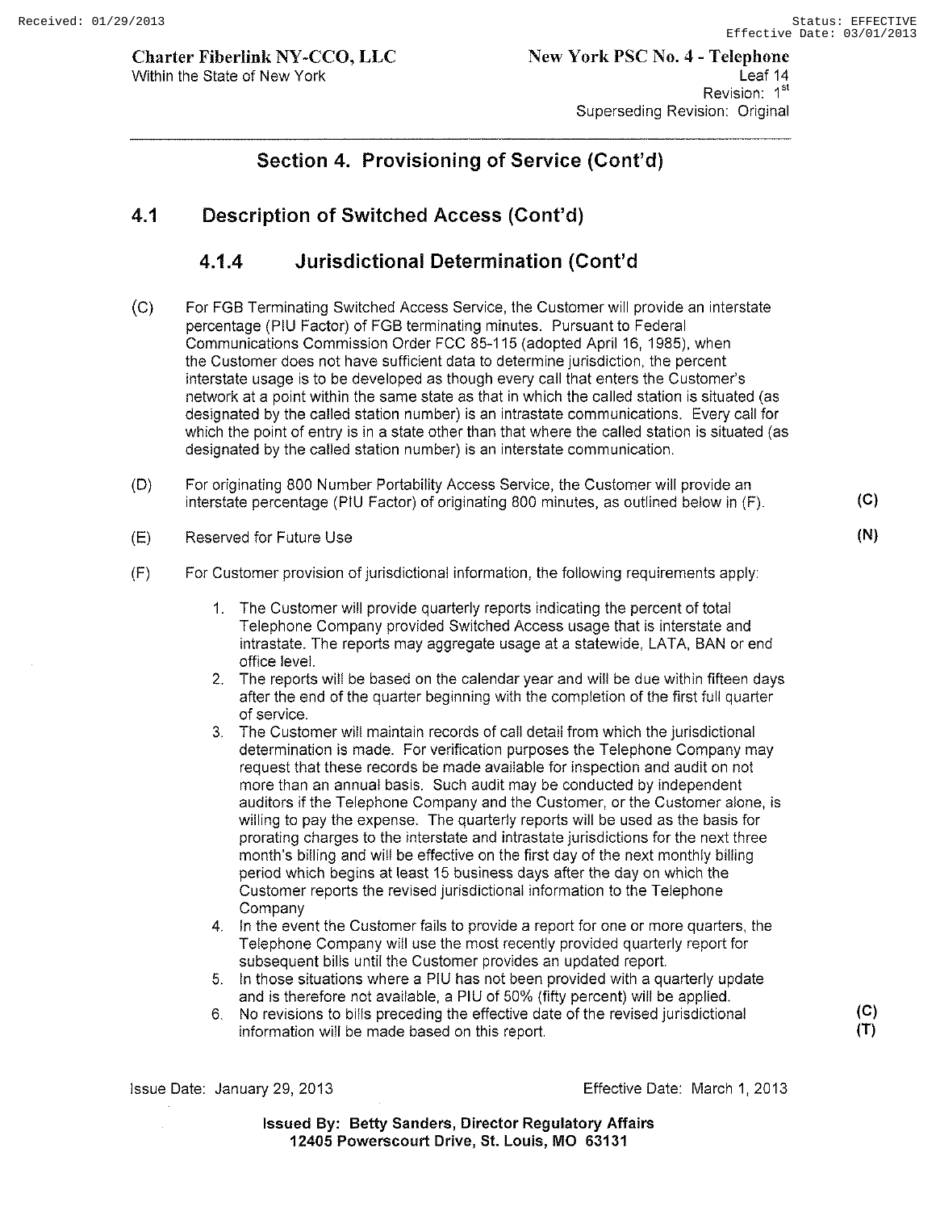## Section 4. Provisioning of Service (Cont'd)

### 4.1 Description of Switched Access (Cont'd)

#### 4.1.4 Jurisdictional Determination (Cont'd

(C) For FGB Terminating Switched Access Service, the Customer will provide an interstate percentage (PIU Factor) of FGB terminating minutes. Pursuant to Federal Communications Commission Order FCC 85-115 (adopted April 16, 1985), when the Customer does not have sufficient data to determine jurisdiction, the percent interstate usage is to be developed as though every call that enters the Customer's network at a point within the same state as that in which the called station is situated (as designated by the called station number) is an intrastate communications. Every call for which the point of entry is in a state other than that where the called station is situated (as designated by the called station number) is an interstate communication.

(D) For originating 800 Number Portability Access Service, the Customer will provide an interstate percentage (PIU Factor) of originating 800 minutes, as outlined below in (F). (C)

(E) Reserved for Future Use (N)

(F) For Customer provision of jurisdictional information, the following requirements apply:

1. The Customer will provide quarterly reports indicating the percent of total Telephone Company provided Switched Access usage that is interstate and intrastate. The reports may aggregate usage at a statewide, LATA, BAN or end office level.
2. The reports will be based on the calendar year and will be due within fifteen days after the end of the quarter beginning with the completion of the first full quarter of service.
3. The Customer will maintain records of call detail from which the jurisdictional determination is made. For verification purposes the Telephone Company may request that these records be made available for inspection and audit on not more than an annual basis. Such audit may be conducted by independent auditors if the Telephone Company and the Customer, or the Customer alone, is willing to pay the expense. The quarterly reports will be used as the basis for prorating charges to the interstate and intrastate jurisdictions for the next three month's billing and will be effective on the first day of the next monthly billing period which begins at least 15 business days after the day on which the Customer reports the revised jurisdictional information to the Telephone Company
4. In the event the Customer fails to provide a report for one or more quarters, the Telephone Company will use the most recently provided quarterly report for subsequent bills until the Customer provides an updated report.
5. In those situations where a PIU has not been provided with a quarterly update and is therefore not available, a PIU of 50% (fifty percent) will be applied.
6. No revisions to bills preceding the effective date of the revised jurisdictional information will be made based on this report. (C) (T)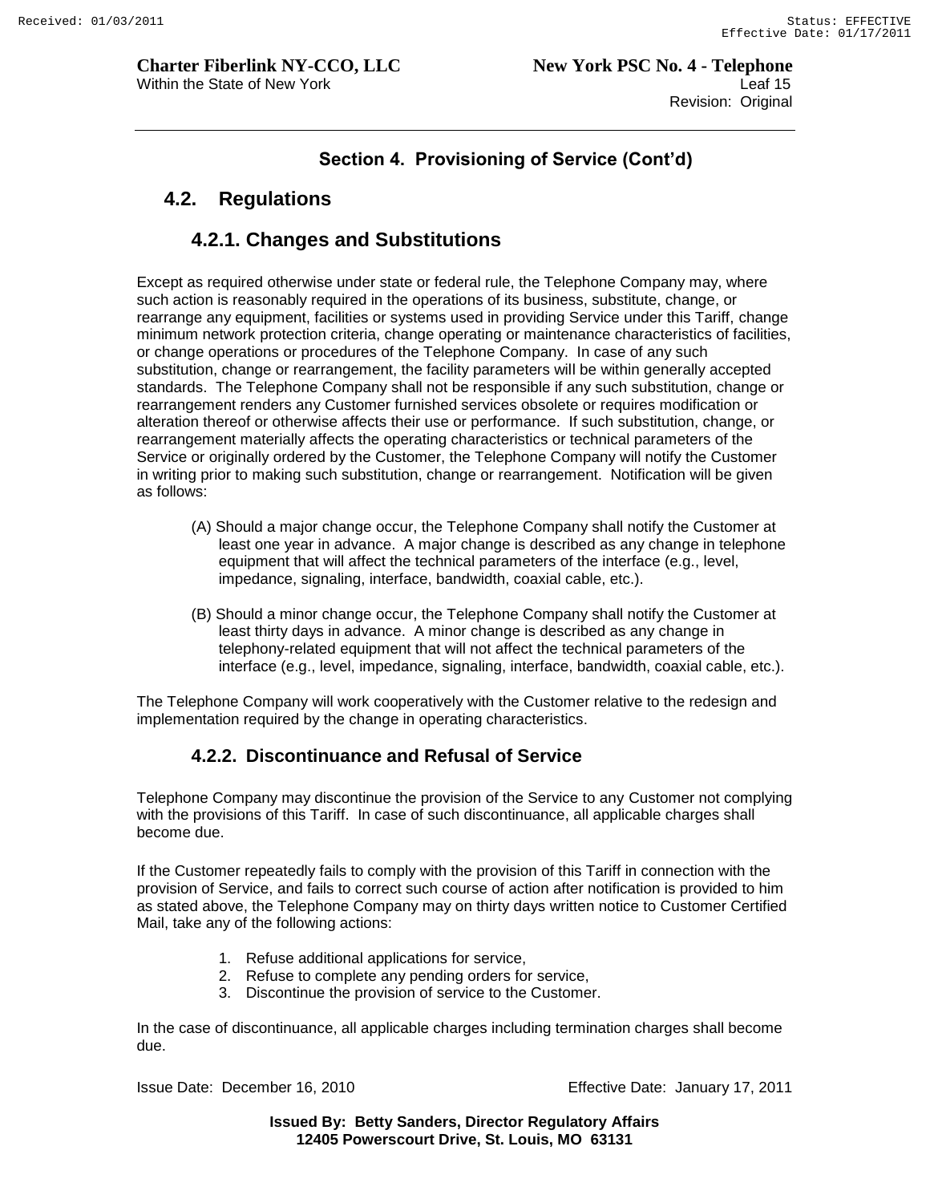## Section 4. Provisioning of Service (Cont'd)

## 4.2. Regulations

### 4.2.1. Changes and Substitutions

Except as required otherwise under state or federal rule, the Telephone Company may, where such action is reasonably required in the operations of its business, substitute, change, or rearrange any equipment, facilities or systems used in providing Service under this Tariff, change minimum network protection criteria, change operating or maintenance characteristics of facilities, or change operations or procedures of the Telephone Company. In case of any such substitution, change or rearrangement, the facility parameters will be within generally accepted standards. The Telephone Company shall not be responsible if any such substitution, change or rearrangement renders any Customer furnished services obsolete or requires modification or alteration thereof or otherwise affects their use or performance. If such substitution, change, or rearrangement materially affects the operating characteristics or technical parameters of the Service or originally ordered by the Customer, the Telephone Company will notify the Customer in writing prior to making such substitution, change or rearrangement. Notification will be given as follows:

(A) Should a major change occur, the Telephone Company shall notify the Customer at least one year in advance. A major change is described as any change in telephone equipment that will affect the technical parameters of the interface (e.g., level, impedance, signaling, interface, bandwidth, coaxial cable, etc.).

(B) Should a minor change occur, the Telephone Company shall notify the Customer at least thirty days in advance. A minor change is described as any change in telephony-related equipment that will not affect the technical parameters of the interface (e.g., level, impedance, signaling, interface, bandwidth, coaxial cable, etc.).

The Telephone Company will work cooperatively with the Customer relative to the redesign and implementation required by the change in operating characteristics.

### 4.2.2. Discontinuance and Refusal of Service

Telephone Company may discontinue the provision of the Service to any Customer not complying with the provisions of this Tariff. In case of such discontinuance, all applicable charges shall become due.

If the Customer repeatedly fails to comply with the provision of this Tariff in connection with the provision of Service, and fails to correct such course of action after notification is provided to him as stated above, the Telephone Company may on thirty days written notice to Customer Certified Mail, take any of the following actions:

1. Refuse additional applications for service,
2. Refuse to complete any pending orders for service,
3. Discontinue the provision of service to the Customer.

In the case of discontinuance, all applicable charges including termination charges shall become due.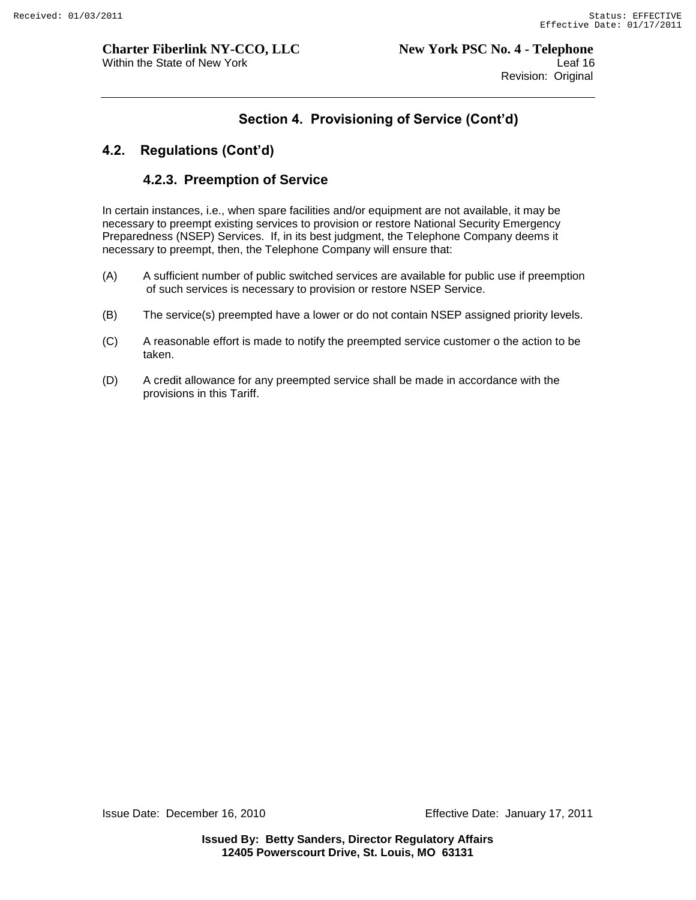## Section 4. Provisioning of Service (Cont'd)

### 4.2. Regulations (Cont'd)

#### 4.2.3. Preemption of Service

In certain instances, i.e., when spare facilities and/or equipment are not available, it may be necessary to preempt existing services to provision or restore National Security Emergency Preparedness (NSEP) Services. If, in its best judgment, the Telephone Company deems it necessary to preempt, then, the Telephone Company will ensure that:

(A) A sufficient number of public switched services are available for public use if preemption of such services is necessary to provision or restore NSEP Service.

(B) The service(s) preempted have a lower or do not contain NSEP assigned priority levels.

(C) A reasonable effort is made to notify the preempted service customer o the action to be taken.

(D) A credit allowance for any preempted service shall be made in accordance with the provisions in this Tariff.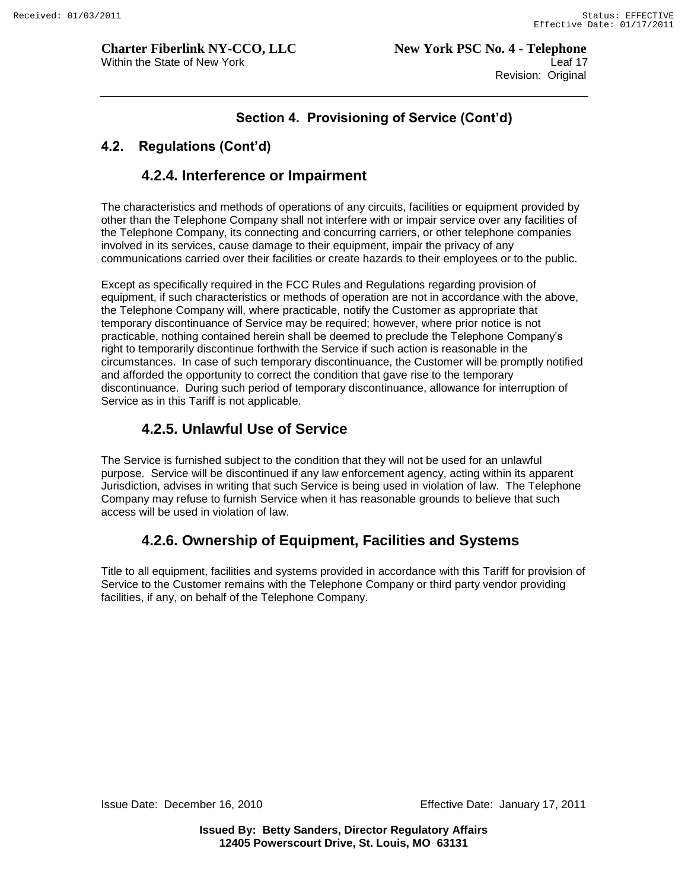## Section 4. Provisioning of Service (Cont'd)

### 4.2. Regulations (Cont'd)

#### 4.2.4. Interference or Impairment

The characteristics and methods of operations of any circuits, facilities or equipment provided by other than the Telephone Company shall not interfere with or impair service over any facilities of the Telephone Company, its connecting and concurring carriers, or other telephone companies involved in its services, cause damage to their equipment, impair the privacy of any communications carried over their facilities or create hazards to their employees or to the public.

Except as specifically required in the FCC Rules and Regulations regarding provision of equipment, if such characteristics or methods of operation are not in accordance with the above, the Telephone Company will, where practicable, notify the Customer as appropriate that temporary discontinuance of Service may be required; however, where prior notice is not practicable, nothing contained herein shall be deemed to preclude the Telephone Company's right to temporarily discontinue forthwith the Service if such action is reasonable in the circumstances. In case of such temporary discontinuance, the Customer will be promptly notified and afforded the opportunity to correct the condition that gave rise to the temporary discontinuance. During such period of temporary discontinuance, allowance for interruption of Service as in this Tariff is not applicable.

#### 4.2.5. Unlawful Use of Service

The Service is furnished subject to the condition that they will not be used for an unlawful purpose. Service will be discontinued if any law enforcement agency, acting within its apparent Jurisdiction, advises in writing that such Service is being used in violation of law. The Telephone Company may refuse to furnish Service when it has reasonable grounds to believe that such access will be used in violation of law.

#### 4.2.6. Ownership of Equipment, Facilities and Systems

Title to all equipment, facilities and systems provided in accordance with this Tariff for provision of Service to the Customer remains with the Telephone Company or third party vendor providing facilities, if any, on behalf of the Telephone Company.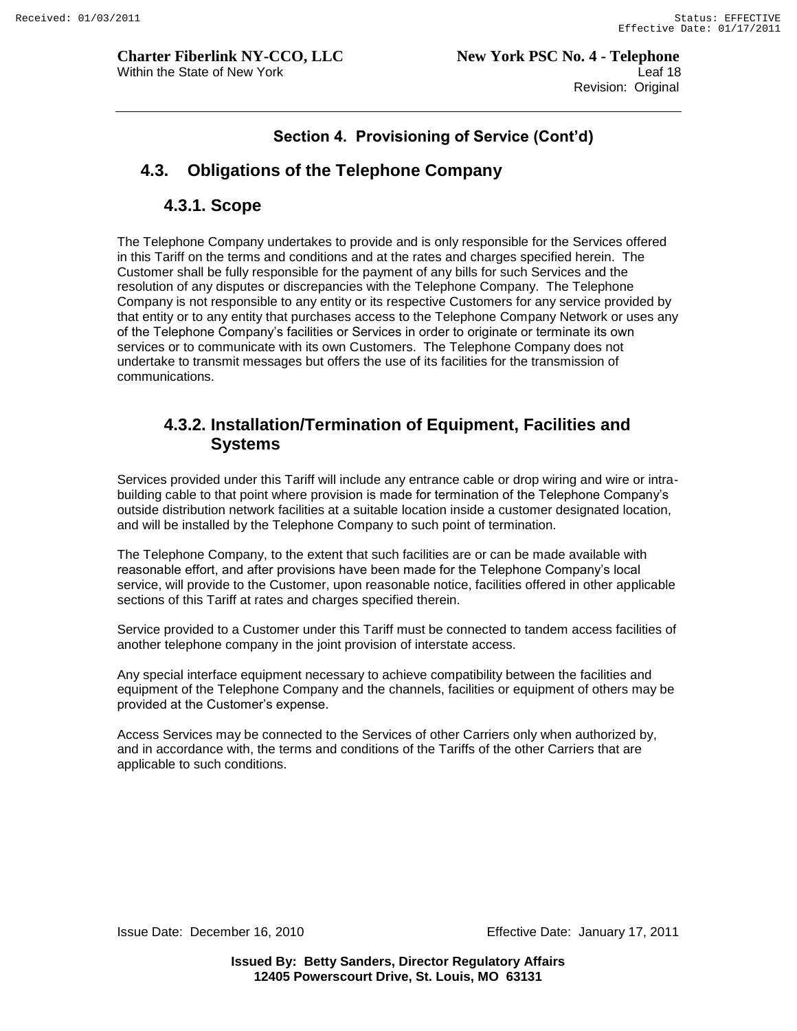## Section 4. Provisioning of Service (Cont'd)

### 4.3. Obligations of the Telephone Company

#### 4.3.1. Scope

The Telephone Company undertakes to provide and is only responsible for the Services offered in this Tariff on the terms and conditions and at the rates and charges specified herein. The Customer shall be fully responsible for the payment of any bills for such Services and the resolution of any disputes or discrepancies with the Telephone Company. The Telephone Company is not responsible to any entity or its respective Customers for any service provided by that entity or to any entity that purchases access to the Telephone Company Network or uses any of the Telephone Company's facilities or Services in order to originate or terminate its own services or to communicate with its own Customers. The Telephone Company does not undertake to transmit messages but offers the use of its facilities for the transmission of communications.

#### 4.3.2. Installation/Termination of Equipment, Facilities and Systems

Services provided under this Tariff will include any entrance cable or drop wiring and wire or intra-building cable to that point where provision is made for termination of the Telephone Company's outside distribution network facilities at a suitable location inside a customer designated location, and will be installed by the Telephone Company to such point of termination.

The Telephone Company, to the extent that such facilities are or can be made available with reasonable effort, and after provisions have been made for the Telephone Company's local service, will provide to the Customer, upon reasonable notice, facilities offered in other applicable sections of this Tariff at rates and charges specified therein.

Service provided to a Customer under this Tariff must be connected to tandem access facilities of another telephone company in the joint provision of interstate access.

Any special interface equipment necessary to achieve compatibility between the facilities and equipment of the Telephone Company and the channels, facilities or equipment of others may be provided at the Customer's expense.

Access Services may be connected to the Services of other Carriers only when authorized by, and in accordance with, the terms and conditions of the Tariffs of the other Carriers that are applicable to such conditions.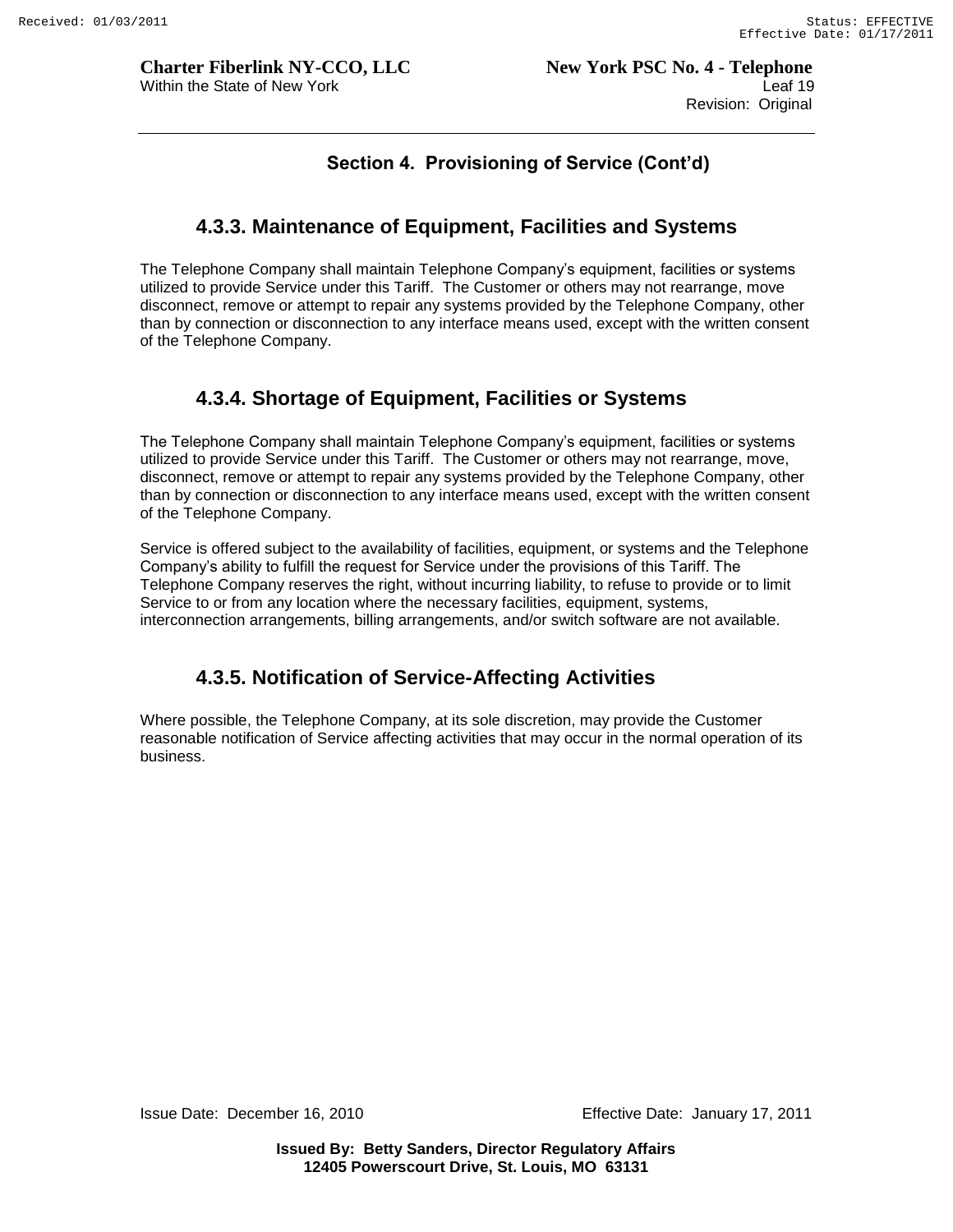## Section 4. Provisioning of Service (Cont'd)

### 4.3.3. Maintenance of Equipment, Facilities and Systems

The Telephone Company shall maintain Telephone Company's equipment, facilities or systems utilized to provide Service under this Tariff. The Customer or others may not rearrange, move disconnect, remove or attempt to repair any systems provided by the Telephone Company, other than by connection or disconnection to any interface means used, except with the written consent of the Telephone Company.

### 4.3.4. Shortage of Equipment, Facilities or Systems

The Telephone Company shall maintain Telephone Company's equipment, facilities or systems utilized to provide Service under this Tariff. The Customer or others may not rearrange, move, disconnect, remove or attempt to repair any systems provided by the Telephone Company, other than by connection or disconnection to any interface means used, except with the written consent of the Telephone Company.

Service is offered subject to the availability of facilities, equipment, or systems and the Telephone Company's ability to fulfill the request for Service under the provisions of this Tariff. The Telephone Company reserves the right, without incurring liability, to refuse to provide or to limit Service to or from any location where the necessary facilities, equipment, systems, interconnection arrangements, billing arrangements, and/or switch software are not available.

### 4.3.5. Notification of Service-Affecting Activities

Where possible, the Telephone Company, at its sole discretion, may provide the Customer reasonable notification of Service affecting activities that may occur in the normal operation of its business.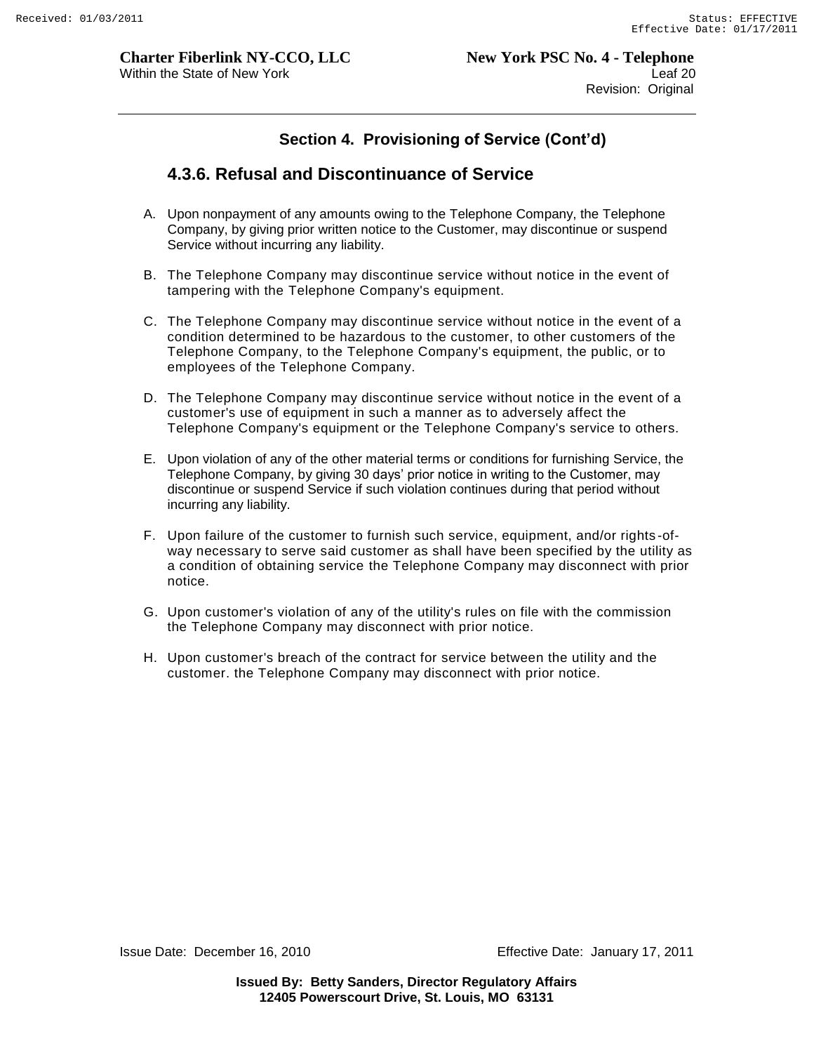## Section 4. Provisioning of Service (Cont'd)

### 4.3.6. Refusal and Discontinuance of Service

A. Upon nonpayment of any amounts owing to the Telephone Company, the Telephone Company, by giving prior written notice to the Customer, may discontinue or suspend Service without incurring any liability.

B. The Telephone Company may discontinue service without notice in the event of tampering with the Telephone Company's equipment.

C. The Telephone Company may discontinue service without notice in the event of a condition determined to be hazardous to the customer, to other customers of the Telephone Company, to the Telephone Company's equipment, the public, or to employees of the Telephone Company.

D. The Telephone Company may discontinue service without notice in the event of a customer's use of equipment in such a manner as to adversely affect the Telephone Company's equipment or the Telephone Company's service to others.

E. Upon violation of any of the other material terms or conditions for furnishing Service, the Telephone Company, by giving 30 days' prior notice in writing to the Customer, may discontinue or suspend Service if such violation continues during that period without incurring any liability.

F. Upon failure of the customer to furnish such service, equipment, and/or rights-of-way necessary to serve said customer as shall have been specified by the utility as a condition of obtaining service the Telephone Company may disconnect with prior notice.

G. Upon customer's violation of any of the utility's rules on file with the commission the Telephone Company may disconnect with prior notice.

H. Upon customer's breach of the contract for service between the utility and the customer. the Telephone Company may disconnect with prior notice.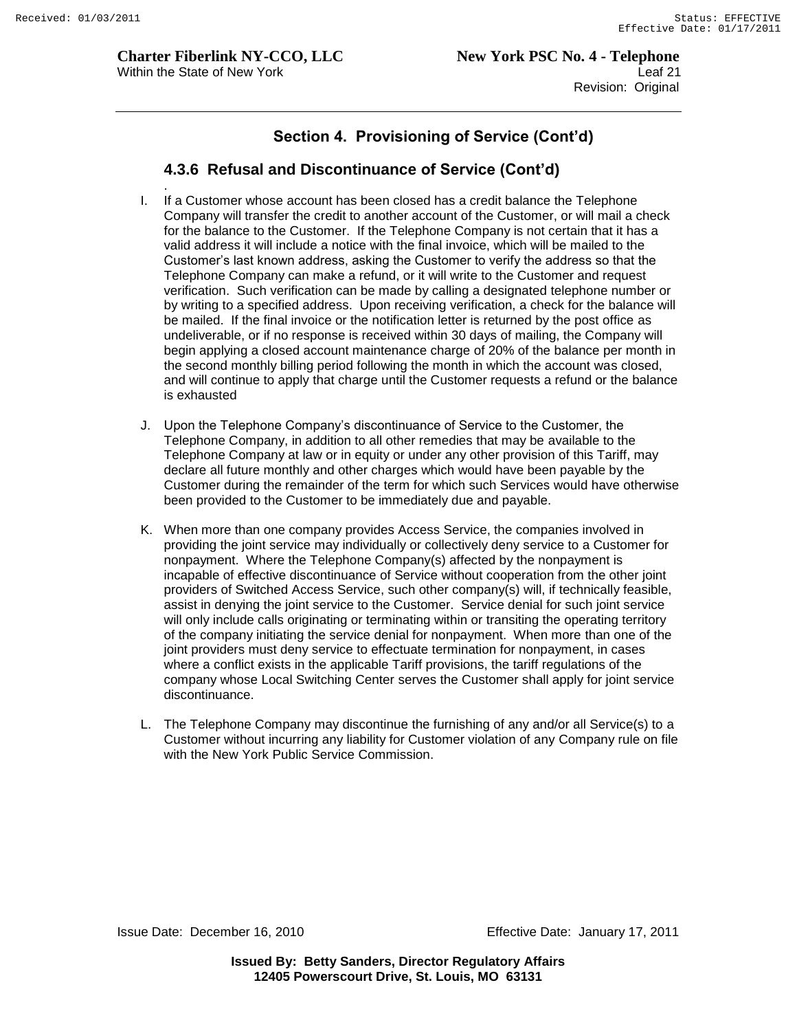## Section 4. Provisioning of Service (Cont'd)

### 4.3.6 Refusal and Discontinuance of Service (Cont'd)

I. If a Customer whose account has been closed has a credit balance the Telephone Company will transfer the credit to another account of the Customer, or will mail a check for the balance to the Customer. If the Telephone Company is not certain that it has a valid address it will include a notice with the final invoice, which will be mailed to the Customer's last known address, asking the Customer to verify the address so that the Telephone Company can make a refund, or it will write to the Customer and request verification. Such verification can be made by calling a designated telephone number or by writing to a specified address. Upon receiving verification, a check for the balance will be mailed. If the final invoice or the notification letter is returned by the post office as undeliverable, or if no response is received within 30 days of mailing, the Company will begin applying a closed account maintenance charge of 20% of the balance per month in the second monthly billing period following the month in which the account was closed, and will continue to apply that charge until the Customer requests a refund or the balance is exhausted

J. Upon the Telephone Company's discontinuance of Service to the Customer, the Telephone Company, in addition to all other remedies that may be available to the Telephone Company at law or in equity or under any other provision of this Tariff, may declare all future monthly and other charges which would have been payable by the Customer during the remainder of the term for which such Services would have otherwise been provided to the Customer to be immediately due and payable.

K. When more than one company provides Access Service, the companies involved in providing the joint service may individually or collectively deny service to a Customer for nonpayment. Where the Telephone Company(s) affected by the nonpayment is incapable of effective discontinuance of Service without cooperation from the other joint providers of Switched Access Service, such other company(s) will, if technically feasible, assist in denying the joint service to the Customer. Service denial for such joint service will only include calls originating or terminating within or transiting the operating territory of the company initiating the service denial for nonpayment. When more than one of the joint providers must deny service to effectuate termination for nonpayment, in cases where a conflict exists in the applicable Tariff provisions, the tariff regulations of the company whose Local Switching Center serves the Customer shall apply for joint service discontinuance.

L. The Telephone Company may discontinue the furnishing of any and/or all Service(s) to a Customer without incurring any liability for Customer violation of any Company rule on file with the New York Public Service Commission.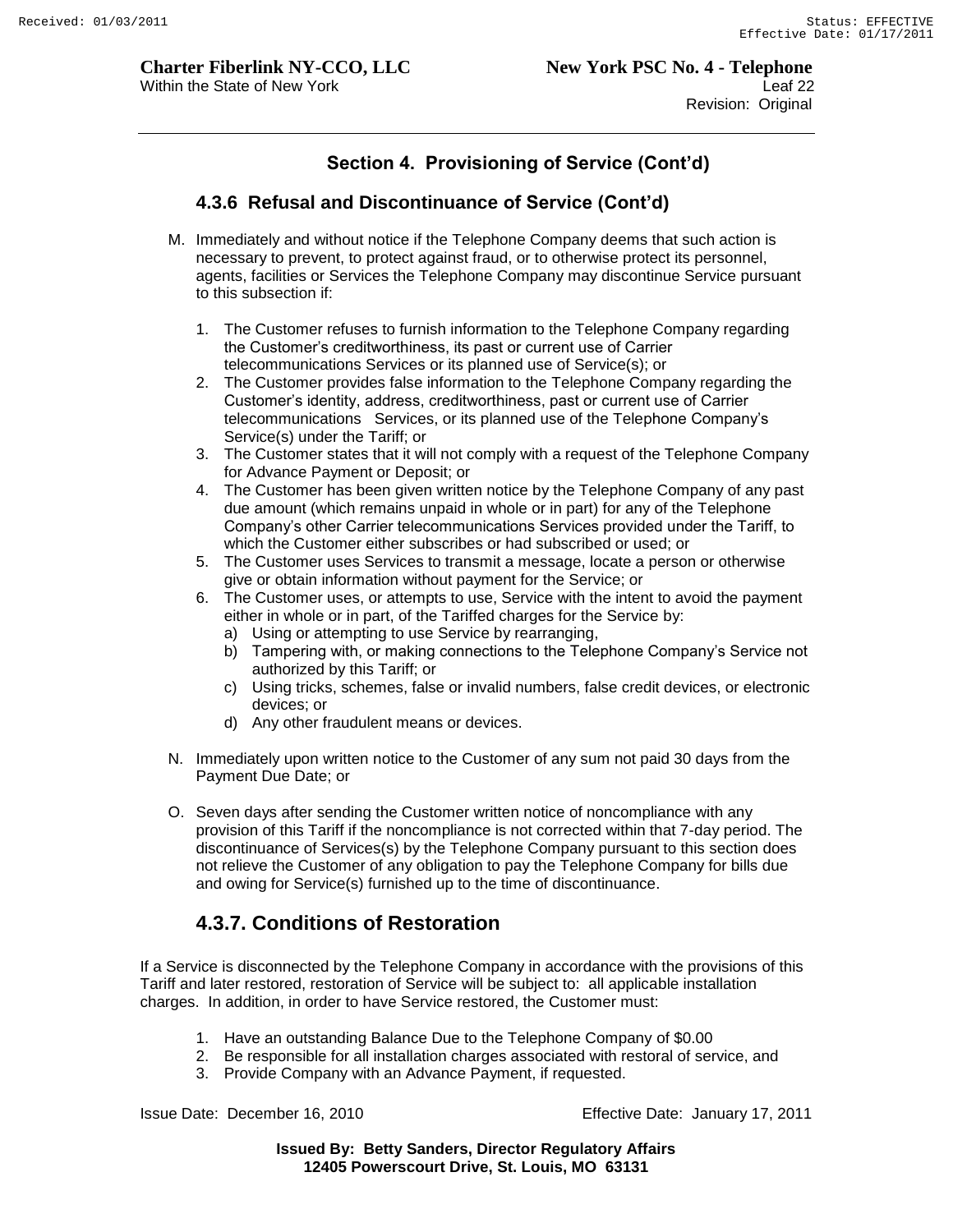## Section 4. Provisioning of Service (Cont'd)

### 4.3.6 Refusal and Discontinuance of Service (Cont'd)

M. Immediately and without notice if the Telephone Company deems that such action is necessary to prevent, to protect against fraud, or to otherwise protect its personnel, agents, facilities or Services the Telephone Company may discontinue Service pursuant to this subsection if:

   1. The Customer refuses to furnish information to the Telephone Company regarding the Customer's creditworthiness, its past or current use of Carrier telecommunications Services or its planned use of Service(s); or
   2. The Customer provides false information to the Telephone Company regarding the Customer's identity, address, creditworthiness, past or current use of Carrier telecommunications Services, or its planned use of the Telephone Company's Service(s) under the Tariff; or
   3. The Customer states that it will not comply with a request of the Telephone Company for Advance Payment or Deposit; or
   4. The Customer has been given written notice by the Telephone Company of any past due amount (which remains unpaid in whole or in part) for any of the Telephone Company's other Carrier telecommunications Services provided under the Tariff, to which the Customer either subscribes or had subscribed or used; or
   5. The Customer uses Services to transmit a message, locate a person or otherwise give or obtain information without payment for the Service; or
   6. The Customer uses, or attempts to use, Service with the intent to avoid the payment either in whole or in part, of the Tariffed charges for the Service by:
      a) Using or attempting to use Service by rearranging,
      b) Tampering with, or making connections to the Telephone Company's Service not authorized by this Tariff; or
      c) Using tricks, schemes, false or invalid numbers, false credit devices, or electronic devices; or
      d) Any other fraudulent means or devices.

N. Immediately upon written notice to the Customer of any sum not paid 30 days from the Payment Due Date; or

O. Seven days after sending the Customer written notice of noncompliance with any provision of this Tariff if the noncompliance is not corrected within that 7-day period. The discontinuance of Services(s) by the Telephone Company pursuant to this section does not relieve the Customer of any obligation to pay the Telephone Company for bills due and owing for Service(s) furnished up to the time of discontinuance.

### 4.3.7. Conditions of Restoration

If a Service is disconnected by the Telephone Company in accordance with the provisions of this Tariff and later restored, restoration of Service will be subject to: all applicable installation charges. In addition, in order to have Service restored, the Customer must:

1. Have an outstanding Balance Due to the Telephone Company of $0.00
2. Be responsible for all installation charges associated with restoral of service, and
3. Provide Company with an Advance Payment, if requested.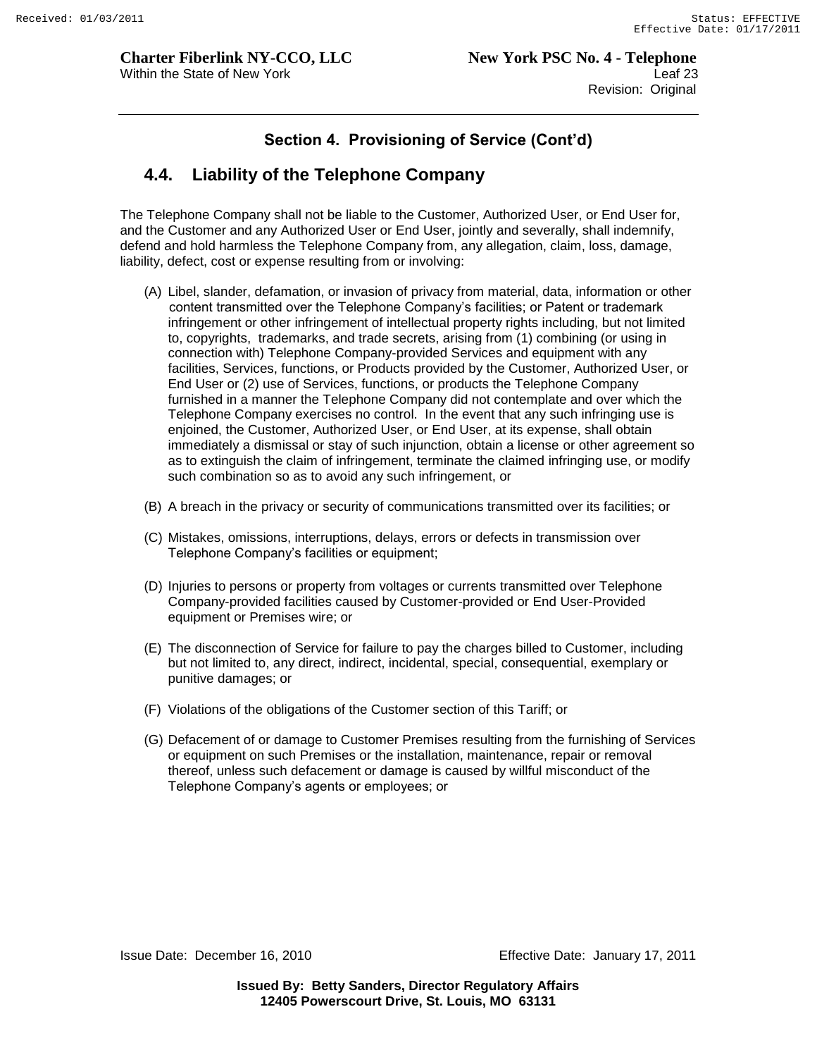## Section 4. Provisioning of Service (Cont'd)

## 4.4. Liability of the Telephone Company

The Telephone Company shall not be liable to the Customer, Authorized User, or End User for, and the Customer and any Authorized User or End User, jointly and severally, shall indemnify, defend and hold harmless the Telephone Company from, any allegation, claim, loss, damage, liability, defect, cost or expense resulting from or involving:

(A) Libel, slander, defamation, or invasion of privacy from material, data, information or other content transmitted over the Telephone Company's facilities; or Patent or trademark infringement or other infringement of intellectual property rights including, but not limited to, copyrights, trademarks, and trade secrets, arising from (1) combining (or using in connection with) Telephone Company-provided Services and equipment with any facilities, Services, functions, or Products provided by the Customer, Authorized User, or End User or (2) use of Services, functions, or products the Telephone Company furnished in a manner the Telephone Company did not contemplate and over which the Telephone Company exercises no control. In the event that any such infringing use is enjoined, the Customer, Authorized User, or End User, at its expense, shall obtain immediately a dismissal or stay of such injunction, obtain a license or other agreement so as to extinguish the claim of infringement, terminate the claimed infringing use, or modify such combination so as to avoid any such infringement, or

(B) A breach in the privacy or security of communications transmitted over its facilities; or

(C) Mistakes, omissions, interruptions, delays, errors or defects in transmission over Telephone Company's facilities or equipment;

(D) Injuries to persons or property from voltages or currents transmitted over Telephone Company-provided facilities caused by Customer-provided or End User-Provided equipment or Premises wire; or

(E) The disconnection of Service for failure to pay the charges billed to Customer, including but not limited to, any direct, indirect, incidental, special, consequential, exemplary or punitive damages; or

(F) Violations of the obligations of the Customer section of this Tariff; or

(G) Defacement of or damage to Customer Premises resulting from the furnishing of Services or equipment on such Premises or the installation, maintenance, repair or removal thereof, unless such defacement or damage is caused by willful misconduct of the Telephone Company's agents or employees; or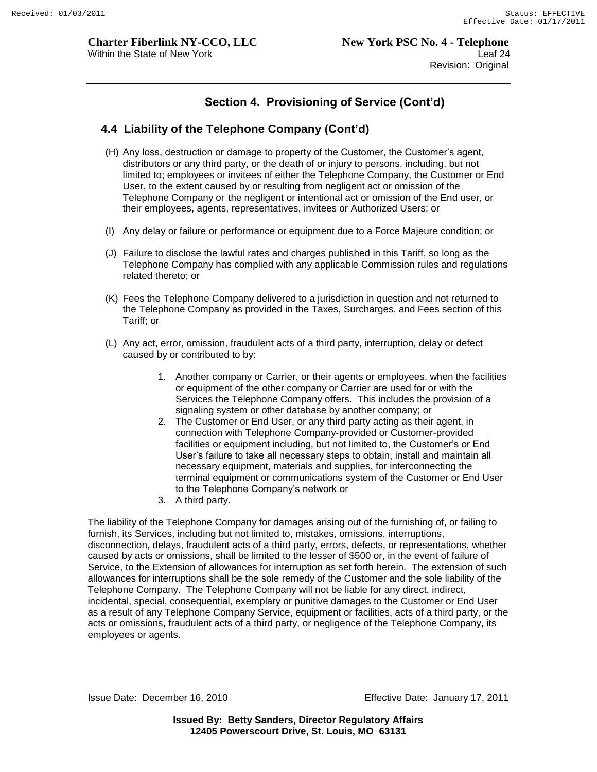## Section 4. Provisioning of Service (Cont'd)

### 4.4 Liability of the Telephone Company (Cont'd)

(H) Any loss, destruction or damage to property of the Customer, the Customer's agent, distributors or any third party, or the death of or injury to persons, including, but not limited to; employees or invitees of either the Telephone Company, the Customer or End User, to the extent caused by or resulting from negligent act or omission of the Telephone Company or the negligent or intentional act or omission of the End user, or their employees, agents, representatives, invitees or Authorized Users; or

(I) Any delay or failure or performance or equipment due to a Force Majeure condition; or

(J) Failure to disclose the lawful rates and charges published in this Tariff, so long as the Telephone Company has complied with any applicable Commission rules and regulations related thereto; or

(K) Fees the Telephone Company delivered to a jurisdiction in question and not returned to the Telephone Company as provided in the Taxes, Surcharges, and Fees section of this Tariff; or

(L) Any act, error, omission, fraudulent acts of a third party, interruption, delay or defect caused by or contributed to by:

1. Another company or Carrier, or their agents or employees, when the facilities or equipment of the other company or Carrier are used for or with the Services the Telephone Company offers. This includes the provision of a signaling system or other database by another company; or
2. The Customer or End User, or any third party acting as their agent, in connection with Telephone Company-provided or Customer-provided facilities or equipment including, but not limited to, the Customer's or End User's failure to take all necessary steps to obtain, install and maintain all necessary equipment, materials and supplies, for interconnecting the terminal equipment or communications system of the Customer or End User to the Telephone Company's network or
3. A third party.

The liability of the Telephone Company for damages arising out of the furnishing of, or failing to furnish, its Services, including but not limited to, mistakes, omissions, interruptions, disconnection, delays, fraudulent acts of a third party, errors, defects, or representations, whether caused by acts or omissions, shall be limited to the lesser of $500 or, in the event of failure of Service, to the Extension of allowances for interruption as set forth herein. The extension of such allowances for interruptions shall be the sole remedy of the Customer and the sole liability of the Telephone Company. The Telephone Company will not be liable for any direct, indirect, incidental, special, consequential, exemplary or punitive damages to the Customer or End User as a result of any Telephone Company Service, equipment or facilities, acts of a third party, or the acts or omissions, fraudulent acts of a third party, or negligence of the Telephone Company, its employees or agents.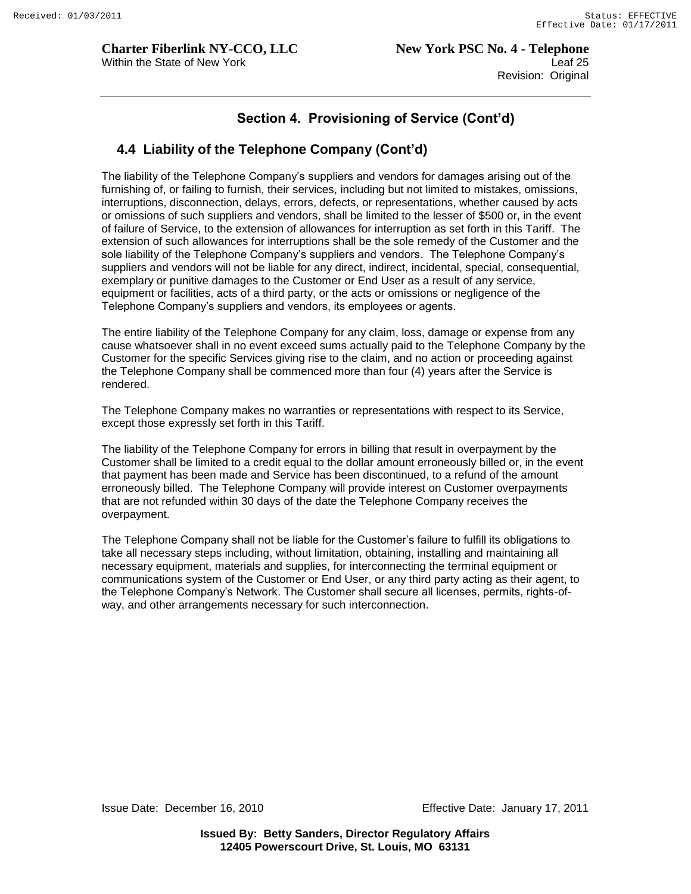## Section 4. Provisioning of Service (Cont'd)

### 4.4 Liability of the Telephone Company (Cont'd)

The liability of the Telephone Company's suppliers and vendors for damages arising out of the furnishing of, or failing to furnish, their services, including but not limited to mistakes, omissions, interruptions, disconnection, delays, errors, defects, or representations, whether caused by acts or omissions of such suppliers and vendors, shall be limited to the lesser of $500 or, in the event of failure of Service, to the extension of allowances for interruption as set forth in this Tariff. The extension of such allowances for interruptions shall be the sole remedy of the Customer and the sole liability of the Telephone Company's suppliers and vendors. The Telephone Company's suppliers and vendors will not be liable for any direct, indirect, incidental, special, consequential, exemplary or punitive damages to the Customer or End User as a result of any service, equipment or facilities, acts of a third party, or the acts or omissions or negligence of the Telephone Company's suppliers and vendors, its employees or agents.

The entire liability of the Telephone Company for any claim, loss, damage or expense from any cause whatsoever shall in no event exceed sums actually paid to the Telephone Company by the Customer for the specific Services giving rise to the claim, and no action or proceeding against the Telephone Company shall be commenced more than four (4) years after the Service is rendered.

The Telephone Company makes no warranties or representations with respect to its Service, except those expressly set forth in this Tariff.

The liability of the Telephone Company for errors in billing that result in overpayment by the Customer shall be limited to a credit equal to the dollar amount erroneously billed or, in the event that payment has been made and Service has been discontinued, to a refund of the amount erroneously billed. The Telephone Company will provide interest on Customer overpayments that are not refunded within 30 days of the date the Telephone Company receives the overpayment.

The Telephone Company shall not be liable for the Customer's failure to fulfill its obligations to take all necessary steps including, without limitation, obtaining, installing and maintaining all necessary equipment, materials and supplies, for interconnecting the terminal equipment or communications system of the Customer or End User, or any third party acting as their agent, to the Telephone Company's Network. The Customer shall secure all licenses, permits, rights-of-way, and other arrangements necessary for such interconnection.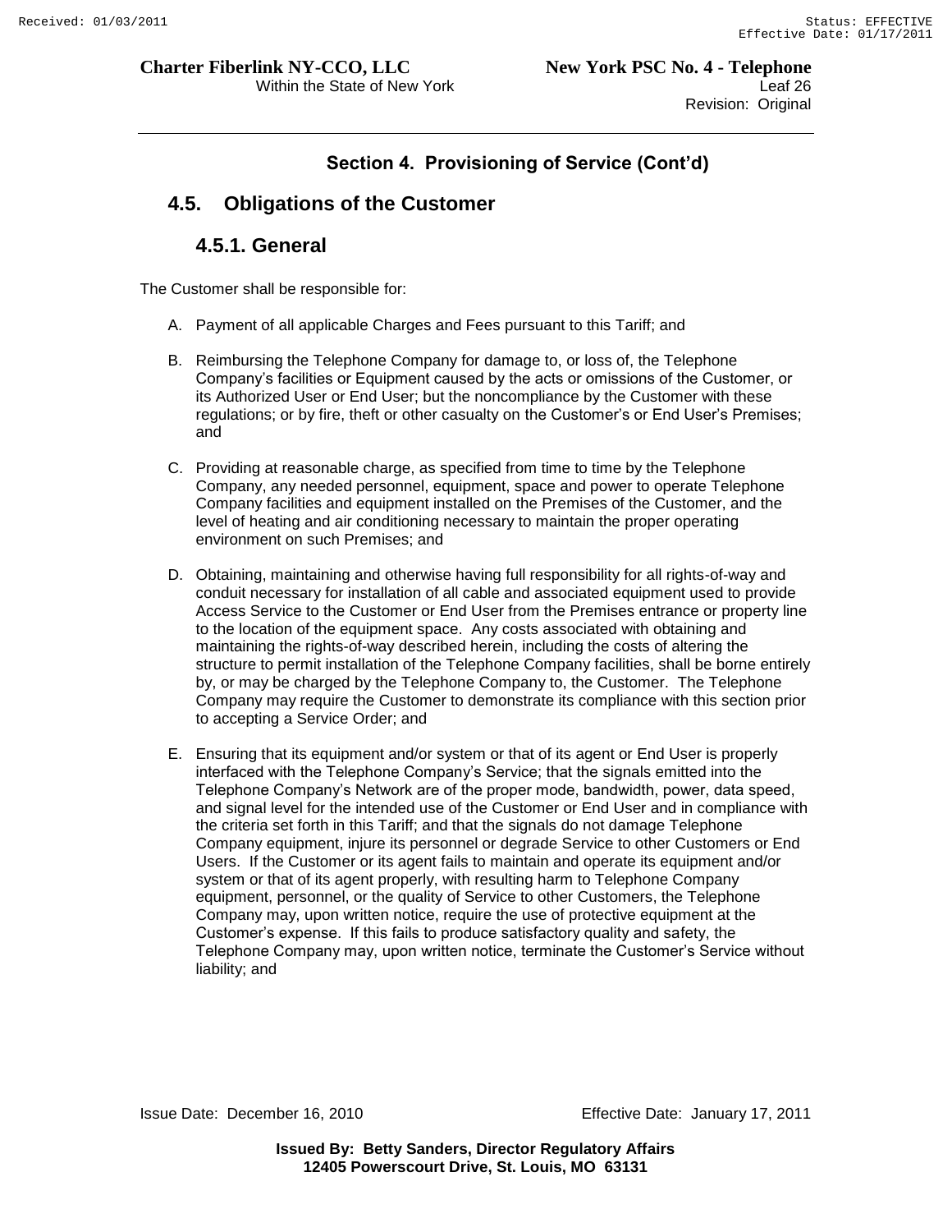## Section 4. Provisioning of Service (Cont'd)

## 4.5. Obligations of the Customer

### 4.5.1. General

The Customer shall be responsible for:

A. Payment of all applicable Charges and Fees pursuant to this Tariff; and

B. Reimbursing the Telephone Company for damage to, or loss of, the Telephone Company's facilities or Equipment caused by the acts or omissions of the Customer, or its Authorized User or End User; but the noncompliance by the Customer with these regulations; or by fire, theft or other casualty on the Customer's or End User's Premises; and

C. Providing at reasonable charge, as specified from time to time by the Telephone Company, any needed personnel, equipment, space and power to operate Telephone Company facilities and equipment installed on the Premises of the Customer, and the level of heating and air conditioning necessary to maintain the proper operating environment on such Premises; and

D. Obtaining, maintaining and otherwise having full responsibility for all rights-of-way and conduit necessary for installation of all cable and associated equipment used to provide Access Service to the Customer or End User from the Premises entrance or property line to the location of the equipment space. Any costs associated with obtaining and maintaining the rights-of-way described herein, including the costs of altering the structure to permit installation of the Telephone Company facilities, shall be borne entirely by, or may be charged by the Telephone Company to, the Customer. The Telephone Company may require the Customer to demonstrate its compliance with this section prior to accepting a Service Order; and

E. Ensuring that its equipment and/or system or that of its agent or End User is properly interfaced with the Telephone Company's Service; that the signals emitted into the Telephone Company's Network are of the proper mode, bandwidth, power, data speed, and signal level for the intended use of the Customer or End User and in compliance with the criteria set forth in this Tariff; and that the signals do not damage Telephone Company equipment, injure its personnel or degrade Service to other Customers or End Users. If the Customer or its agent fails to maintain and operate its equipment and/or system or that of its agent properly, with resulting harm to Telephone Company equipment, personnel, or the quality of Service to other Customers, the Telephone Company may, upon written notice, require the use of protective equipment at the Customer's expense. If this fails to produce satisfactory quality and safety, the Telephone Company may, upon written notice, terminate the Customer's Service without liability; and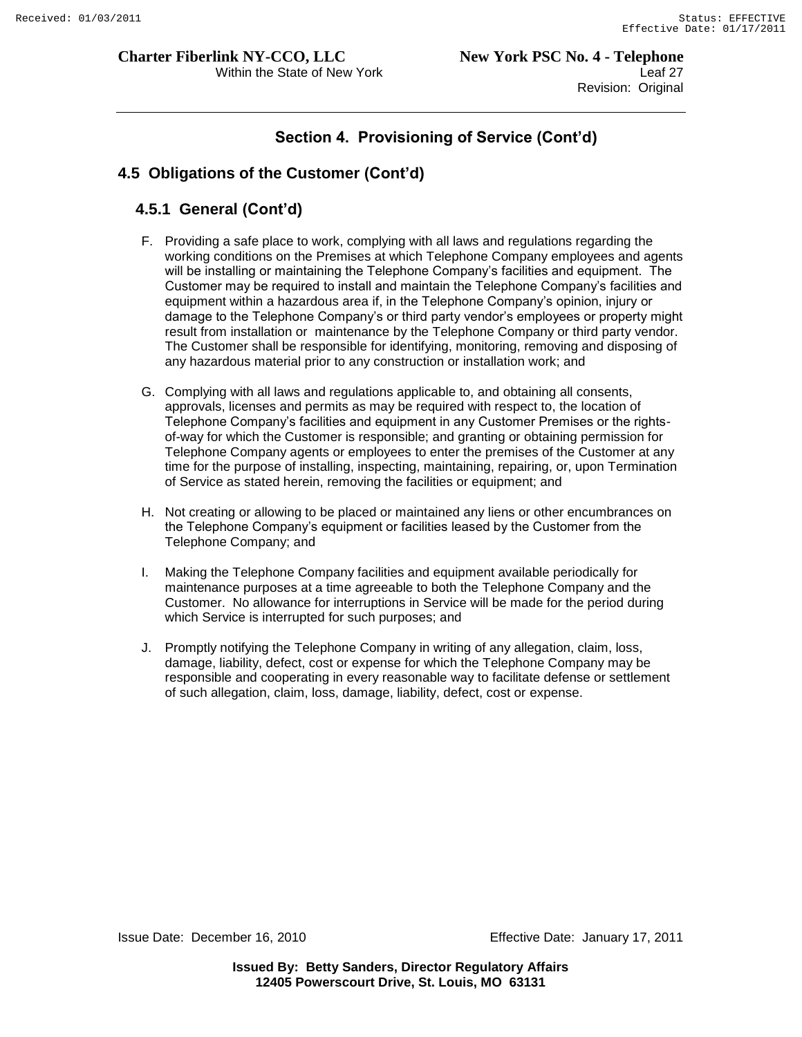## Section 4. Provisioning of Service (Cont'd)

### 4.5 Obligations of the Customer (Cont'd)

#### 4.5.1 General (Cont'd)

F. Providing a safe place to work, complying with all laws and regulations regarding the working conditions on the Premises at which Telephone Company employees and agents will be installing or maintaining the Telephone Company's facilities and equipment. The Customer may be required to install and maintain the Telephone Company's facilities and equipment within a hazardous area if, in the Telephone Company's opinion, injury or damage to the Telephone Company's or third party vendor's employees or property might result from installation or maintenance by the Telephone Company or third party vendor. The Customer shall be responsible for identifying, monitoring, removing and disposing of any hazardous material prior to any construction or installation work; and

G. Complying with all laws and regulations applicable to, and obtaining all consents, approvals, licenses and permits as may be required with respect to, the location of Telephone Company's facilities and equipment in any Customer Premises or the rights-of-way for which the Customer is responsible; and granting or obtaining permission for Telephone Company agents or employees to enter the premises of the Customer at any time for the purpose of installing, inspecting, maintaining, repairing, or, upon Termination of Service as stated herein, removing the facilities or equipment; and

H. Not creating or allowing to be placed or maintained any liens or other encumbrances on the Telephone Company's equipment or facilities leased by the Customer from the Telephone Company; and

I. Making the Telephone Company facilities and equipment available periodically for maintenance purposes at a time agreeable to both the Telephone Company and the Customer. No allowance for interruptions in Service will be made for the period during which Service is interrupted for such purposes; and

J. Promptly notifying the Telephone Company in writing of any allegation, claim, loss, damage, liability, defect, cost or expense for which the Telephone Company may be responsible and cooperating in every reasonable way to facilitate defense or settlement of such allegation, claim, loss, damage, liability, defect, cost or expense.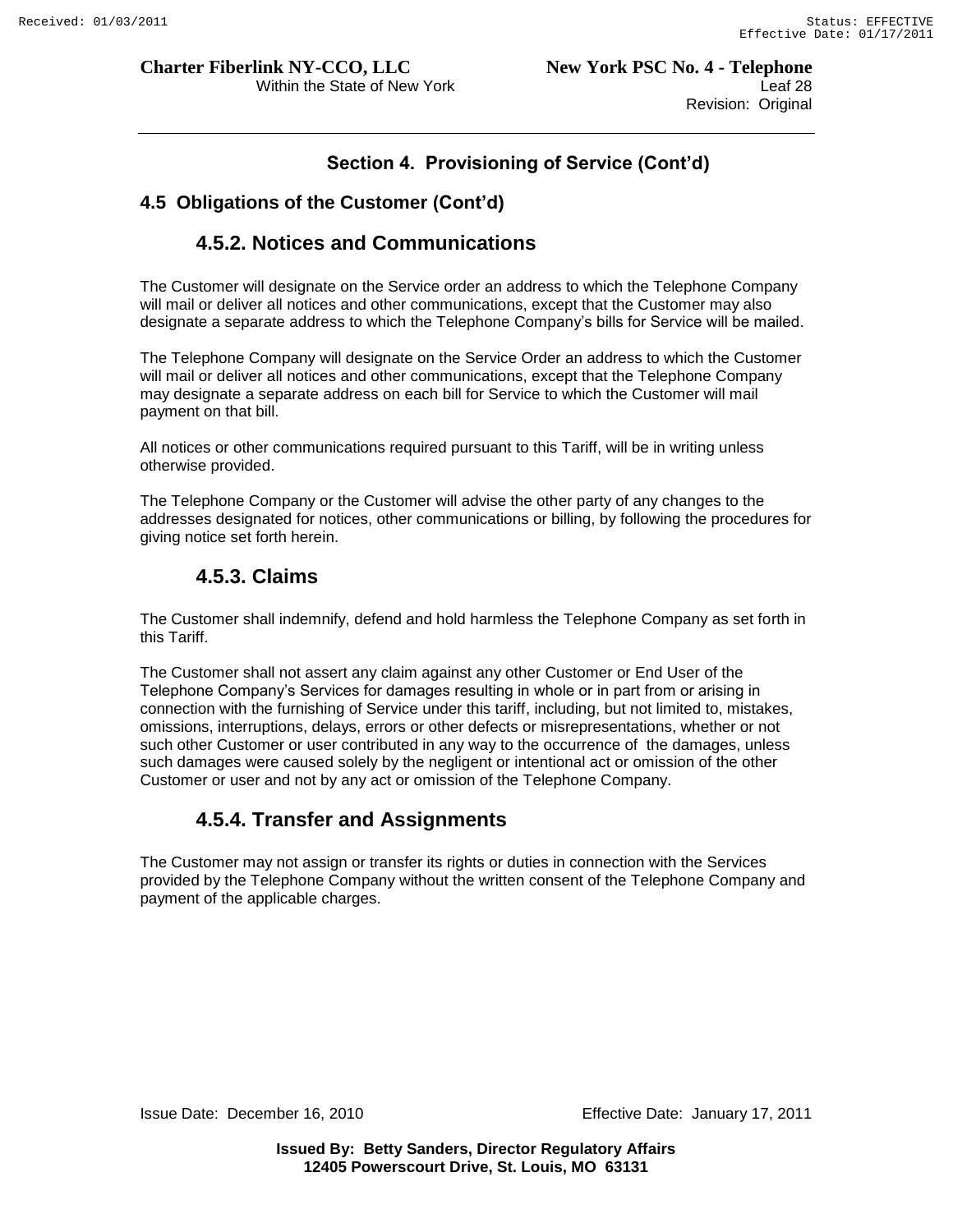## Section 4. Provisioning of Service (Cont'd)

### 4.5 Obligations of the Customer (Cont'd)

#### 4.5.2. Notices and Communications

The Customer will designate on the Service order an address to which the Telephone Company will mail or deliver all notices and other communications, except that the Customer may also designate a separate address to which the Telephone Company's bills for Service will be mailed.

The Telephone Company will designate on the Service Order an address to which the Customer will mail or deliver all notices and other communications, except that the Telephone Company may designate a separate address on each bill for Service to which the Customer will mail payment on that bill.

All notices or other communications required pursuant to this Tariff, will be in writing unless otherwise provided.

The Telephone Company or the Customer will advise the other party of any changes to the addresses designated for notices, other communications or billing, by following the procedures for giving notice set forth herein.

#### 4.5.3. Claims

The Customer shall indemnify, defend and hold harmless the Telephone Company as set forth in this Tariff.

The Customer shall not assert any claim against any other Customer or End User of the Telephone Company's Services for damages resulting in whole or in part from or arising in connection with the furnishing of Service under this tariff, including, but not limited to, mistakes, omissions, interruptions, delays, errors or other defects or misrepresentations, whether or not such other Customer or user contributed in any way to the occurrence of the damages, unless such damages were caused solely by the negligent or intentional act or omission of the other Customer or user and not by any act or omission of the Telephone Company.

#### 4.5.4. Transfer and Assignments

The Customer may not assign or transfer its rights or duties in connection with the Services provided by the Telephone Company without the written consent of the Telephone Company and payment of the applicable charges.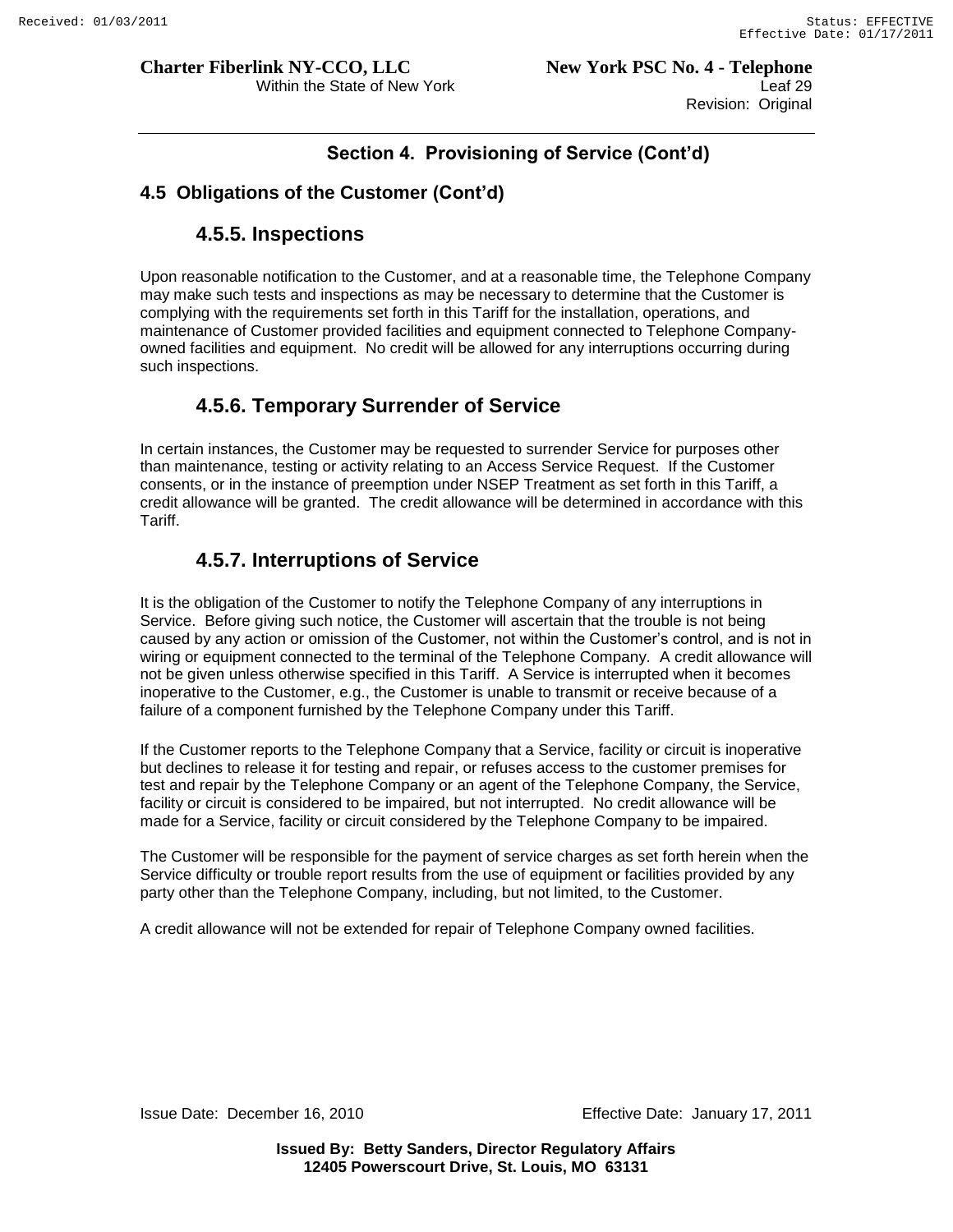## Section 4. Provisioning of Service (Cont'd)

### 4.5 Obligations of the Customer (Cont'd)

#### 4.5.5. Inspections

Upon reasonable notification to the Customer, and at a reasonable time, the Telephone Company may make such tests and inspections as may be necessary to determine that the Customer is complying with the requirements set forth in this Tariff for the installation, operations, and maintenance of Customer provided facilities and equipment connected to Telephone Company-owned facilities and equipment. No credit will be allowed for any interruptions occurring during such inspections.

#### 4.5.6. Temporary Surrender of Service

In certain instances, the Customer may be requested to surrender Service for purposes other than maintenance, testing or activity relating to an Access Service Request. If the Customer consents, or in the instance of preemption under NSEP Treatment as set forth in this Tariff, a credit allowance will be granted. The credit allowance will be determined in accordance with this Tariff.

#### 4.5.7. Interruptions of Service

It is the obligation of the Customer to notify the Telephone Company of any interruptions in Service. Before giving such notice, the Customer will ascertain that the trouble is not being caused by any action or omission of the Customer, not within the Customer's control, and is not in wiring or equipment connected to the terminal of the Telephone Company. A credit allowance will not be given unless otherwise specified in this Tariff. A Service is interrupted when it becomes inoperative to the Customer, e.g., the Customer is unable to transmit or receive because of a failure of a component furnished by the Telephone Company under this Tariff.

If the Customer reports to the Telephone Company that a Service, facility or circuit is inoperative but declines to release it for testing and repair, or refuses access to the customer premises for test and repair by the Telephone Company or an agent of the Telephone Company, the Service, facility or circuit is considered to be impaired, but not interrupted. No credit allowance will be made for a Service, facility or circuit considered by the Telephone Company to be impaired.

The Customer will be responsible for the payment of service charges as set forth herein when the Service difficulty or trouble report results from the use of equipment or facilities provided by any party other than the Telephone Company, including, but not limited, to the Customer.

A credit allowance will not be extended for repair of Telephone Company owned facilities.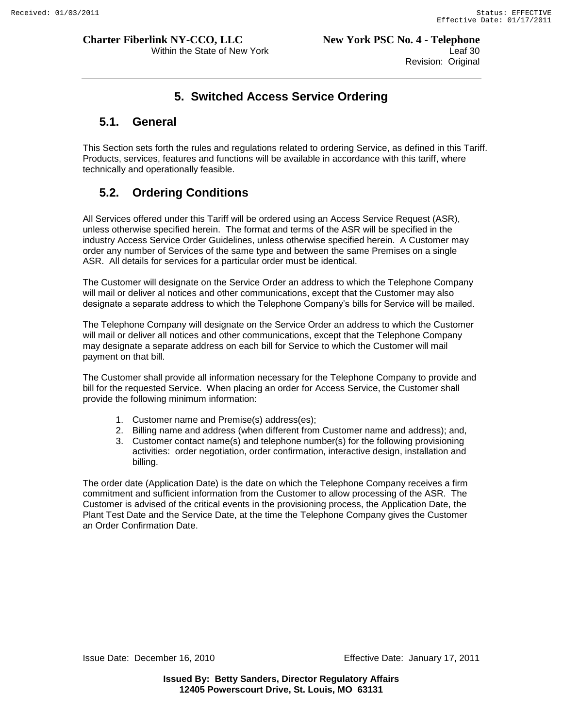# 5. Switched Access Service Ordering

## 5.1. General

This Section sets forth the rules and regulations related to ordering Service, as defined in this Tariff. Products, services, features and functions will be available in accordance with this tariff, where technically and operationally feasible.

## 5.2. Ordering Conditions

All Services offered under this Tariff will be ordered using an Access Service Request (ASR), unless otherwise specified herein. The format and terms of the ASR will be specified in the industry Access Service Order Guidelines, unless otherwise specified herein. A Customer may order any number of Services of the same type and between the same Premises on a single ASR. All details for services for a particular order must be identical.

The Customer will designate on the Service Order an address to which the Telephone Company will mail or deliver al notices and other communications, except that the Customer may also designate a separate address to which the Telephone Company's bills for Service will be mailed.

The Telephone Company will designate on the Service Order an address to which the Customer will mail or deliver all notices and other communications, except that the Telephone Company may designate a separate address on each bill for Service to which the Customer will mail payment on that bill.

The Customer shall provide all information necessary for the Telephone Company to provide and bill for the requested Service. When placing an order for Access Service, the Customer shall provide the following minimum information:

1. Customer name and Premise(s) address(es);
2. Billing name and address (when different from Customer name and address); and,
3. Customer contact name(s) and telephone number(s) for the following provisioning activities: order negotiation, order confirmation, interactive design, installation and billing.

The order date (Application Date) is the date on which the Telephone Company receives a firm commitment and sufficient information from the Customer to allow processing of the ASR. The Customer is advised of the critical events in the provisioning process, the Application Date, the Plant Test Date and the Service Date, at the time the Telephone Company gives the Customer an Order Confirmation Date.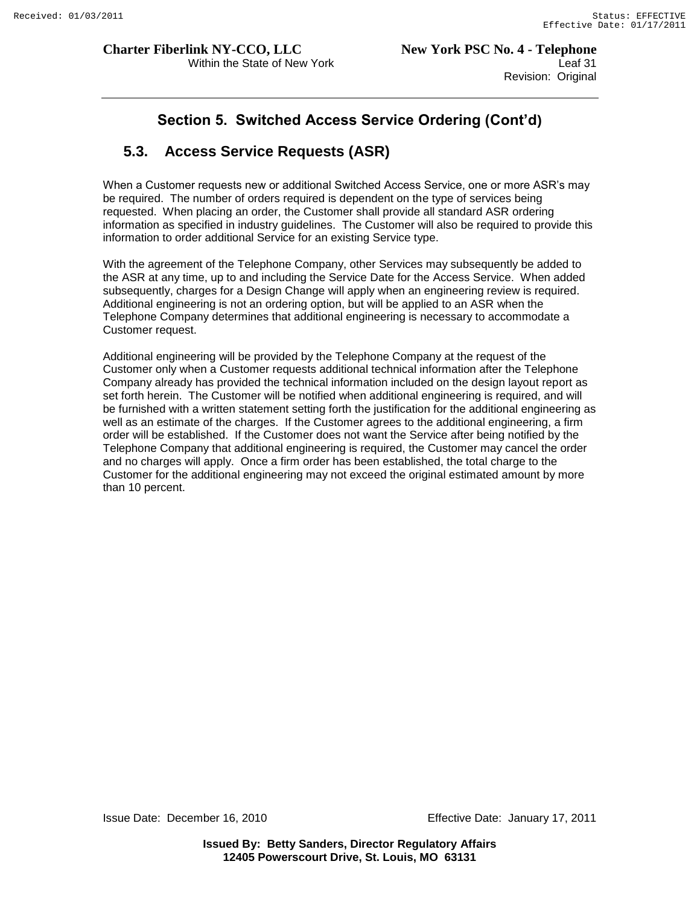## Section 5. Switched Access Service Ordering (Cont'd)

### 5.3. Access Service Requests (ASR)

When a Customer requests new or additional Switched Access Service, one or more ASR's may be required. The number of orders required is dependent on the type of services being requested. When placing an order, the Customer shall provide all standard ASR ordering information as specified in industry guidelines. The Customer will also be required to provide this information to order additional Service for an existing Service type.

With the agreement of the Telephone Company, other Services may subsequently be added to the ASR at any time, up to and including the Service Date for the Access Service. When added subsequently, charges for a Design Change will apply when an engineering review is required. Additional engineering is not an ordering option, but will be applied to an ASR when the Telephone Company determines that additional engineering is necessary to accommodate a Customer request.

Additional engineering will be provided by the Telephone Company at the request of the Customer only when a Customer requests additional technical information after the Telephone Company already has provided the technical information included on the design layout report as set forth herein. The Customer will be notified when additional engineering is required, and will be furnished with a written statement setting forth the justification for the additional engineering as well as an estimate of the charges. If the Customer agrees to the additional engineering, a firm order will be established. If the Customer does not want the Service after being notified by the Telephone Company that additional engineering is required, the Customer may cancel the order and no charges will apply. Once a firm order has been established, the total charge to the Customer for the additional engineering may not exceed the original estimated amount by more than 10 percent.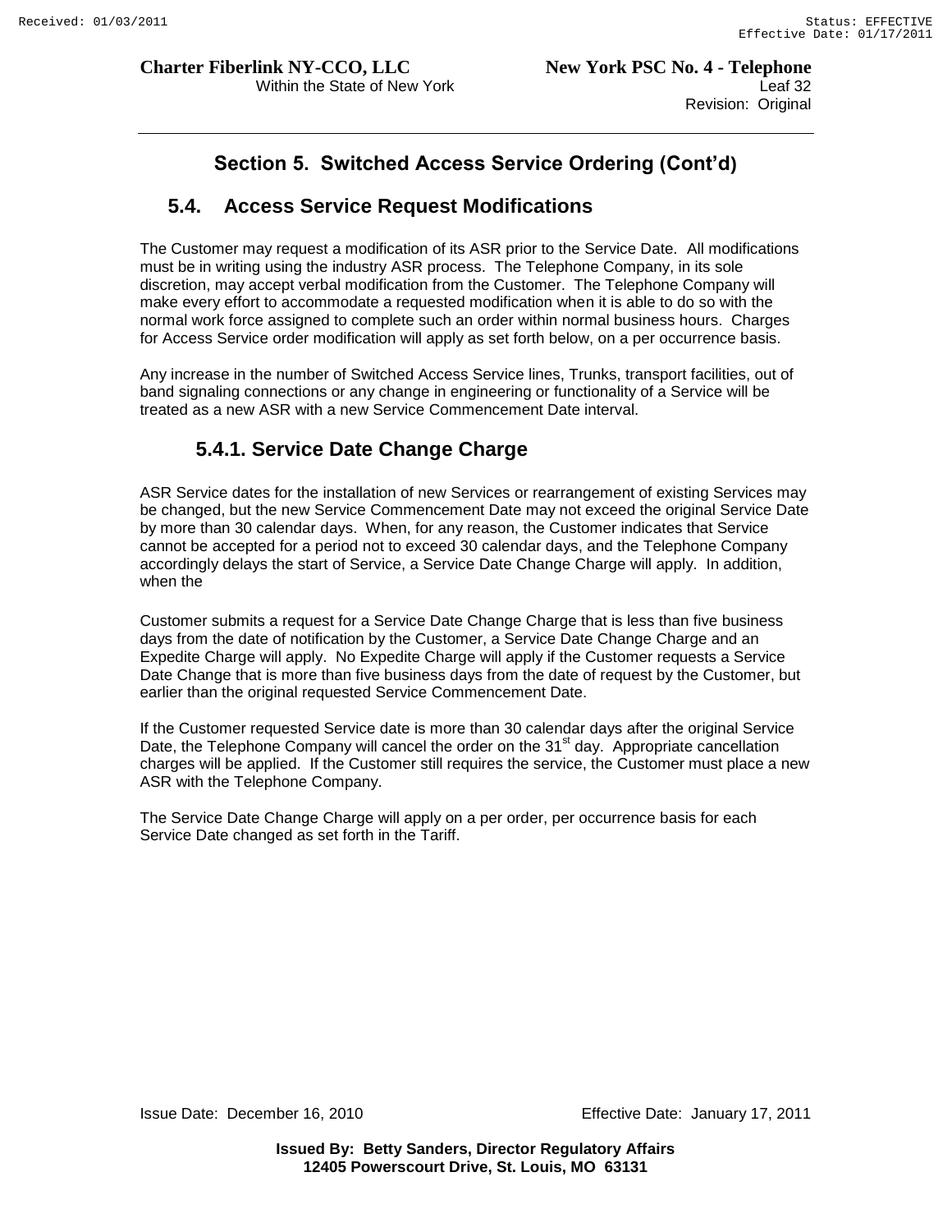## Section 5. Switched Access Service Ordering (Cont'd)

### 5.4. Access Service Request Modifications

The Customer may request a modification of its ASR prior to the Service Date. All modifications must be in writing using the industry ASR process. The Telephone Company, in its sole discretion, may accept verbal modification from the Customer. The Telephone Company will make every effort to accommodate a requested modification when it is able to do so with the normal work force assigned to complete such an order within normal business hours. Charges for Access Service order modification will apply as set forth below, on a per occurrence basis.

Any increase in the number of Switched Access Service lines, Trunks, transport facilities, out of band signaling connections or any change in engineering or functionality of a Service will be treated as a new ASR with a new Service Commencement Date interval.

#### 5.4.1. Service Date Change Charge

ASR Service dates for the installation of new Services or rearrangement of existing Services may be changed, but the new Service Commencement Date may not exceed the original Service Date by more than 30 calendar days. When, for any reason, the Customer indicates that Service cannot be accepted for a period not to exceed 30 calendar days, and the Telephone Company accordingly delays the start of Service, a Service Date Change Charge will apply. In addition, when the

Customer submits a request for a Service Date Change Charge that is less than five business days from the date of notification by the Customer, a Service Date Change Charge and an Expedite Charge will apply. No Expedite Charge will apply if the Customer requests a Service Date Change that is more than five business days from the date of request by the Customer, but earlier than the original requested Service Commencement Date.

If the Customer requested Service date is more than 30 calendar days after the original Service Date, the Telephone Company will cancel the order on the 31st day. Appropriate cancellation charges will be applied. If the Customer still requires the service, the Customer must place a new ASR with the Telephone Company.

The Service Date Change Charge will apply on a per order, per occurrence basis for each Service Date changed as set forth in the Tariff.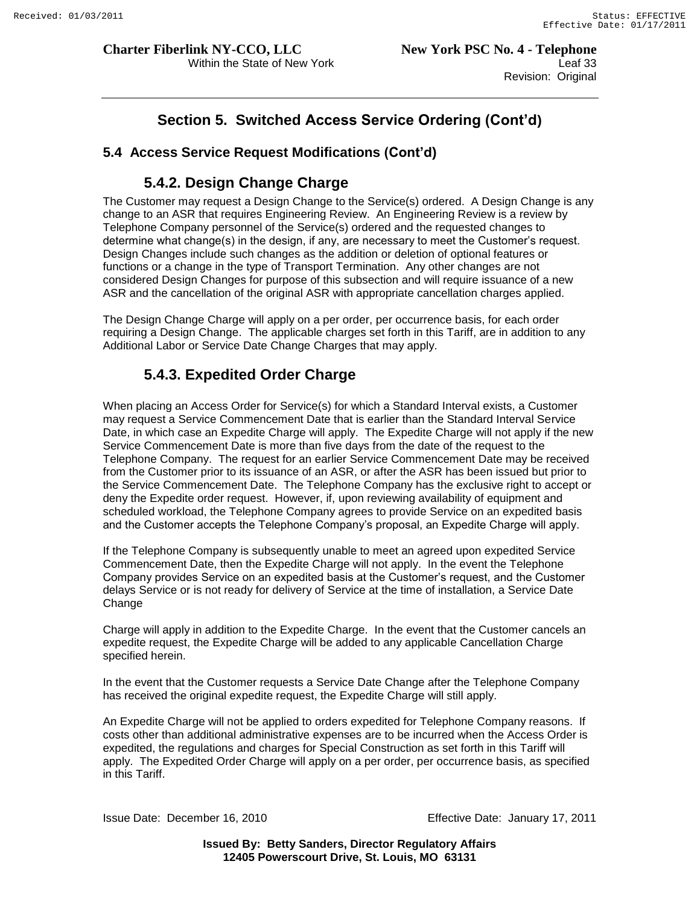## Section 5. Switched Access Service Ordering (Cont'd)

### 5.4 Access Service Request Modifications (Cont'd)

#### 5.4.2. Design Change Charge

The Customer may request a Design Change to the Service(s) ordered. A Design Change is any change to an ASR that requires Engineering Review. An Engineering Review is a review by Telephone Company personnel of the Service(s) ordered and the requested changes to determine what change(s) in the design, if any, are necessary to meet the Customer's request. Design Changes include such changes as the addition or deletion of optional features or functions or a change in the type of Transport Termination. Any other changes are not considered Design Changes for purpose of this subsection and will require issuance of a new ASR and the cancellation of the original ASR with appropriate cancellation charges applied.

The Design Change Charge will apply on a per order, per occurrence basis, for each order requiring a Design Change. The applicable charges set forth in this Tariff, are in addition to any Additional Labor or Service Date Change Charges that may apply.

#### 5.4.3. Expedited Order Charge

When placing an Access Order for Service(s) for which a Standard Interval exists, a Customer may request a Service Commencement Date that is earlier than the Standard Interval Service Date, in which case an Expedite Charge will apply. The Expedite Charge will not apply if the new Service Commencement Date is more than five days from the date of the request to the Telephone Company. The request for an earlier Service Commencement Date may be received from the Customer prior to its issuance of an ASR, or after the ASR has been issued but prior to the Service Commencement Date. The Telephone Company has the exclusive right to accept or deny the Expedite order request. However, if, upon reviewing availability of equipment and scheduled workload, the Telephone Company agrees to provide Service on an expedited basis and the Customer accepts the Telephone Company's proposal, an Expedite Charge will apply.

If the Telephone Company is subsequently unable to meet an agreed upon expedited Service Commencement Date, then the Expedite Charge will not apply. In the event the Telephone Company provides Service on an expedited basis at the Customer's request, and the Customer delays Service or is not ready for delivery of Service at the time of installation, a Service Date Change

Charge will apply in addition to the Expedite Charge. In the event that the Customer cancels an expedite request, the Expedite Charge will be added to any applicable Cancellation Charge specified herein.

In the event that the Customer requests a Service Date Change after the Telephone Company has received the original expedite request, the Expedite Charge will still apply.

An Expedite Charge will not be applied to orders expedited for Telephone Company reasons. If costs other than additional administrative expenses are to be incurred when the Access Order is expedited, the regulations and charges for Special Construction as set forth in this Tariff will apply. The Expedited Order Charge will apply on a per order, per occurrence basis, as specified in this Tariff.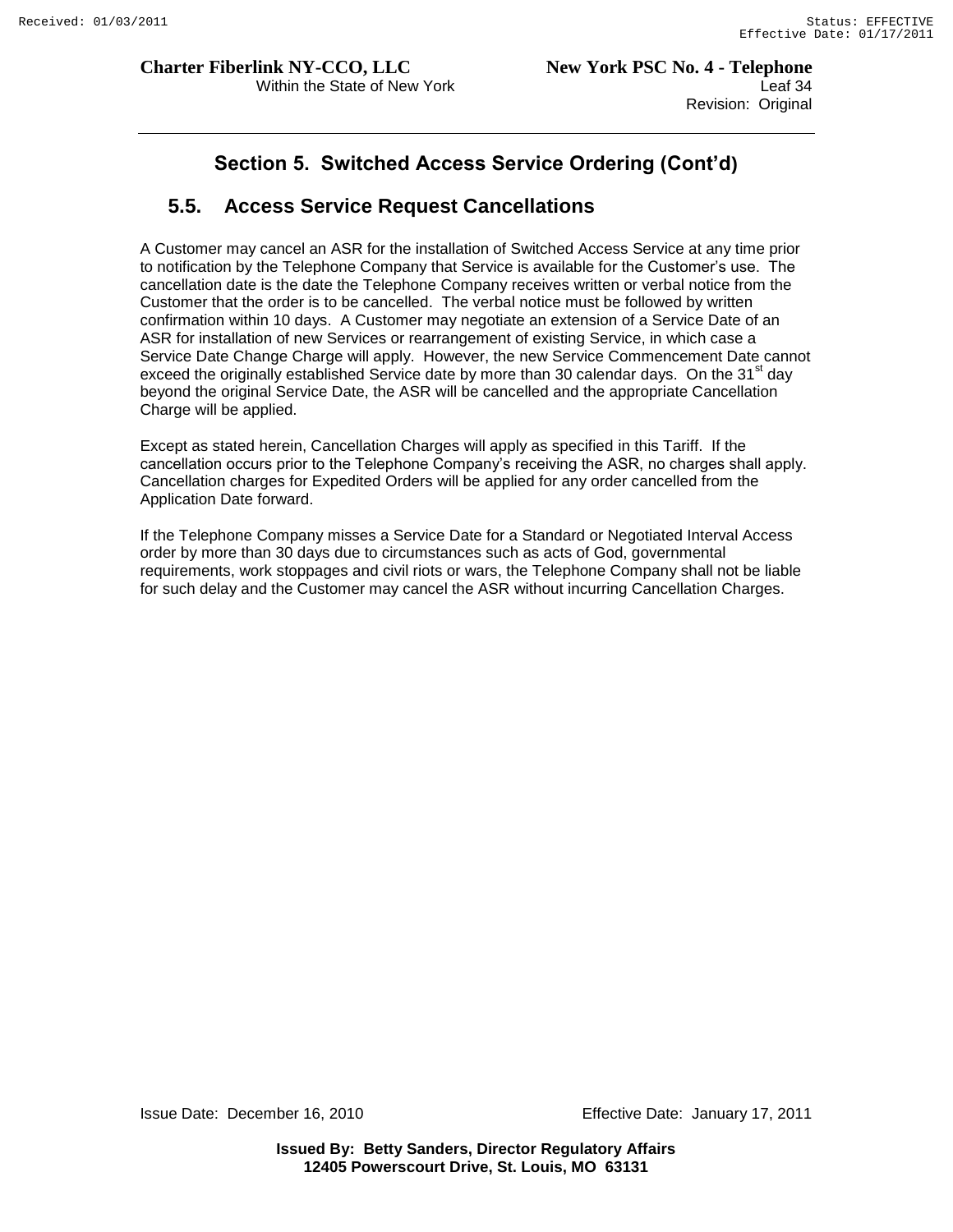## Section 5. Switched Access Service Ordering (Cont'd)

### 5.5. Access Service Request Cancellations

A Customer may cancel an ASR for the installation of Switched Access Service at any time prior to notification by the Telephone Company that Service is available for the Customer's use. The cancellation date is the date the Telephone Company receives written or verbal notice from the Customer that the order is to be cancelled. The verbal notice must be followed by written confirmation within 10 days. A Customer may negotiate an extension of a Service Date of an ASR for installation of new Services or rearrangement of existing Service, in which case a Service Date Change Charge will apply. However, the new Service Commencement Date cannot exceed the originally established Service date by more than 30 calendar days. On the 31st day beyond the original Service Date, the ASR will be cancelled and the appropriate Cancellation Charge will be applied.

Except as stated herein, Cancellation Charges will apply as specified in this Tariff. If the cancellation occurs prior to the Telephone Company's receiving the ASR, no charges shall apply. Cancellation charges for Expedited Orders will be applied for any order cancelled from the Application Date forward.

If the Telephone Company misses a Service Date for a Standard or Negotiated Interval Access order by more than 30 days due to circumstances such as acts of God, governmental requirements, work stoppages and civil riots or wars, the Telephone Company shall not be liable for such delay and the Customer may cancel the ASR without incurring Cancellation Charges.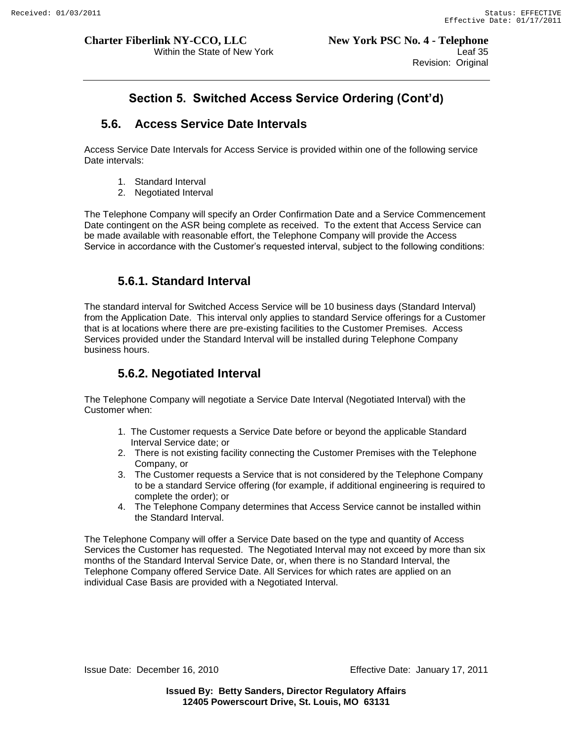## Section 5. Switched Access Service Ordering (Cont'd)

### 5.6. Access Service Date Intervals

Access Service Date Intervals for Access Service is provided within one of the following service Date intervals:

1. Standard Interval
2. Negotiated Interval

The Telephone Company will specify an Order Confirmation Date and a Service Commencement Date contingent on the ASR being complete as received. To the extent that Access Service can be made available with reasonable effort, the Telephone Company will provide the Access Service in accordance with the Customer's requested interval, subject to the following conditions:

#### 5.6.1. Standard Interval

The standard interval for Switched Access Service will be 10 business days (Standard Interval) from the Application Date. This interval only applies to standard Service offerings for a Customer that is at locations where there are pre-existing facilities to the Customer Premises. Access Services provided under the Standard Interval will be installed during Telephone Company business hours.

#### 5.6.2. Negotiated Interval

The Telephone Company will negotiate a Service Date Interval (Negotiated Interval) with the Customer when:

1. The Customer requests a Service Date before or beyond the applicable Standard Interval Service date; or
2. There is not existing facility connecting the Customer Premises with the Telephone Company, or
3. The Customer requests a Service that is not considered by the Telephone Company to be a standard Service offering (for example, if additional engineering is required to complete the order); or
4. The Telephone Company determines that Access Service cannot be installed within the Standard Interval.

The Telephone Company will offer a Service Date based on the type and quantity of Access Services the Customer has requested. The Negotiated Interval may not exceed by more than six months of the Standard Interval Service Date, or, when there is no Standard Interval, the Telephone Company offered Service Date. All Services for which rates are applied on an individual Case Basis are provided with a Negotiated Interval.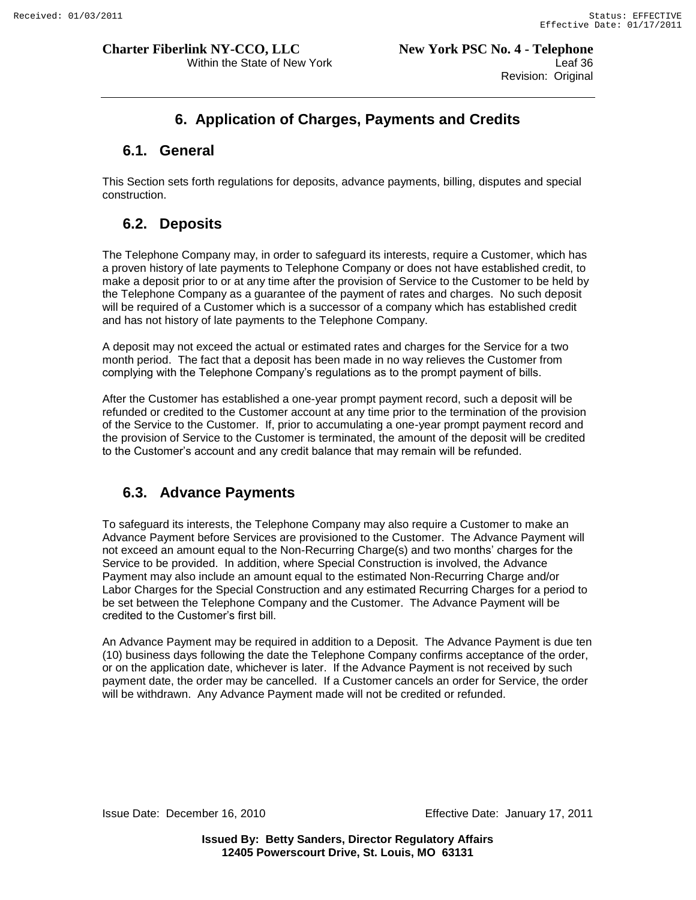# 6. Application of Charges, Payments and Credits

## 6.1. General

This Section sets forth regulations for deposits, advance payments, billing, disputes and special construction.

## 6.2. Deposits

The Telephone Company may, in order to safeguard its interests, require a Customer, which has a proven history of late payments to Telephone Company or does not have established credit, to make a deposit prior to or at any time after the provision of Service to the Customer to be held by the Telephone Company as a guarantee of the payment of rates and charges. No such deposit will be required of a Customer which is a successor of a company which has established credit and has not history of late payments to the Telephone Company.

A deposit may not exceed the actual or estimated rates and charges for the Service for a two month period. The fact that a deposit has been made in no way relieves the Customer from complying with the Telephone Company's regulations as to the prompt payment of bills.

After the Customer has established a one-year prompt payment record, such a deposit will be refunded or credited to the Customer account at any time prior to the termination of the provision of the Service to the Customer. If, prior to accumulating a one-year prompt payment record and the provision of Service to the Customer is terminated, the amount of the deposit will be credited to the Customer's account and any credit balance that may remain will be refunded.

## 6.3. Advance Payments

To safeguard its interests, the Telephone Company may also require a Customer to make an Advance Payment before Services are provisioned to the Customer. The Advance Payment will not exceed an amount equal to the Non-Recurring Charge(s) and two months' charges for the Service to be provided. In addition, where Special Construction is involved, the Advance Payment may also include an amount equal to the estimated Non-Recurring Charge and/or Labor Charges for the Special Construction and any estimated Recurring Charges for a period to be set between the Telephone Company and the Customer. The Advance Payment will be credited to the Customer's first bill.

An Advance Payment may be required in addition to a Deposit. The Advance Payment is due ten (10) business days following the date the Telephone Company confirms acceptance of the order, or on the application date, whichever is later. If the Advance Payment is not received by such payment date, the order may be cancelled. If a Customer cancels an order for Service, the order will be withdrawn. Any Advance Payment made will not be credited or refunded.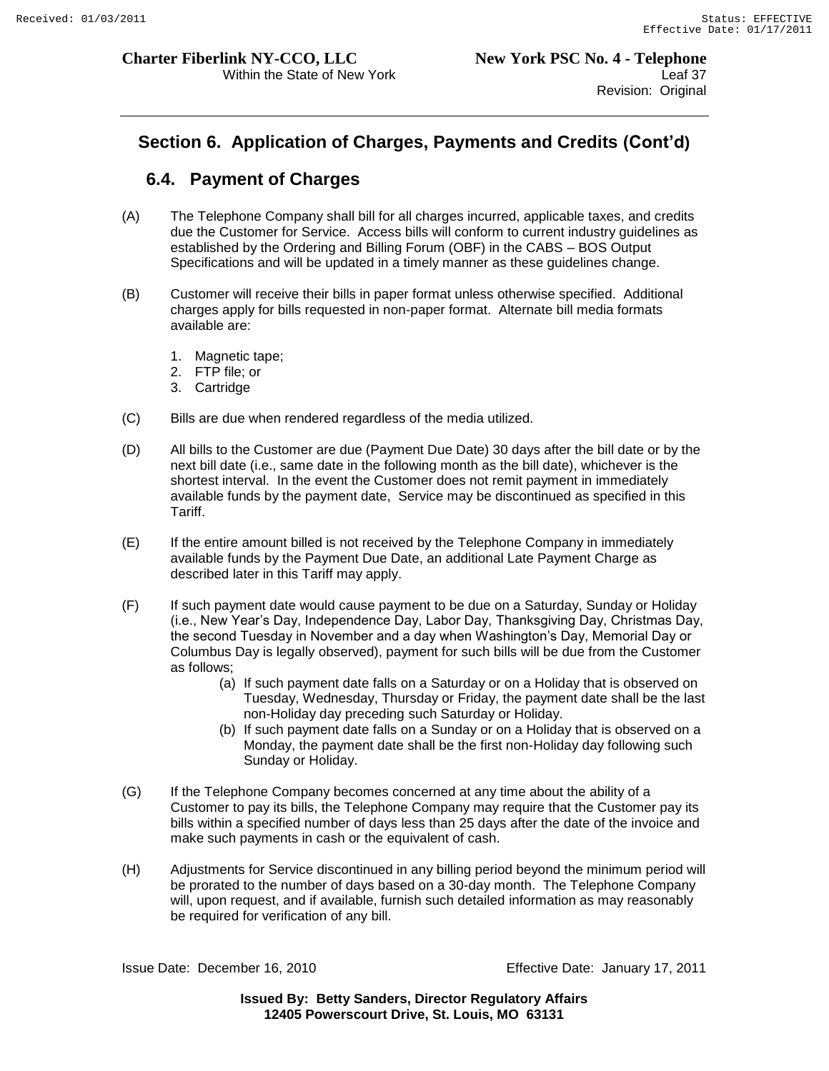## Section 6. Application of Charges, Payments and Credits (Cont'd)

### 6.4. Payment of Charges

(A) The Telephone Company shall bill for all charges incurred, applicable taxes, and credits due the Customer for Service. Access bills will conform to current industry guidelines as established by the Ordering and Billing Forum (OBF) in the CABS – BOS Output Specifications and will be updated in a timely manner as these guidelines change.

(B) Customer will receive their bills in paper format unless otherwise specified. Additional charges apply for bills requested in non-paper format. Alternate bill media formats available are:

1. Magnetic tape;
2. FTP file; or
3. Cartridge

(C) Bills are due when rendered regardless of the media utilized.

(D) All bills to the Customer are due (Payment Due Date) 30 days after the bill date or by the next bill date (i.e., same date in the following month as the bill date), whichever is the shortest interval. In the event the Customer does not remit payment in immediately available funds by the payment date, Service may be discontinued as specified in this Tariff.

(E) If the entire amount billed is not received by the Telephone Company in immediately available funds by the Payment Due Date, an additional Late Payment Charge as described later in this Tariff may apply.

(F) If such payment date would cause payment to be due on a Saturday, Sunday or Holiday (i.e., New Year's Day, Independence Day, Labor Day, Thanksgiving Day, Christmas Day, the second Tuesday in November and a day when Washington's Day, Memorial Day or Columbus Day is legally observed), payment for such bills will be due from the Customer as follows;

   (a) If such payment date falls on a Saturday or on a Holiday that is observed on Tuesday, Wednesday, Thursday or Friday, the payment date shall be the last non-Holiday day preceding such Saturday or Holiday.

   (b) If such payment date falls on a Sunday or on a Holiday that is observed on a Monday, the payment date shall be the first non-Holiday day following such Sunday or Holiday.

(G) If the Telephone Company becomes concerned at any time about the ability of a Customer to pay its bills, the Telephone Company may require that the Customer pay its bills within a specified number of days less than 25 days after the date of the invoice and make such payments in cash or the equivalent of cash.

(H) Adjustments for Service discontinued in any billing period beyond the minimum period will be prorated to the number of days based on a 30-day month. The Telephone Company will, upon request, and if available, furnish such detailed information as may reasonably be required for verification of any bill.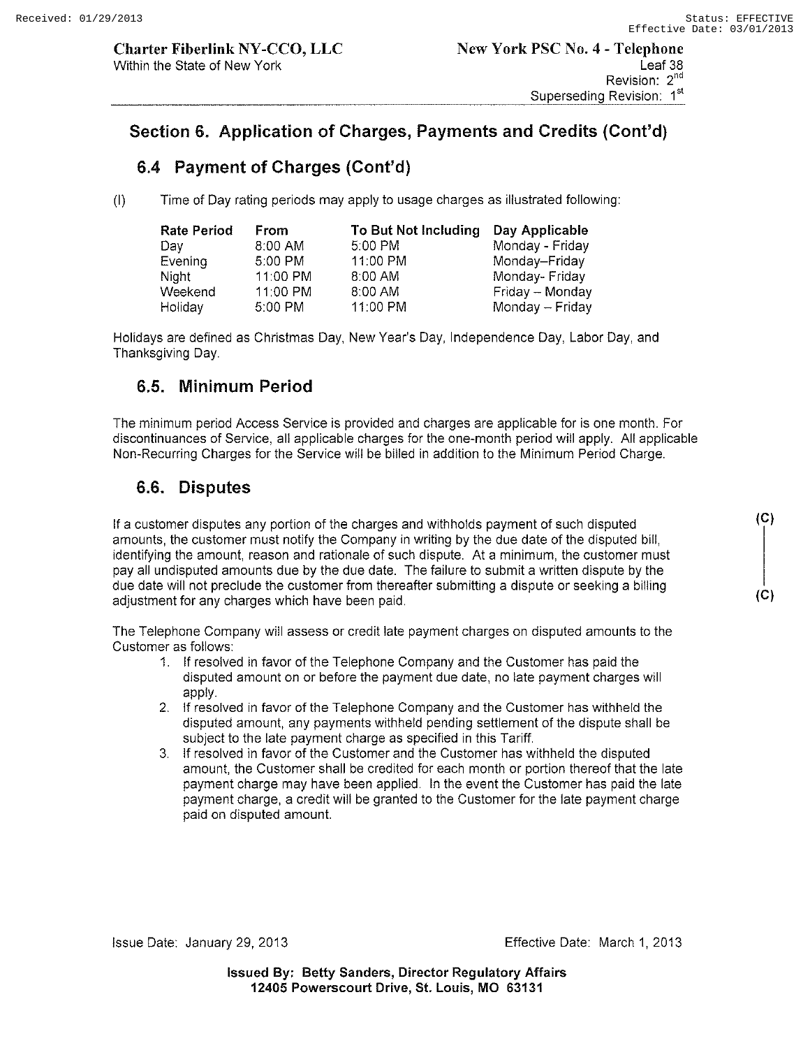## Section 6. Application of Charges, Payments and Credits (Cont'd)

### 6.4 Payment of Charges (Cont'd)

(I) Time of Day rating periods may apply to usage charges as illustrated following:

| Rate Period | From | To But Not Including | Day Applicable |
|---|---|---|---|
| Day | 8:00 AM | 5:00 PM | Monday - Friday |
| Evening | 5:00 PM | 11:00 PM | Monday–Friday |
| Night | 11:00 PM | 8:00 AM | Monday- Friday |
| Weekend | 11:00 PM | 8:00 AM | Friday – Monday |
| Holiday | 5:00 PM | 11:00 PM | Monday – Friday |

Holidays are defined as Christmas Day, New Year's Day, Independence Day, Labor Day, and Thanksgiving Day.

### 6.5. Minimum Period

The minimum period Access Service is provided and charges are applicable for is one month. For discontinuances of Service, all applicable charges for the one-month period will apply. All applicable Non-Recurring Charges for the Service will be billed in addition to the Minimum Period Charge.

### 6.6. Disputes

(C) If a customer disputes any portion of the charges and withholds payment of such disputed amounts, the customer must notify the Company in writing by the due date of the disputed bill, identifying the amount, reason and rationale of such dispute. At a minimum, the customer must pay all undisputed amounts due by the due date. The failure to submit a written dispute by the due date will not preclude the customer from thereafter submitting a dispute or seeking a billing adjustment for any charges which have been paid. (C)

The Telephone Company will assess or credit late payment charges on disputed amounts to the Customer as follows:

1. If resolved in favor of the Telephone Company and the Customer has paid the disputed amount on or before the payment due date, no late payment charges will apply.
2. If resolved in favor of the Telephone Company and the Customer has withheld the disputed amount, any payments withheld pending settlement of the dispute shall be subject to the late payment charge as specified in this Tariff.
3. If resolved in favor of the Customer and the Customer has withheld the disputed amount, the Customer shall be credited for each month or portion thereof that the late payment charge may have been applied. In the event the Customer has paid the late payment charge, a credit will be granted to the Customer for the late payment charge paid on disputed amount.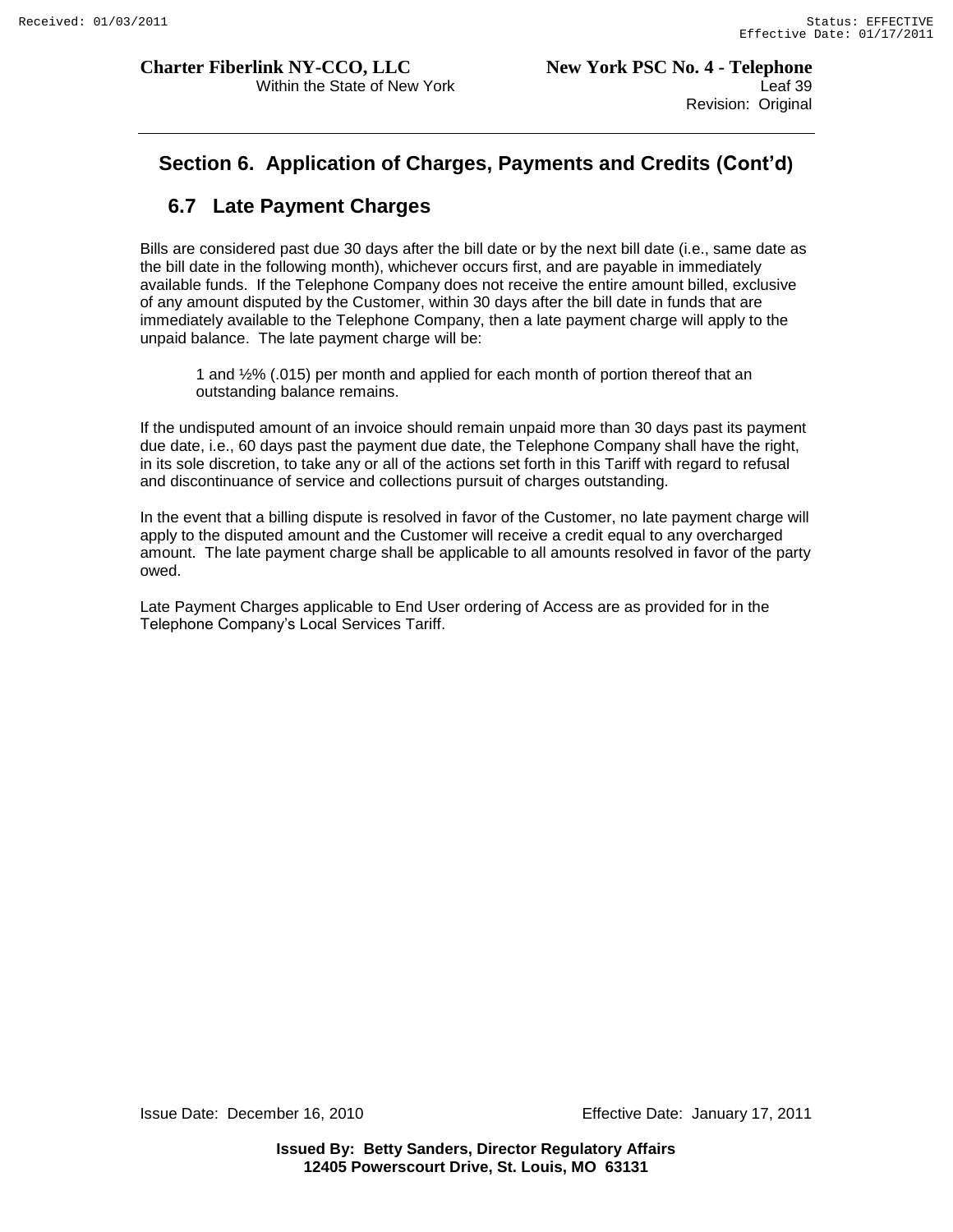## Section 6. Application of Charges, Payments and Credits (Cont'd)

### 6.7 Late Payment Charges

Bills are considered past due 30 days after the bill date or by the next bill date (i.e., same date as the bill date in the following month), whichever occurs first, and are payable in immediately available funds. If the Telephone Company does not receive the entire amount billed, exclusive of any amount disputed by the Customer, within 30 days after the bill date in funds that are immediately available to the Telephone Company, then a late payment charge will apply to the unpaid balance. The late payment charge will be:

> 1 and ½% (.015) per month and applied for each month of portion thereof that an outstanding balance remains.

If the undisputed amount of an invoice should remain unpaid more than 30 days past its payment due date, i.e., 60 days past the payment due date, the Telephone Company shall have the right, in its sole discretion, to take any or all of the actions set forth in this Tariff with regard to refusal and discontinuance of service and collections pursuit of charges outstanding.

In the event that a billing dispute is resolved in favor of the Customer, no late payment charge will apply to the disputed amount and the Customer will receive a credit equal to any overcharged amount. The late payment charge shall be applicable to all amounts resolved in favor of the party owed.

Late Payment Charges applicable to End User ordering of Access are as provided for in the Telephone Company's Local Services Tariff.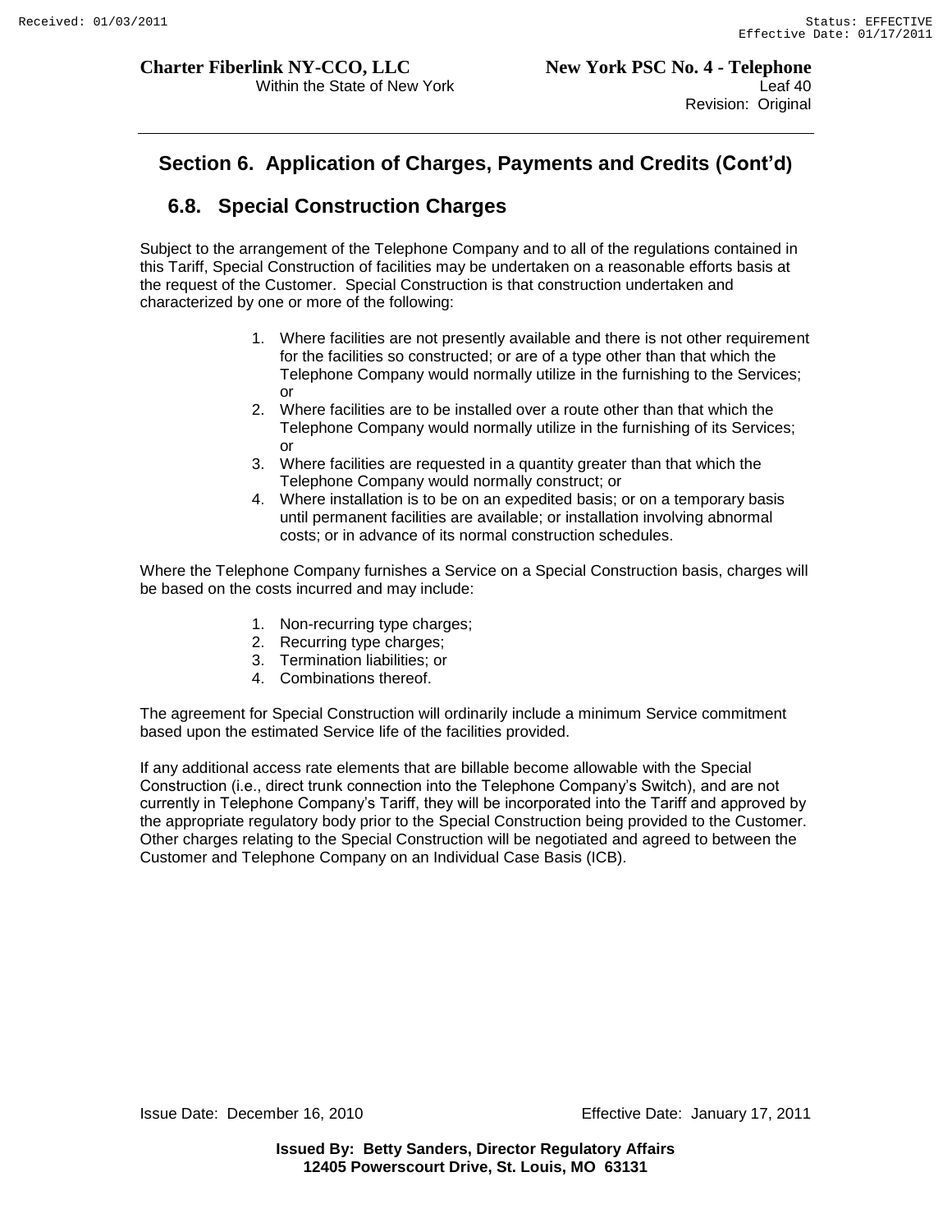## Section 6. Application of Charges, Payments and Credits (Cont'd)

### 6.8. Special Construction Charges

Subject to the arrangement of the Telephone Company and to all of the regulations contained in this Tariff, Special Construction of facilities may be undertaken on a reasonable efforts basis at the request of the Customer. Special Construction is that construction undertaken and characterized by one or more of the following:

1. Where facilities are not presently available and there is not other requirement for the facilities so constructed; or are of a type other than that which the Telephone Company would normally utilize in the furnishing to the Services; or
2. Where facilities are to be installed over a route other than that which the Telephone Company would normally utilize in the furnishing of its Services; or
3. Where facilities are requested in a quantity greater than that which the Telephone Company would normally construct; or
4. Where installation is to be on an expedited basis; or on a temporary basis until permanent facilities are available; or installation involving abnormal costs; or in advance of its normal construction schedules.

Where the Telephone Company furnishes a Service on a Special Construction basis, charges will be based on the costs incurred and may include:

1. Non-recurring type charges;
2. Recurring type charges;
3. Termination liabilities; or
4. Combinations thereof.

The agreement for Special Construction will ordinarily include a minimum Service commitment based upon the estimated Service life of the facilities provided.

If any additional access rate elements that are billable become allowable with the Special Construction (i.e., direct trunk connection into the Telephone Company's Switch), and are not currently in Telephone Company's Tariff, they will be incorporated into the Tariff and approved by the appropriate regulatory body prior to the Special Construction being provided to the Customer. Other charges relating to the Special Construction will be negotiated and agreed to between the Customer and Telephone Company on an Individual Case Basis (ICB).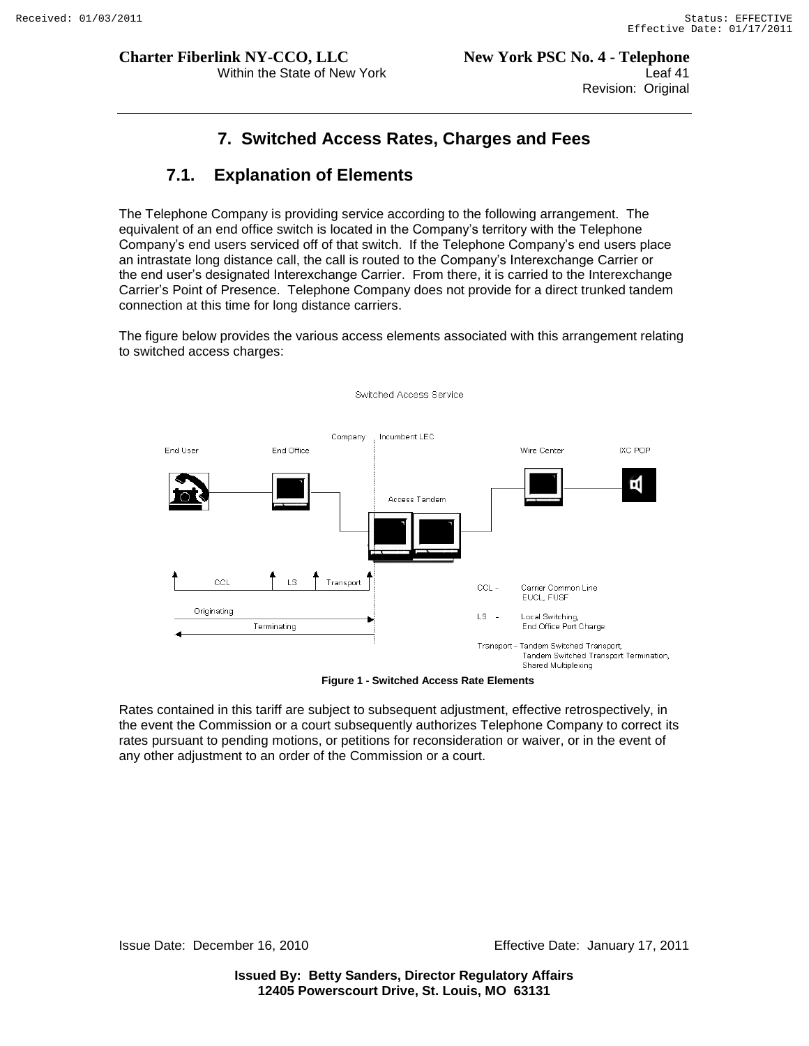# 7. Switched Access Rates, Charges and Fees

## 7.1. Explanation of Elements

The Telephone Company is providing service according to the following arrangement. The equivalent of an end office switch is located in the Company's territory with the Telephone Company's end users serviced off of that switch. If the Telephone Company's end users place an intrastate long distance call, the call is routed to the Company's Interexchange Carrier or the end user's designated Interexchange Carrier. From there, it is carried to the Interexchange Carrier's Point of Presence. Telephone Company does not provide for a direct trunked tandem connection at this time for long distance carriers.

The figure below provides the various access elements associated with this arrangement relating to switched access charges:

Switched Access Service

Company | Incumbent LEC

End User — End Office — Access Tandem — Wire Center — IXC POP

CCL | LS | Transport

Originating →

← Terminating

CCL – Carrier Common Line
EUCL, FUSF

LS – Local Switching,
End Office Port Charge

Transport – Tandem Switched Transport,
Tandem Switched Transport Termination,
Shared Multiplexing

**Figure 1 - Switched Access Rate Elements**

Rates contained in this tariff are subject to subsequent adjustment, effective retrospectively, in the event the Commission or a court subsequently authorizes Telephone Company to correct its rates pursuant to pending motions, or petitions for reconsideration or waiver, or in the event of any other adjustment to an order of the Commission or a court.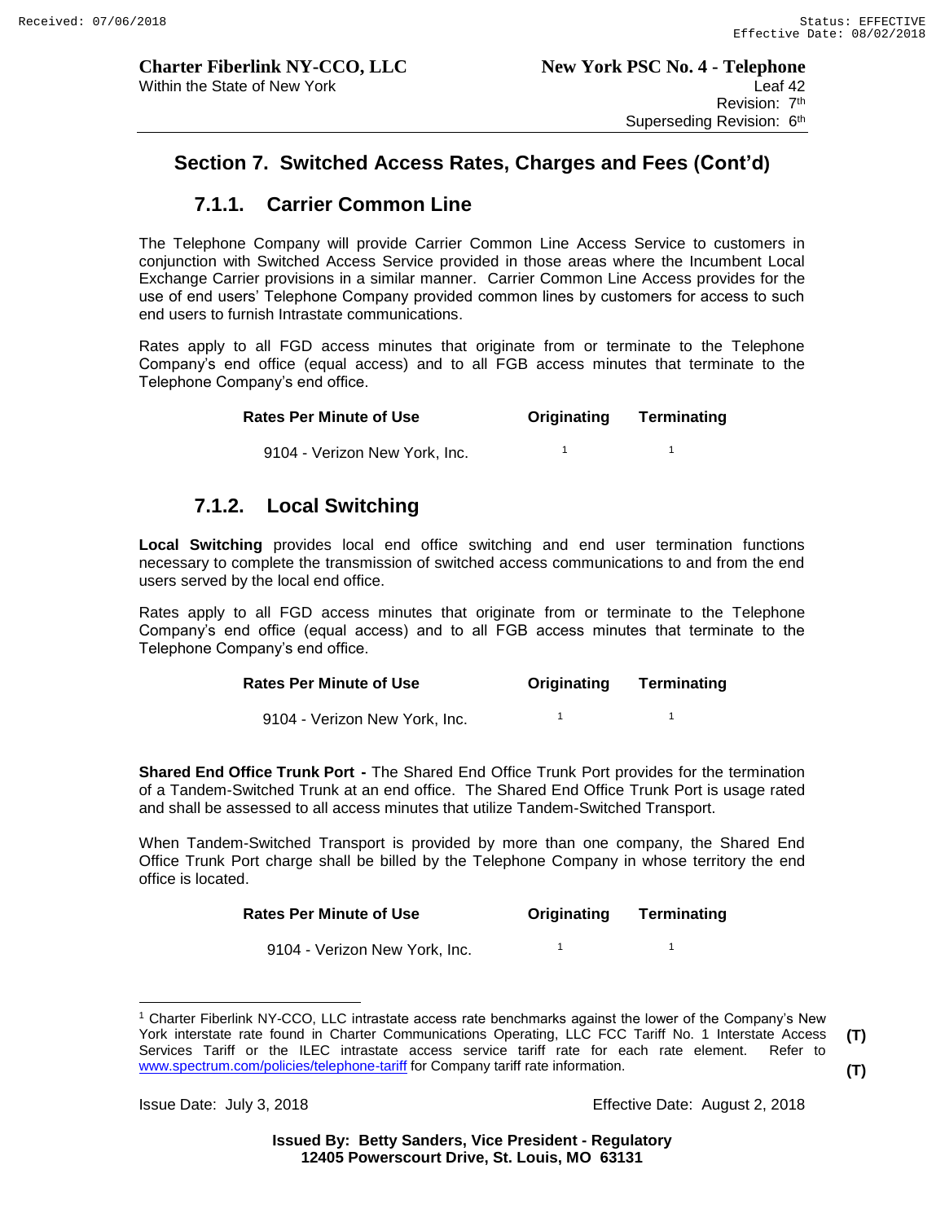## Section 7. Switched Access Rates, Charges and Fees (Cont'd)

### 7.1.1. Carrier Common Line

The Telephone Company will provide Carrier Common Line Access Service to customers in conjunction with Switched Access Service provided in those areas where the Incumbent Local Exchange Carrier provisions in a similar manner. Carrier Common Line Access provides for the use of end users' Telephone Company provided common lines by customers for access to such end users to furnish Intrastate communications.

Rates apply to all FGD access minutes that originate from or terminate to the Telephone Company's end office (equal access) and to all FGB access minutes that terminate to the Telephone Company's end office.

| Rates Per Minute of Use | Originating | Terminating |
|---|---|---|
| 9104 - Verizon New York, Inc. | [1] | [1] |

### 7.1.2. Local Switching

**Local Switching** provides local end office switching and end user termination functions necessary to complete the transmission of switched access communications to and from the end users served by the local end office.

Rates apply to all FGD access minutes that originate from or terminate to the Telephone Company's end office (equal access) and to all FGB access minutes that terminate to the Telephone Company's end office.

| Rates Per Minute of Use | Originating | Terminating |
|---|---|---|
| 9104 - Verizon New York, Inc. | [1] | [1] |

**Shared End Office Trunk Port -** The Shared End Office Trunk Port provides for the termination of a Tandem-Switched Trunk at an end office. The Shared End Office Trunk Port is usage rated and shall be assessed to all access minutes that utilize Tandem-Switched Transport.

When Tandem-Switched Transport is provided by more than one company, the Shared End Office Trunk Port charge shall be billed by the Telephone Company in whose territory the end office is located.

| Rates Per Minute of Use | Originating | Terminating |
|---|---|---|
| 9104 - Verizon New York, Inc. | [1] | [1] |

---

[1] Charter Fiberlink NY-CCO, LLC intrastate access rate benchmarks against the lower of the Company's New York interstate rate found in Charter Communications Operating, LLC FCC Tariff No. 1 Interstate Access Services Tariff or the ILEC intrastate access service tariff rate for each rate element. Refer to www.spectrum.com/policies/telephone-tariff for Company tariff rate information. (T) (T)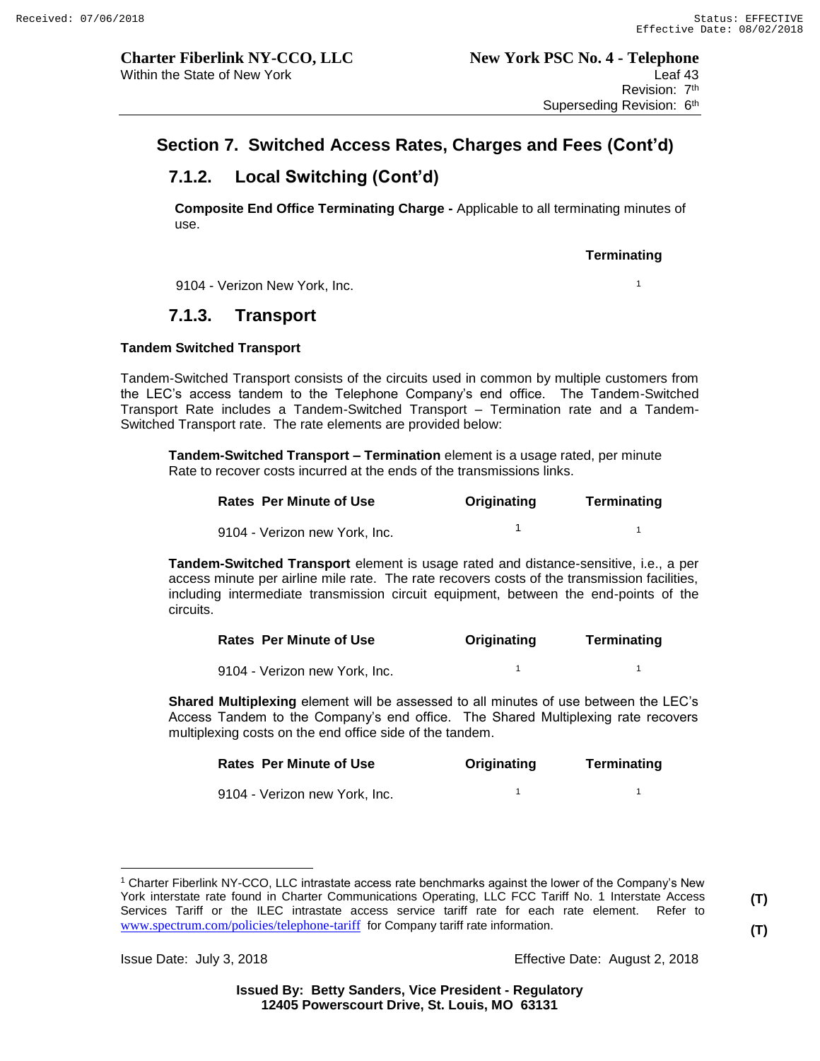## Section 7. Switched Access Rates, Charges and Fees (Cont'd)

### 7.1.2. Local Switching (Cont'd)

**Composite End Office Terminating Charge -** Applicable to all terminating minutes of use.

| | Terminating |
|---|---|
| 9104 - Verizon New York, Inc. | [1] |

### 7.1.3. Transport

**Tandem Switched Transport**

Tandem-Switched Transport consists of the circuits used in common by multiple customers from the LEC's access tandem to the Telephone Company's end office. The Tandem-Switched Transport Rate includes a Tandem-Switched Transport – Termination rate and a Tandem-Switched Transport rate. The rate elements are provided below:

**Tandem-Switched Transport – Termination** element is a usage rated, per minute Rate to recover costs incurred at the ends of the transmissions links.

| Rates Per Minute of Use | Originating | Terminating |
|---|---|---|
| 9104 - Verizon new York, Inc. | [1] | [1] |

**Tandem-Switched Transport** element is usage rated and distance-sensitive, i.e., a per access minute per airline mile rate. The rate recovers costs of the transmission facilities, including intermediate transmission circuit equipment, between the end-points of the circuits.

| Rates Per Minute of Use | Originating | Terminating |
|---|---|---|
| 9104 - Verizon new York, Inc. | [1] | [1] |

**Shared Multiplexing** element will be assessed to all minutes of use between the LEC's Access Tandem to the Company's end office. The Shared Multiplexing rate recovers multiplexing costs on the end office side of the tandem.

| Rates Per Minute of Use | Originating | Terminating |
|---|---|---|
| 9104 - Verizon new York, Inc. | [1] | [1] |

---

[1] Charter Fiberlink NY-CCO, LLC intrastate access rate benchmarks against the lower of the Company's New York interstate rate found in Charter Communications Operating, LLC FCC Tariff No. 1 Interstate Access Services Tariff or the ILEC intrastate access service tariff rate for each rate element. Refer to www.spectrum.com/policies/telephone-tariff for Company tariff rate information. **(T)** **(T)**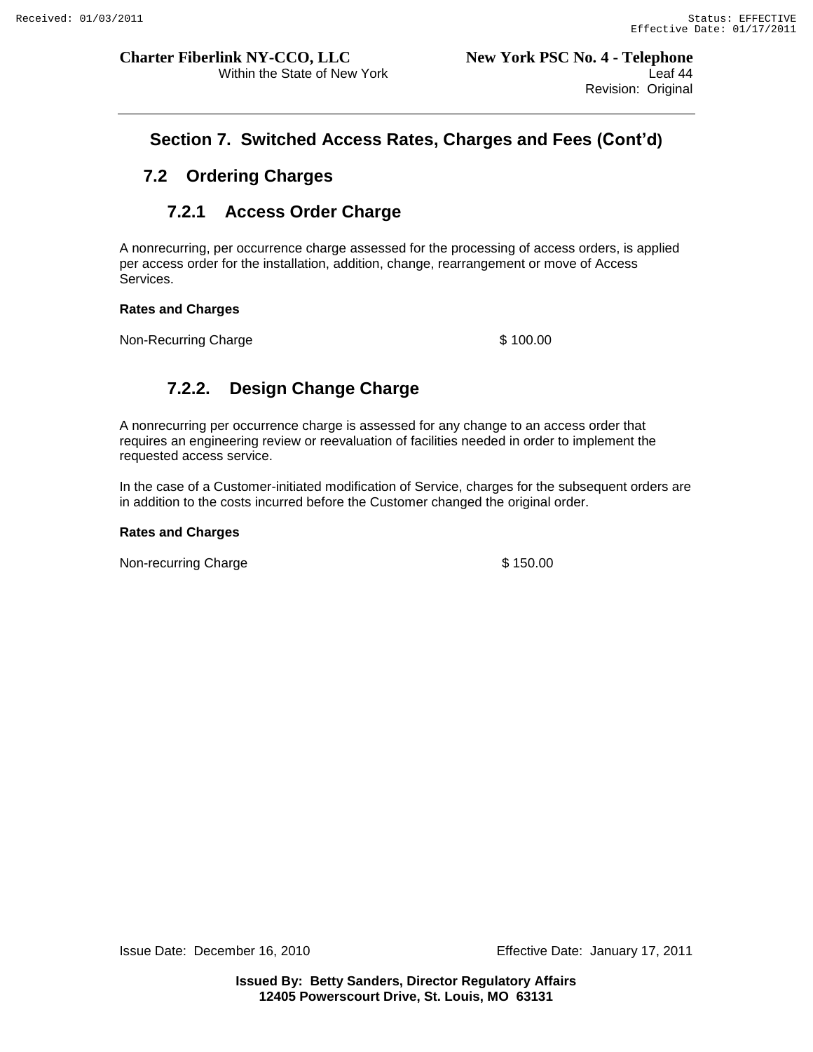## Section 7. Switched Access Rates, Charges and Fees (Cont'd)

### 7.2 Ordering Charges

#### 7.2.1 Access Order Charge

A nonrecurring, per occurrence charge assessed for the processing of access orders, is applied per access order for the installation, addition, change, rearrangement or move of Access Services.

**Rates and Charges**

| | |
|---|---|
| Non-Recurring Charge | $ 100.00 |

#### 7.2.2. Design Change Charge

A nonrecurring per occurrence charge is assessed for any change to an access order that requires an engineering review or reevaluation of facilities needed in order to implement the requested access service.

In the case of a Customer-initiated modification of Service, charges for the subsequent orders are in addition to the costs incurred before the Customer changed the original order.

**Rates and Charges**

| | |
|---|---|
| Non-recurring Charge | $ 150.00 |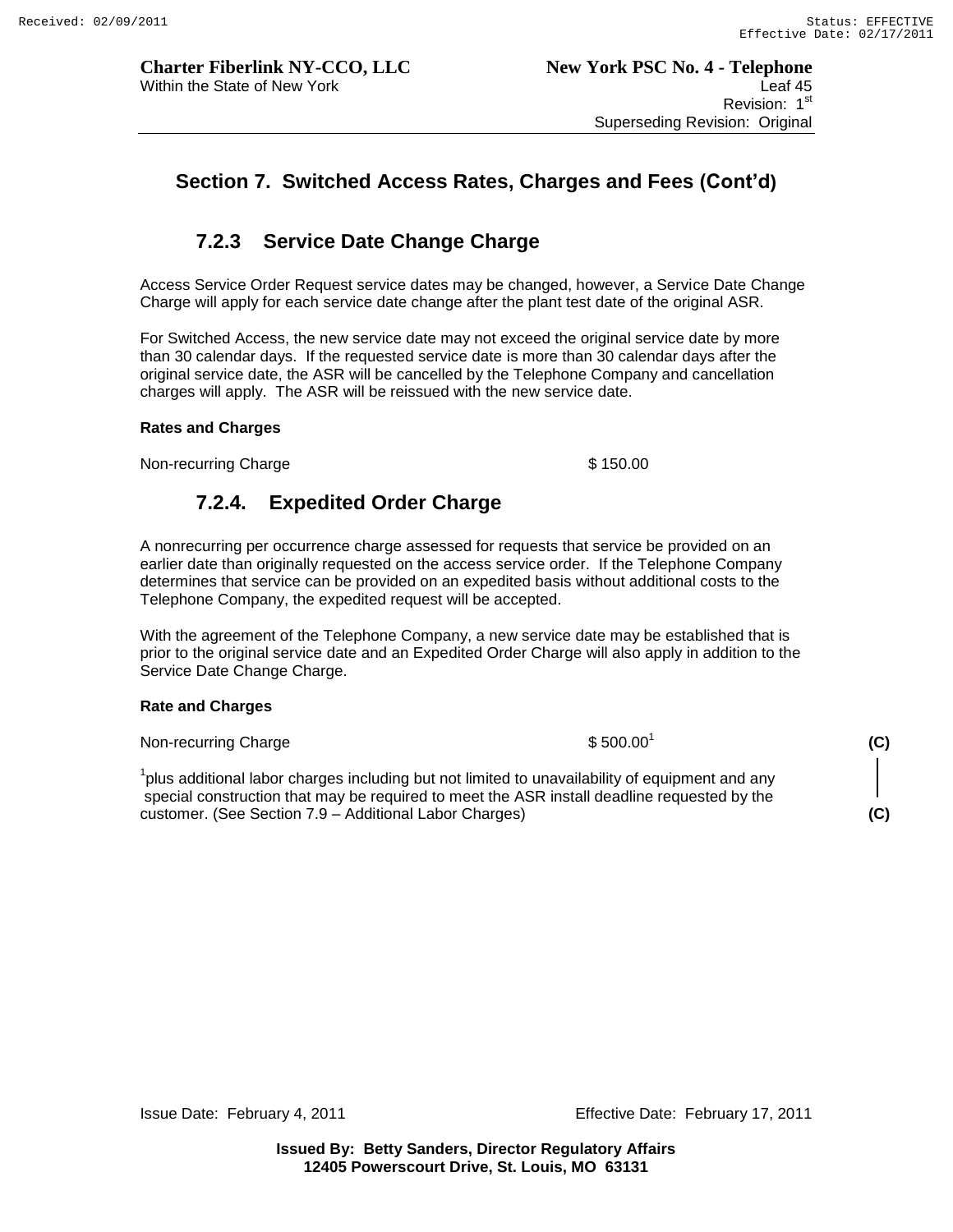## Section 7. Switched Access Rates, Charges and Fees (Cont'd)

### 7.2.3 Service Date Change Charge

Access Service Order Request service dates may be changed, however, a Service Date Change Charge will apply for each service date change after the plant test date of the original ASR.

For Switched Access, the new service date may not exceed the original service date by more than 30 calendar days. If the requested service date is more than 30 calendar days after the original service date, the ASR will be cancelled by the Telephone Company and cancellation charges will apply. The ASR will be reissued with the new service date.

**Rates and Charges**

| | |
|---|---|
| Non-recurring Charge | $ 150.00 |

### 7.2.4. Expedited Order Charge

A nonrecurring per occurrence charge assessed for requests that service be provided on an earlier date than originally requested on the access service order. If the Telephone Company determines that service can be provided on an expedited basis without additional costs to the Telephone Company, the expedited request will be accepted.

With the agreement of the Telephone Company, a new service date may be established that is prior to the original service date and an Expedited Order Charge will also apply in addition to the Service Date Change Charge.

**Rate and Charges**

| | | |
|---|---|---|
| Non-recurring Charge | $ 500.00[1] | (C) |

[1]plus additional labor charges including but not limited to unavailability of equipment and any special construction that may be required to meet the ASR install deadline requested by the customer. (See Section 7.9 – Additional Labor Charges) (C)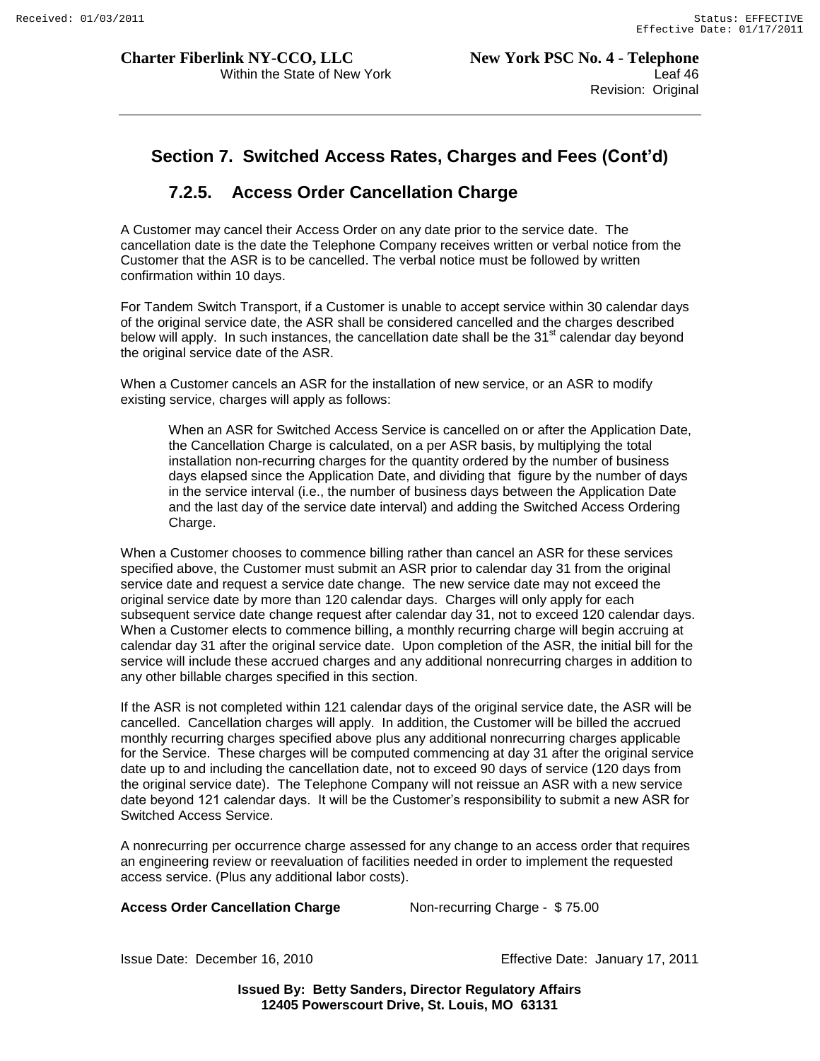## Section 7. Switched Access Rates, Charges and Fees (Cont'd)

### 7.2.5. Access Order Cancellation Charge

A Customer may cancel their Access Order on any date prior to the service date. The cancellation date is the date the Telephone Company receives written or verbal notice from the Customer that the ASR is to be cancelled. The verbal notice must be followed by written confirmation within 10 days.

For Tandem Switch Transport, if a Customer is unable to accept service within 30 calendar days of the original service date, the ASR shall be considered cancelled and the charges described below will apply. In such instances, the cancellation date shall be the 31st calendar day beyond the original service date of the ASR.

When a Customer cancels an ASR for the installation of new service, or an ASR to modify existing service, charges will apply as follows:

> When an ASR for Switched Access Service is cancelled on or after the Application Date, the Cancellation Charge is calculated, on a per ASR basis, by multiplying the total installation non-recurring charges for the quantity ordered by the number of business days elapsed since the Application Date, and dividing that figure by the number of days in the service interval (i.e., the number of business days between the Application Date and the last day of the service date interval) and adding the Switched Access Ordering Charge.

When a Customer chooses to commence billing rather than cancel an ASR for these services specified above, the Customer must submit an ASR prior to calendar day 31 from the original service date and request a service date change. The new service date may not exceed the original service date by more than 120 calendar days. Charges will only apply for each subsequent service date change request after calendar day 31, not to exceed 120 calendar days. When a Customer elects to commence billing, a monthly recurring charge will begin accruing at calendar day 31 after the original service date. Upon completion of the ASR, the initial bill for the service will include these accrued charges and any additional nonrecurring charges in addition to any other billable charges specified in this section.

If the ASR is not completed within 121 calendar days of the original service date, the ASR will be cancelled. Cancellation charges will apply. In addition, the Customer will be billed the accrued monthly recurring charges specified above plus any additional nonrecurring charges applicable for the Service. These charges will be computed commencing at day 31 after the original service date up to and including the cancellation date, not to exceed 90 days of service (120 days from the original service date). The Telephone Company will not reissue an ASR with a new service date beyond 121 calendar days. It will be the Customer's responsibility to submit a new ASR for Switched Access Service.

A nonrecurring per occurrence charge assessed for any change to an access order that requires an engineering review or reevaluation of facilities needed in order to implement the requested access service. (Plus any additional labor costs).

**Access Order Cancellation Charge** Non-recurring Charge - $ 75.00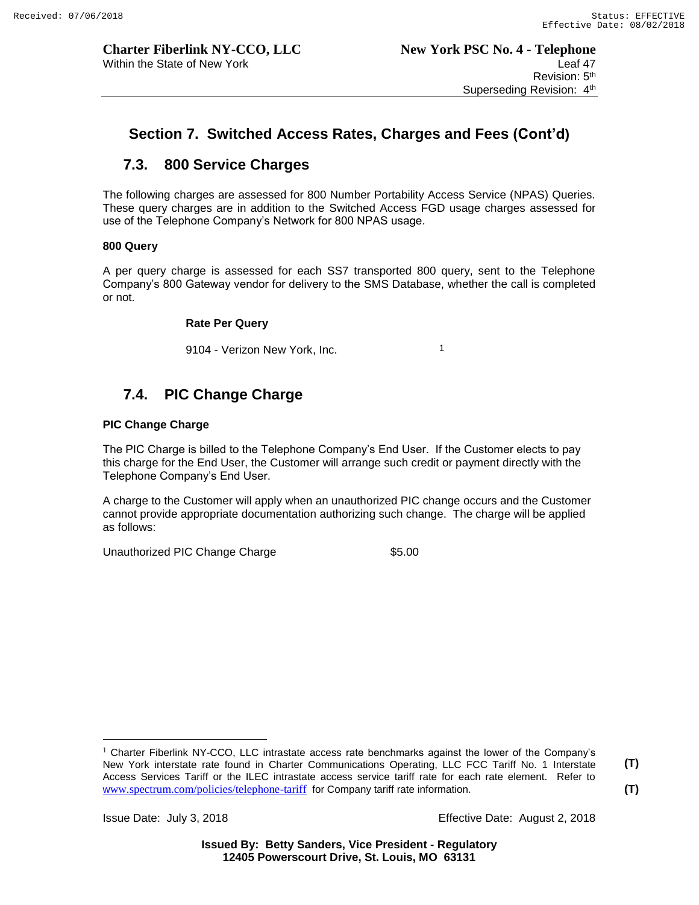## Section 7. Switched Access Rates, Charges and Fees (Cont'd)

### 7.3. 800 Service Charges

The following charges are assessed for 800 Number Portability Access Service (NPAS) Queries. These query charges are in addition to the Switched Access FGD usage charges assessed for use of the Telephone Company's Network for 800 NPAS usage.

**800 Query**

A per query charge is assessed for each SS7 transported 800 query, sent to the Telephone Company's 800 Gateway vendor for delivery to the SMS Database, whether the call is completed or not.

**Rate Per Query**

9104 - Verizon New York, Inc. [1]

### 7.4. PIC Change Charge

**PIC Change Charge**

The PIC Charge is billed to the Telephone Company's End User. If the Customer elects to pay this charge for the End User, the Customer will arrange such credit or payment directly with the Telephone Company's End User.

A charge to the Customer will apply when an unauthorized PIC change occurs and the Customer cannot provide appropriate documentation authorizing such change. The charge will be applied as follows:

Unauthorized PIC Change Charge $5.00

---

[1] Charter Fiberlink NY-CCO, LLC intrastate access rate benchmarks against the lower of the Company's New York interstate rate found in Charter Communications Operating, LLC FCC Tariff No. 1 Interstate Access Services Tariff or the ILEC intrastate access service tariff rate for each rate element. Refer to www.spectrum.com/policies/telephone-tariff for Company tariff rate information. **(T)** **(T)**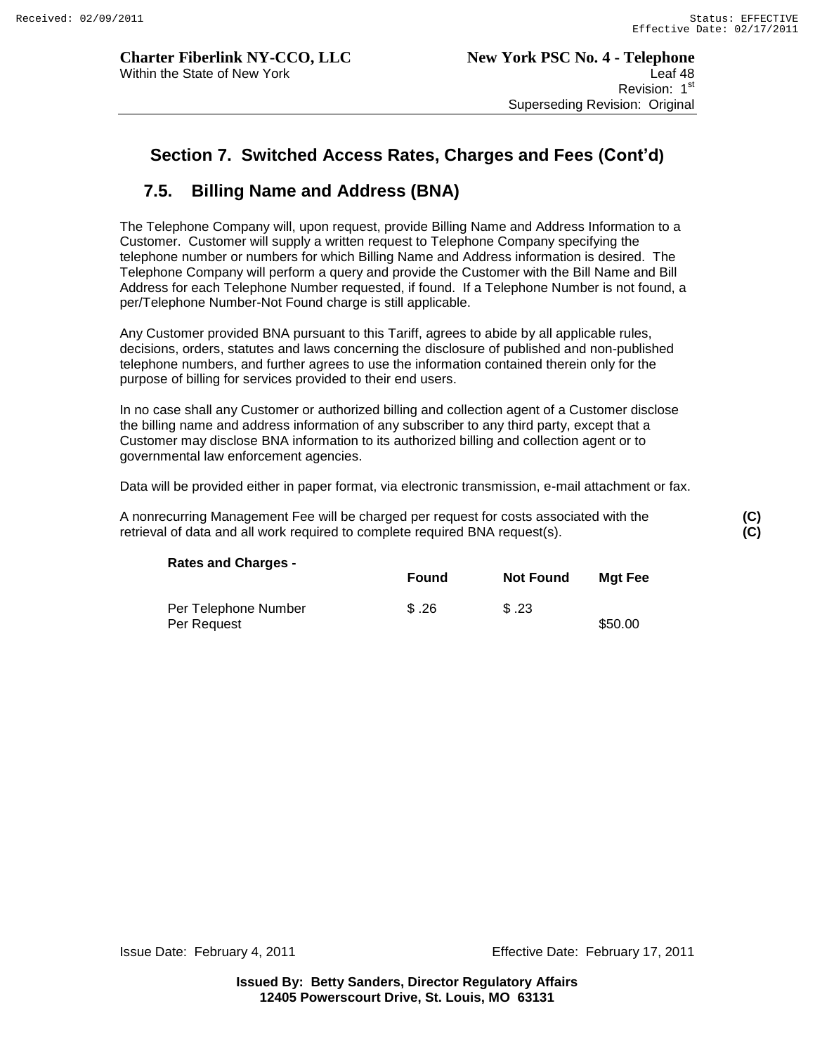## Section 7. Switched Access Rates, Charges and Fees (Cont'd)

### 7.5. Billing Name and Address (BNA)

The Telephone Company will, upon request, provide Billing Name and Address Information to a Customer. Customer will supply a written request to Telephone Company specifying the telephone number or numbers for which Billing Name and Address information is desired. The Telephone Company will perform a query and provide the Customer with the Bill Name and Bill Address for each Telephone Number requested, if found. If a Telephone Number is not found, a per/Telephone Number-Not Found charge is still applicable.

Any Customer provided BNA pursuant to this Tariff, agrees to abide by all applicable rules, decisions, orders, statutes and laws concerning the disclosure of published and non-published telephone numbers, and further agrees to use the information contained therein only for the purpose of billing for services provided to their end users.

In no case shall any Customer or authorized billing and collection agent of a Customer disclose the billing name and address information of any subscriber to any third party, except that a Customer may disclose BNA information to its authorized billing and collection agent or to governmental law enforcement agencies.

Data will be provided either in paper format, via electronic transmission, e-mail attachment or fax.

A nonrecurring Management Fee will be charged per request for costs associated with the retrieval of data and all work required to complete required BNA request(s). **(C)** **(C)**

**Rates and Charges -**

| | Found | Not Found | Mgt Fee |
|---|---|---|---|
| Per Telephone Number | $ .26 | $ .23 | |
| Per Request | | | $50.00 |

Issue Date: February 4, 2011 Effective Date: February 17, 2011

**Issued By: Betty Sanders, Director Regulatory Affairs**
**12405 Powerscourt Drive, St. Louis, MO 63131**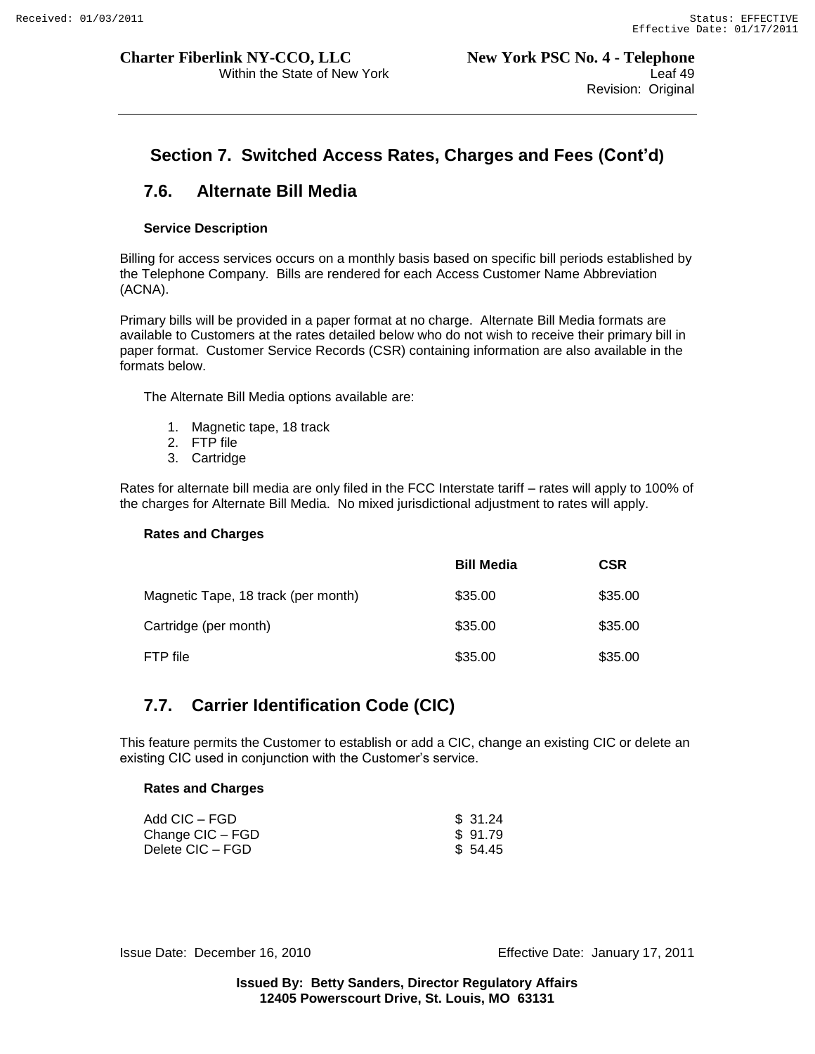## Section 7. Switched Access Rates, Charges and Fees (Cont'd)

### 7.6. Alternate Bill Media

**Service Description**

Billing for access services occurs on a monthly basis based on specific bill periods established by the Telephone Company. Bills are rendered for each Access Customer Name Abbreviation (ACNA).

Primary bills will be provided in a paper format at no charge. Alternate Bill Media formats are available to Customers at the rates detailed below who do not wish to receive their primary bill in paper format. Customer Service Records (CSR) containing information are also available in the formats below.

The Alternate Bill Media options available are:

1. Magnetic tape, 18 track
2. FTP file
3. Cartridge

Rates for alternate bill media are only filed in the FCC Interstate tariff – rates will apply to 100% of the charges for Alternate Bill Media. No mixed jurisdictional adjustment to rates will apply.

**Rates and Charges**

| | Bill Media | CSR |
|---|---|---|
| Magnetic Tape, 18 track (per month) | $35.00 | $35.00 |
| Cartridge (per month) | $35.00 | $35.00 |
| FTP file | $35.00 | $35.00 |

### 7.7. Carrier Identification Code (CIC)

This feature permits the Customer to establish or add a CIC, change an existing CIC or delete an existing CIC used in conjunction with the Customer's service.

**Rates and Charges**

| | |
|---|---|
| Add CIC – FGD | $ 31.24 |
| Change CIC – FGD | $ 91.79 |
| Delete CIC – FGD | $ 54.45 |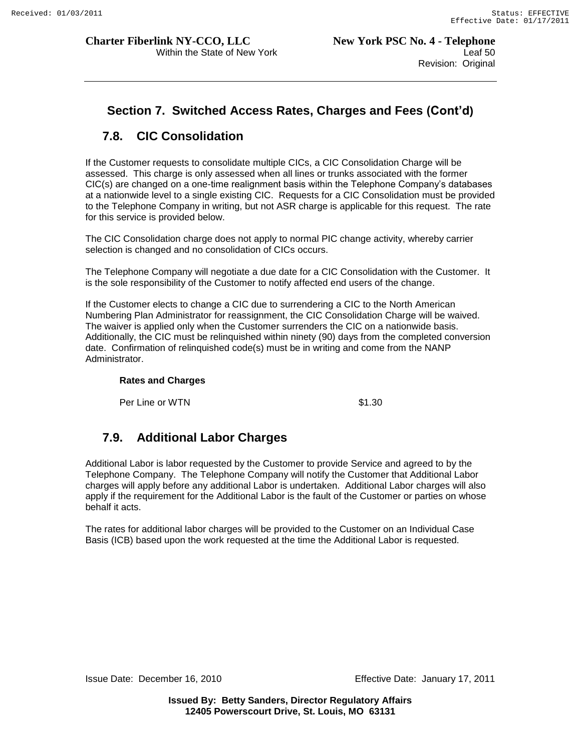## Section 7. Switched Access Rates, Charges and Fees (Cont'd)

### 7.8. CIC Consolidation

If the Customer requests to consolidate multiple CICs, a CIC Consolidation Charge will be assessed. This charge is only assessed when all lines or trunks associated with the former CIC(s) are changed on a one-time realignment basis within the Telephone Company's databases at a nationwide level to a single existing CIC. Requests for a CIC Consolidation must be provided to the Telephone Company in writing, but not ASR charge is applicable for this request. The rate for this service is provided below.

The CIC Consolidation charge does not apply to normal PIC change activity, whereby carrier selection is changed and no consolidation of CICs occurs.

The Telephone Company will negotiate a due date for a CIC Consolidation with the Customer. It is the sole responsibility of the Customer to notify affected end users of the change.

If the Customer elects to change a CIC due to surrendering a CIC to the North American Numbering Plan Administrator for reassignment, the CIC Consolidation Charge will be waived. The waiver is applied only when the Customer surrenders the CIC on a nationwide basis. Additionally, the CIC must be relinquished within ninety (90) days from the completed conversion date. Confirmation of relinquished code(s) must be in writing and come from the NANP Administrator.

**Rates and Charges**

| | |
|---|---|
| Per Line or WTN | $1.30 |

### 7.9. Additional Labor Charges

Additional Labor is labor requested by the Customer to provide Service and agreed to by the Telephone Company. The Telephone Company will notify the Customer that Additional Labor charges will apply before any additional Labor is undertaken. Additional Labor charges will also apply if the requirement for the Additional Labor is the fault of the Customer or parties on whose behalf it acts.

The rates for additional labor charges will be provided to the Customer on an Individual Case Basis (ICB) based upon the work requested at the time the Additional Labor is requested.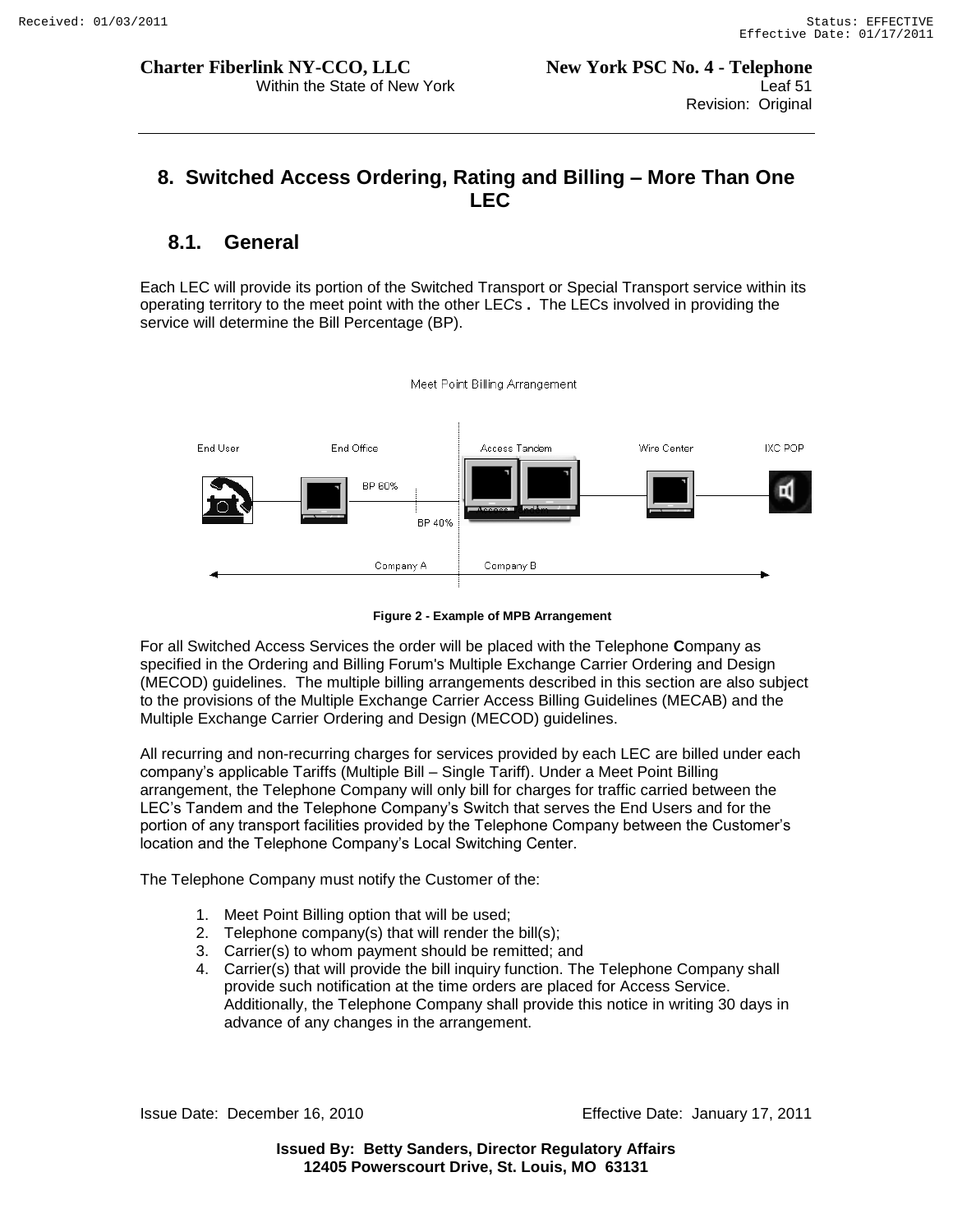# 8. Switched Access Ordering, Rating and Billing – More Than One LEC

## 8.1. General

Each LEC will provide its portion of the Switched Transport or Special Transport service within its operating territory to the meet point with the other LECs . The LECs involved in providing the service will determine the Bill Percentage (BP).

Figure 2 - Example of MPB Arrangement

For all Switched Access Services the order will be placed with the Telephone **C**ompany as specified in the Ordering and Billing Forum's Multiple Exchange Carrier Ordering and Design (MECOD) guidelines. The multiple billing arrangements described in this section are also subject to the provisions of the Multiple Exchange Carrier Access Billing Guidelines (MECAB) and the Multiple Exchange Carrier Ordering and Design (MECOD) guidelines.

All recurring and non-recurring charges for services provided by each LEC are billed under each company's applicable Tariffs (Multiple Bill – Single Tariff). Under a Meet Point Billing arrangement, the Telephone Company will only bill for charges for traffic carried between the LEC's Tandem and the Telephone Company's Switch that serves the End Users and for the portion of any transport facilities provided by the Telephone Company between the Customer's location and the Telephone Company's Local Switching Center.

The Telephone Company must notify the Customer of the:

1. Meet Point Billing option that will be used;
2. Telephone company(s) that will render the bill(s);
3. Carrier(s) to whom payment should be remitted; and
4. Carrier(s) that will provide the bill inquiry function. The Telephone Company shall provide such notification at the time orders are placed for Access Service. Additionally, the Telephone Company shall provide this notice in writing 30 days in advance of any changes in the arrangement.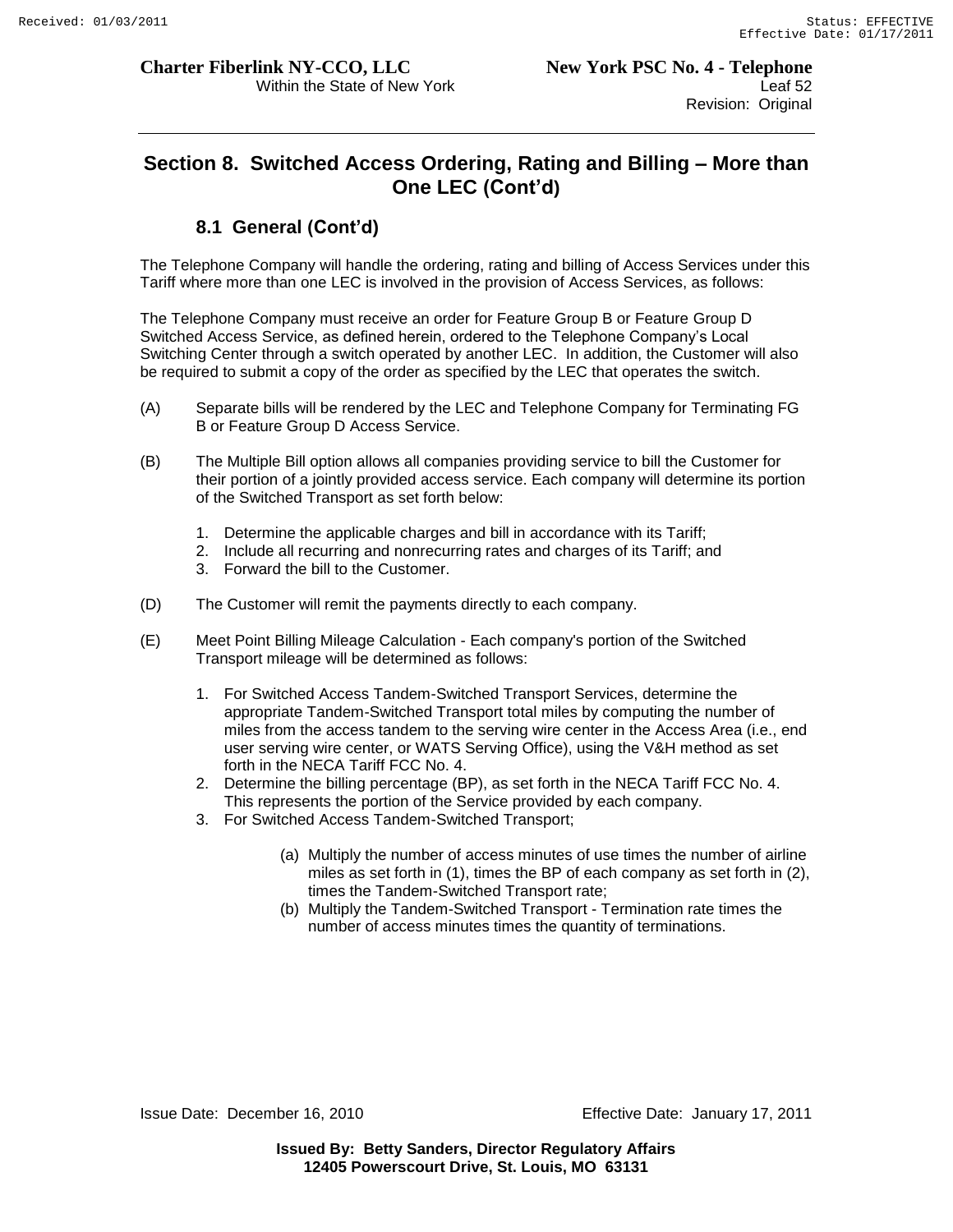## Section 8. Switched Access Ordering, Rating and Billing – More than One LEC (Cont'd)

### 8.1 General (Cont'd)

The Telephone Company will handle the ordering, rating and billing of Access Services under this Tariff where more than one LEC is involved in the provision of Access Services, as follows:

The Telephone Company must receive an order for Feature Group B or Feature Group D Switched Access Service, as defined herein, ordered to the Telephone Company's Local Switching Center through a switch operated by another LEC. In addition, the Customer will also be required to submit a copy of the order as specified by the LEC that operates the switch.

(A) Separate bills will be rendered by the LEC and Telephone Company for Terminating FG B or Feature Group D Access Service.

(B) The Multiple Bill option allows all companies providing service to bill the Customer for their portion of a jointly provided access service. Each company will determine its portion of the Switched Transport as set forth below:

1. Determine the applicable charges and bill in accordance with its Tariff;
2. Include all recurring and nonrecurring rates and charges of its Tariff; and
3. Forward the bill to the Customer.

(D) The Customer will remit the payments directly to each company.

(E) Meet Point Billing Mileage Calculation - Each company's portion of the Switched Transport mileage will be determined as follows:

1. For Switched Access Tandem-Switched Transport Services, determine the appropriate Tandem-Switched Transport total miles by computing the number of miles from the access tandem to the serving wire center in the Access Area (i.e., end user serving wire center, or WATS Serving Office), using the V&H method as set forth in the NECA Tariff FCC No. 4.
2. Determine the billing percentage (BP), as set forth in the NECA Tariff FCC No. 4. This represents the portion of the Service provided by each company.
3. For Switched Access Tandem-Switched Transport;

   (a) Multiply the number of access minutes of use times the number of airline miles as set forth in (1), times the BP of each company as set forth in (2), times the Tandem-Switched Transport rate;

   (b) Multiply the Tandem-Switched Transport - Termination rate times the number of access minutes times the quantity of terminations.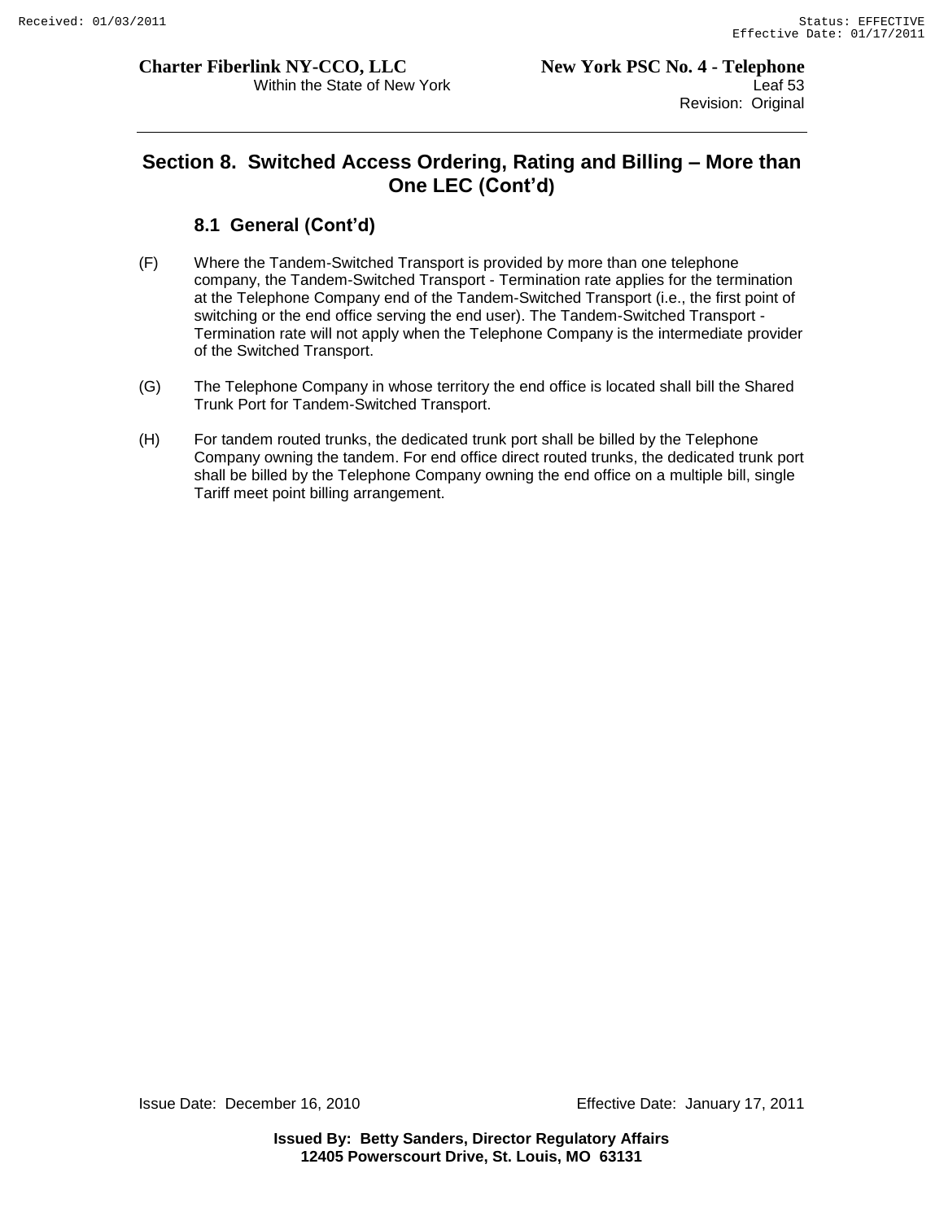## Section 8. Switched Access Ordering, Rating and Billing – More than One LEC (Cont'd)

### 8.1 General (Cont'd)

(F) Where the Tandem-Switched Transport is provided by more than one telephone company, the Tandem-Switched Transport - Termination rate applies for the termination at the Telephone Company end of the Tandem-Switched Transport (i.e., the first point of switching or the end office serving the end user). The Tandem-Switched Transport - Termination rate will not apply when the Telephone Company is the intermediate provider of the Switched Transport.

(G) The Telephone Company in whose territory the end office is located shall bill the Shared Trunk Port for Tandem-Switched Transport.

(H) For tandem routed trunks, the dedicated trunk port shall be billed by the Telephone Company owning the tandem. For end office direct routed trunks, the dedicated trunk port shall be billed by the Telephone Company owning the end office on a multiple bill, single Tariff meet point billing arrangement.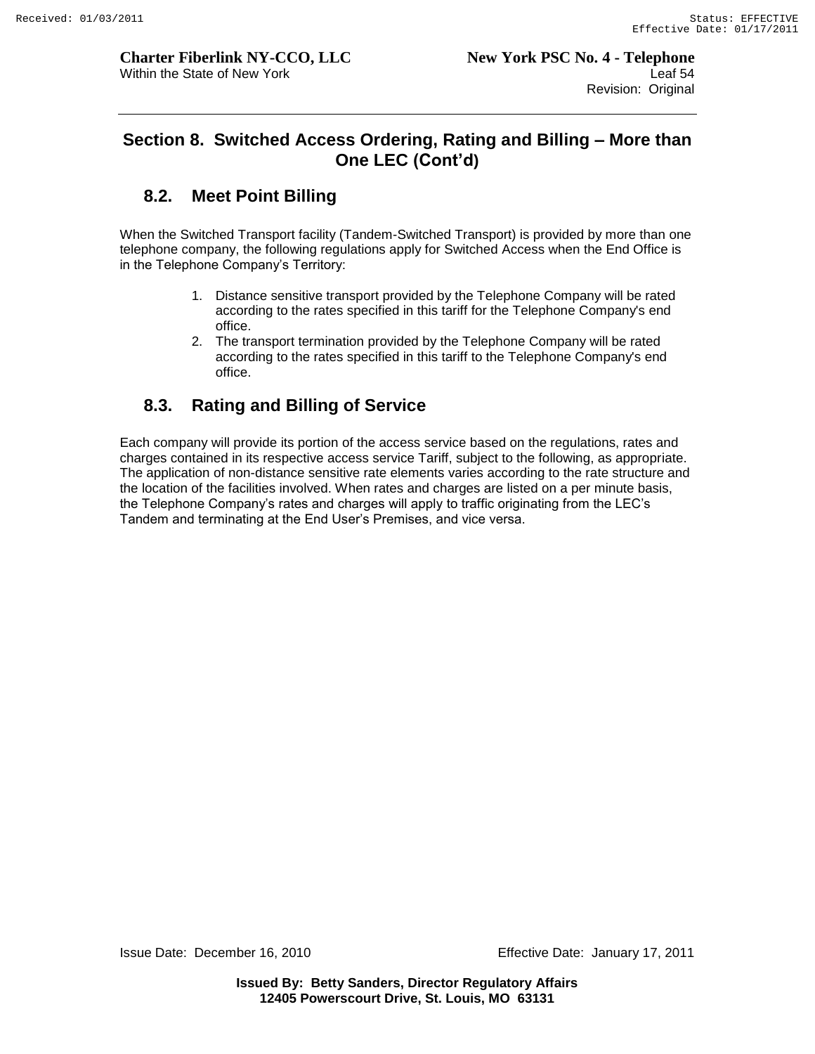## Section 8. Switched Access Ordering, Rating and Billing – More than One LEC (Cont'd)

### 8.2. Meet Point Billing

When the Switched Transport facility (Tandem-Switched Transport) is provided by more than one telephone company, the following regulations apply for Switched Access when the End Office is in the Telephone Company's Territory:

1. Distance sensitive transport provided by the Telephone Company will be rated according to the rates specified in this tariff for the Telephone Company's end office.
2. The transport termination provided by the Telephone Company will be rated according to the rates specified in this tariff to the Telephone Company's end office.

### 8.3. Rating and Billing of Service

Each company will provide its portion of the access service based on the regulations, rates and charges contained in its respective access service Tariff, subject to the following, as appropriate. The application of non-distance sensitive rate elements varies according to the rate structure and the location of the facilities involved. When rates and charges are listed on a per minute basis, the Telephone Company's rates and charges will apply to traffic originating from the LEC's Tandem and terminating at the End User's Premises, and vice versa.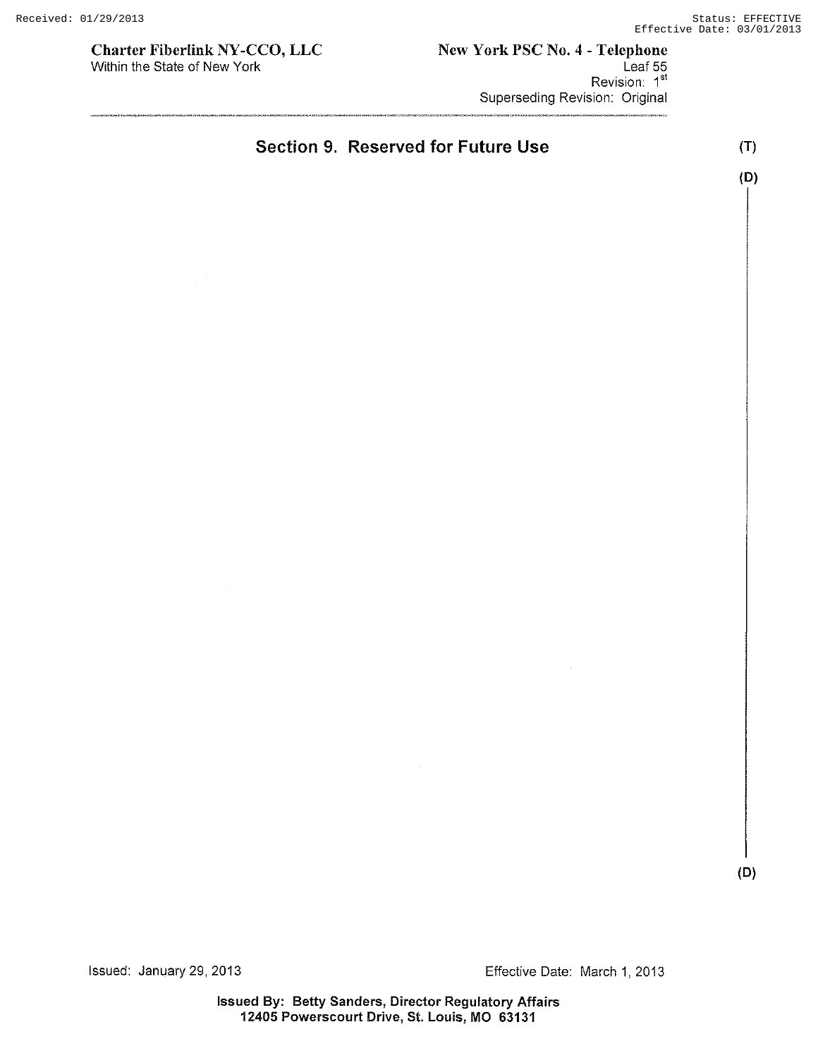# Section 9. Reserved for Future Use

(T)

(D)

(D)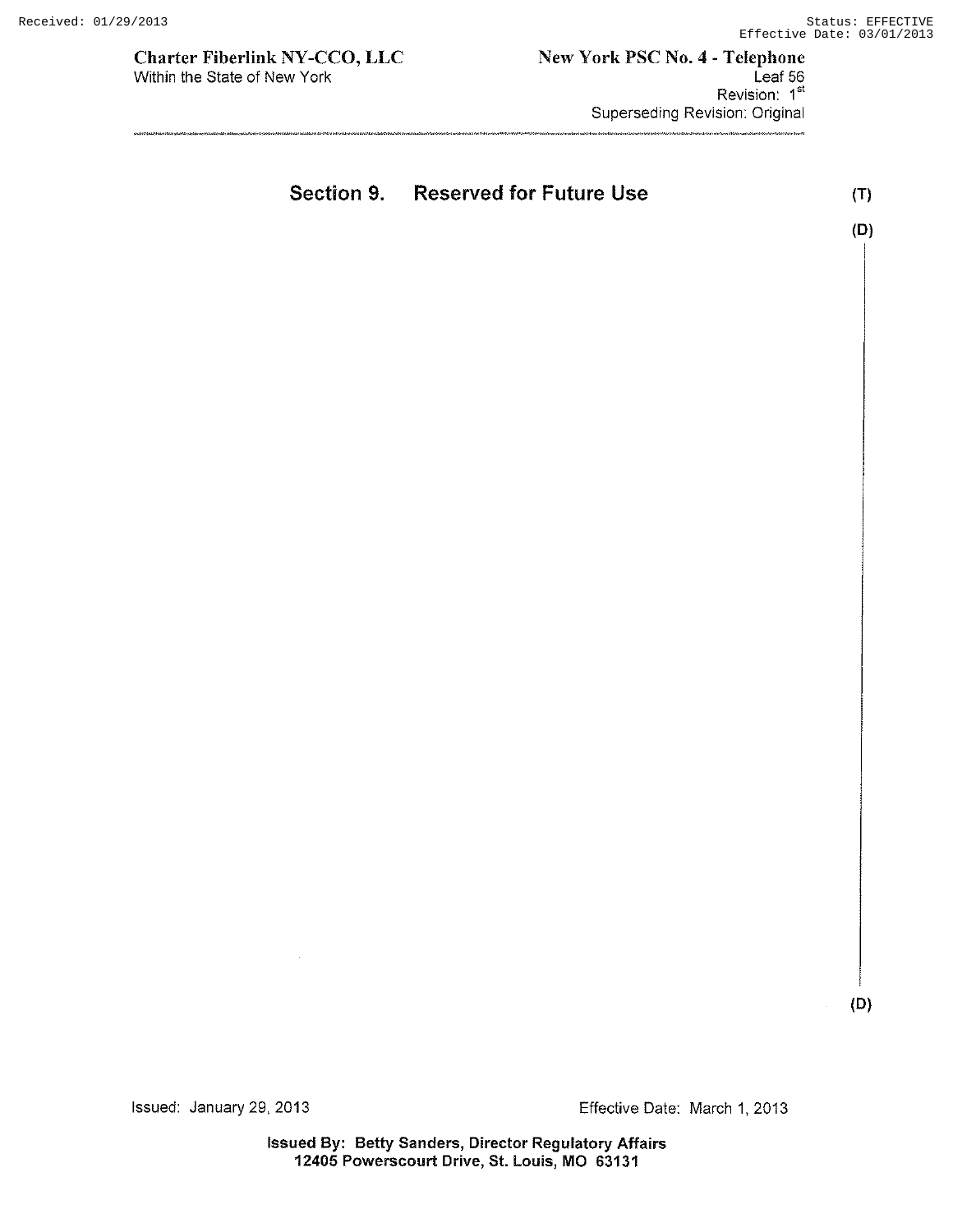# Section 9. Reserved for Future Use

(T)

(D)

(D)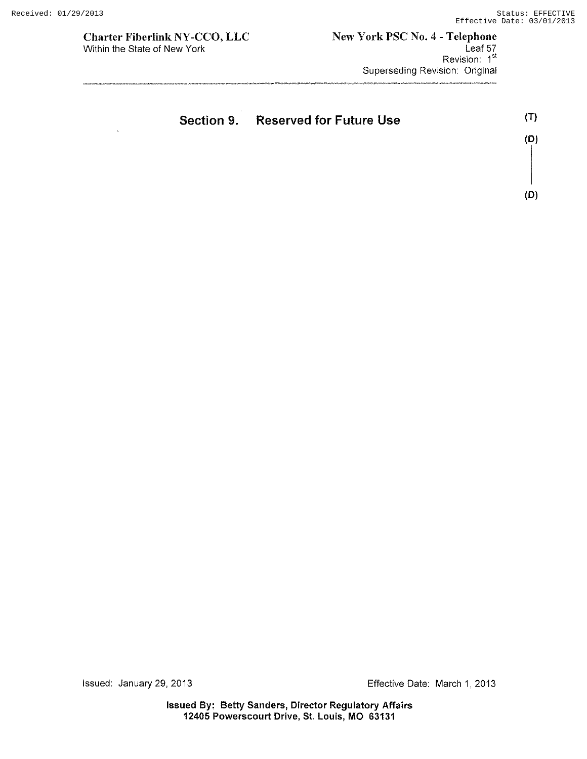## Section 9. Reserved for Future Use

(T)

(D)

(D)